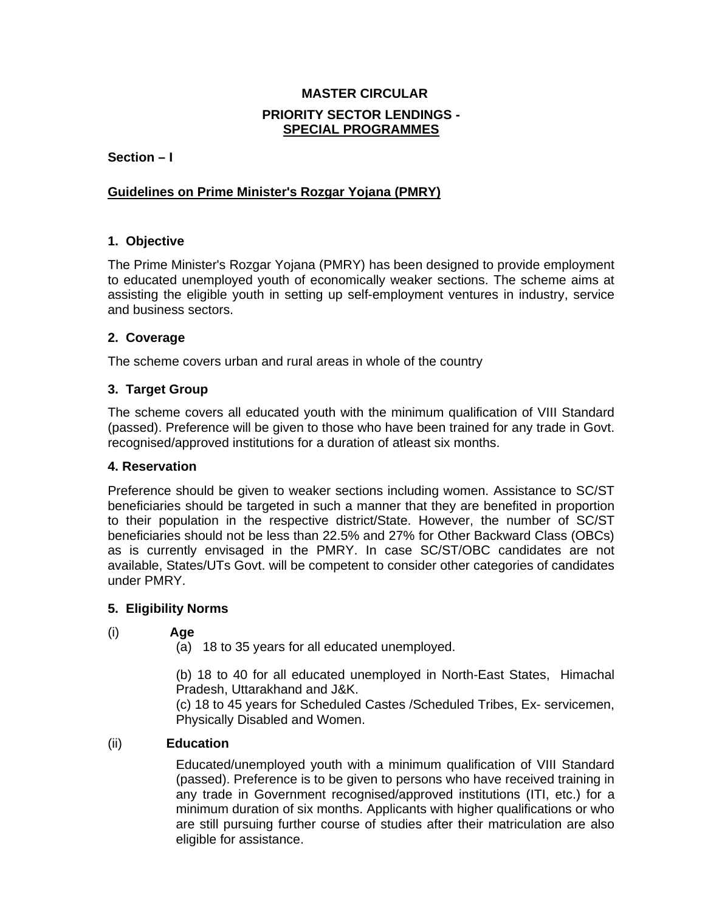# MASTER CIRCULAR

## PRIORITY SECTOR LENDINGS - SPECIAL PROGRAMMES

**Section – I**

## Guidelines on Prime Minister's Rozgar Yojana (PMRY)

### 1. Objective

The Prime Minister's Rozgar Yojana (PMRY) has been designed to provide employment to educated unemployed youth of economically weaker sections. The scheme aims at assisting the eligible youth in setting up self-employment ventures in industry, service and business sectors.

### 2. Coverage

The scheme covers urban and rural areas in whole of the country

### 3. Target Group

The scheme covers all educated youth with the minimum qualification of VIII Standard (passed). Preference will be given to those who have been trained for any trade in Govt. recognised/approved institutions for a duration of atleast six months.

### 4. Reservation

Preference should be given to weaker sections including women. Assistance to SC/ST beneficiaries should be targeted in such a manner that they are benefited in proportion to their population in the respective district/State. However, the number of SC/ST beneficiaries should not be less than 22.5% and 27% for Other Backward Class (OBCs) as is currently envisaged in the PMRY. In case SC/ST/OBC candidates are not available, States/UTs Govt. will be competent to consider other categories of candidates under PMRY.

### 5. Eligibility Norms

(i) **Age**

(a) 18 to 35 years for all educated unemployed.

(b) 18 to 40 for all educated unemployed in North-East States, Himachal Pradesh, Uttarakhand and J&K.

(c) 18 to 45 years for Scheduled Castes /Scheduled Tribes, Ex- servicemen, Physically Disabled and Women.

(ii) **Education**

Educated/unemployed youth with a minimum qualification of VIII Standard (passed). Preference is to be given to persons who have received training in any trade in Government recognised/approved institutions (ITI, etc.) for a minimum duration of six months. Applicants with higher qualifications or who are still pursuing further course of studies after their matriculation are also eligible for assistance.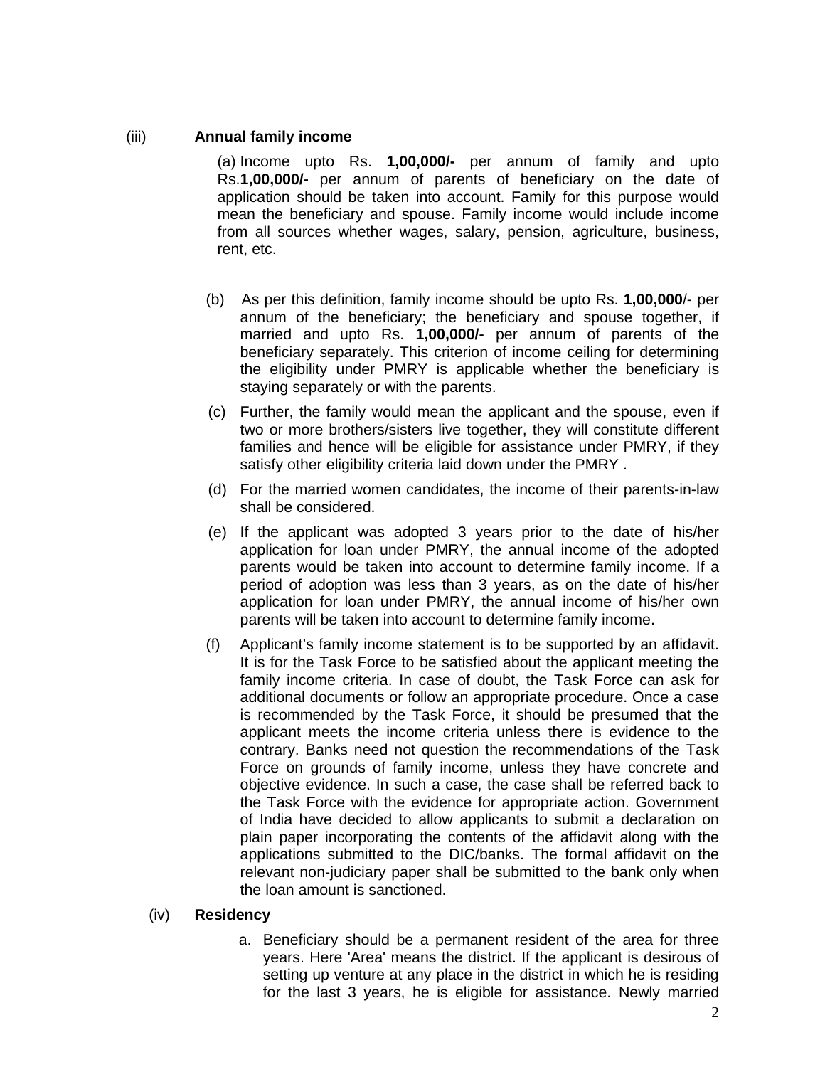(iii) **Annual family income**

(a) Income upto Rs. **1,00,000/-** per annum of family and upto Rs.**1,00,000/-** per annum of parents of beneficiary on the date of application should be taken into account. Family for this purpose would mean the beneficiary and spouse. Family income would include income from all sources whether wages, salary, pension, agriculture, business, rent, etc.

(b) As per this definition, family income should be upto Rs. **1,00,000**/- per annum of the beneficiary; the beneficiary and spouse together, if married and upto Rs. **1,00,000/-** per annum of parents of the beneficiary separately. This criterion of income ceiling for determining the eligibility under PMRY is applicable whether the beneficiary is staying separately or with the parents.

(c) Further, the family would mean the applicant and the spouse, even if two or more brothers/sisters live together, they will constitute different families and hence will be eligible for assistance under PMRY, if they satisfy other eligibility criteria laid down under the PMRY .

(d) For the married women candidates, the income of their parents-in-law shall be considered.

(e) If the applicant was adopted 3 years prior to the date of his/her application for loan under PMRY, the annual income of the adopted parents would be taken into account to determine family income. If a period of adoption was less than 3 years, as on the date of his/her application for loan under PMRY, the annual income of his/her own parents will be taken into account to determine family income.

(f) Applicant's family income statement is to be supported by an affidavit. It is for the Task Force to be satisfied about the applicant meeting the family income criteria. In case of doubt, the Task Force can ask for additional documents or follow an appropriate procedure. Once a case is recommended by the Task Force, it should be presumed that the applicant meets the income criteria unless there is evidence to the contrary. Banks need not question the recommendations of the Task Force on grounds of family income, unless they have concrete and objective evidence. In such a case, the case shall be referred back to the Task Force with the evidence for appropriate action. Government of India have decided to allow applicants to submit a declaration on plain paper incorporating the contents of the affidavit along with the applications submitted to the DIC/banks. The formal affidavit on the relevant non-judiciary paper shall be submitted to the bank only when the loan amount is sanctioned.

(iv) **Residency**

a. Beneficiary should be a permanent resident of the area for three years. Here 'Area' means the district. If the applicant is desirous of setting up venture at any place in the district in which he is residing for the last 3 years, he is eligible for assistance. Newly married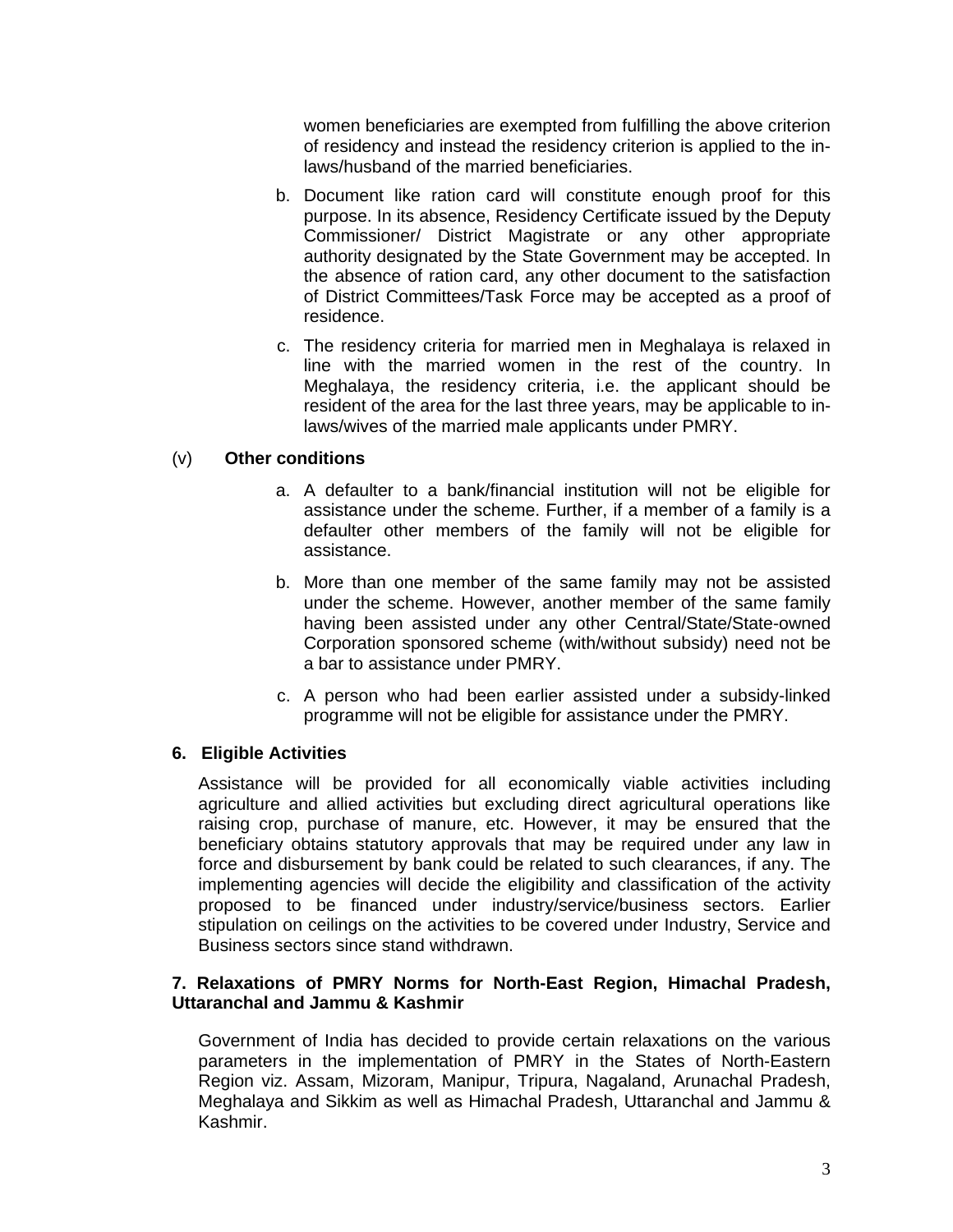women beneficiaries are exempted from fulfilling the above criterion of residency and instead the residency criterion is applied to the in-laws/husband of the married beneficiaries.

b. Document like ration card will constitute enough proof for this purpose. In its absence, Residency Certificate issued by the Deputy Commissioner/ District Magistrate or any other appropriate authority designated by the State Government may be accepted. In the absence of ration card, any other document to the satisfaction of District Committees/Task Force may be accepted as a proof of residence.

c. The residency criteria for married men in Meghalaya is relaxed in line with the married women in the rest of the country. In Meghalaya, the residency criteria, i.e. the applicant should be resident of the area for the last three years, may be applicable to in-laws/wives of the married male applicants under PMRY.

(v) **Other conditions**

a. A defaulter to a bank/financial institution will not be eligible for assistance under the scheme. Further, if a member of a family is a defaulter other members of the family will not be eligible for assistance.

b. More than one member of the same family may not be assisted under the scheme. However, another member of the same family having been assisted under any other Central/State/State-owned Corporation sponsored scheme (with/without subsidy) need not be a bar to assistance under PMRY.

c. A person who had been earlier assisted under a subsidy-linked programme will not be eligible for assistance under the PMRY.

## 6. Eligible Activities

Assistance will be provided for all economically viable activities including agriculture and allied activities but excluding direct agricultural operations like raising crop, purchase of manure, etc. However, it may be ensured that the beneficiary obtains statutory approvals that may be required under any law in force and disbursement by bank could be related to such clearances, if any. The implementing agencies will decide the eligibility and classification of the activity proposed to be financed under industry/service/business sectors. Earlier stipulation on ceilings on the activities to be covered under Industry, Service and Business sectors since stand withdrawn.

## 7. Relaxations of PMRY Norms for North-East Region, Himachal Pradesh, Uttaranchal and Jammu & Kashmir

Government of India has decided to provide certain relaxations on the various parameters in the implementation of PMRY in the States of North-Eastern Region viz. Assam, Mizoram, Manipur, Tripura, Nagaland, Arunachal Pradesh, Meghalaya and Sikkim as well as Himachal Pradesh, Uttaranchal and Jammu & Kashmir.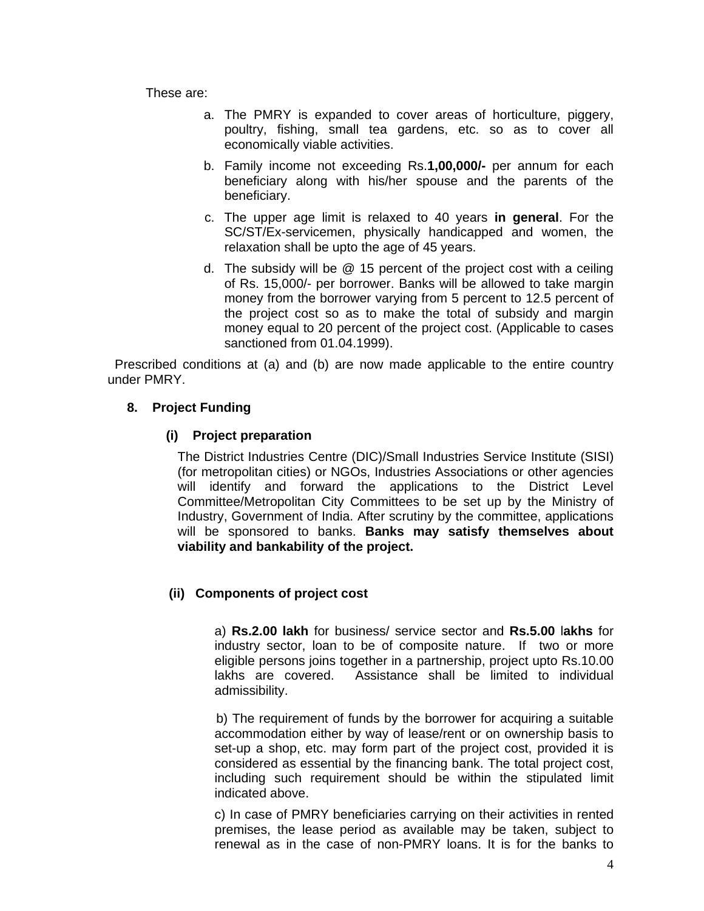These are:

a. The PMRY is expanded to cover areas of horticulture, piggery, poultry, fishing, small tea gardens, etc. so as to cover all economically viable activities.

b. Family income not exceeding Rs.**1,00,000/-** per annum for each beneficiary along with his/her spouse and the parents of the beneficiary.

c. The upper age limit is relaxed to 40 years **in general**. For the SC/ST/Ex-servicemen, physically handicapped and women, the relaxation shall be upto the age of 45 years.

d. The subsidy will be @ 15 percent of the project cost with a ceiling of Rs. 15,000/- per borrower. Banks will be allowed to take margin money from the borrower varying from 5 percent to 12.5 percent of the project cost so as to make the total of subsidy and margin money equal to 20 percent of the project cost. (Applicable to cases sanctioned from 01.04.1999).

Prescribed conditions at (a) and (b) are now made applicable to the entire country under PMRY.

## 8. Project Funding

### (i) Project preparation

The District Industries Centre (DIC)/Small Industries Service Institute (SISI) (for metropolitan cities) or NGOs, Industries Associations or other agencies will identify and forward the applications to the District Level Committee/Metropolitan City Committees to be set up by the Ministry of Industry, Government of India. After scrutiny by the committee, applications will be sponsored to banks. **Banks may satisfy themselves about viability and bankability of the project.**

### (ii) Components of project cost

a) **Rs.2.00 lakh** for business/ service sector and **Rs.5.00 lakhs** for industry sector, loan to be of composite nature. If two or more eligible persons joins together in a partnership, project upto Rs.10.00 lakhs are covered. Assistance shall be limited to individual admissibility.

b) The requirement of funds by the borrower for acquiring a suitable accommodation either by way of lease/rent or on ownership basis to set-up a shop, etc. may form part of the project cost, provided it is considered as essential by the financing bank. The total project cost, including such requirement should be within the stipulated limit indicated above.

c) In case of PMRY beneficiaries carrying on their activities in rented premises, the lease period as available may be taken, subject to renewal as in the case of non-PMRY loans. It is for the banks to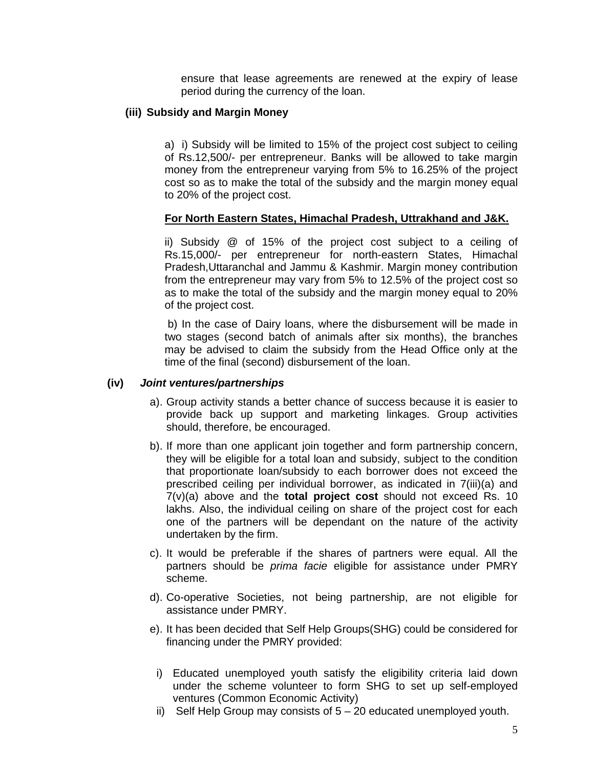ensure that lease agreements are renewed at the expiry of lease period during the currency of the loan.

**(iii) Subsidy and Margin Money**

a) i) Subsidy will be limited to 15% of the project cost subject to ceiling of Rs.12,500/- per entrepreneur. Banks will be allowed to take margin money from the entrepreneur varying from 5% to 16.25% of the project cost so as to make the total of the subsidy and the margin money equal to 20% of the project cost.

<u>**For North Eastern States, Himachal Pradesh, Uttrakhand and J&K.**</u>

ii) Subsidy @ of 15% of the project cost subject to a ceiling of Rs.15,000/- per entrepreneur for north-eastern States, Himachal Pradesh,Uttaranchal and Jammu & Kashmir. Margin money contribution from the entrepreneur may vary from 5% to 12.5% of the project cost so as to make the total of the subsidy and the margin money equal to 20% of the project cost.

b) In the case of Dairy loans, where the disbursement will be made in two stages (second batch of animals after six months), the branches may be advised to claim the subsidy from the Head Office only at the time of the final (second) disbursement of the loan.

**(iv) *Joint ventures/partnerships***

a). Group activity stands a better chance of success because it is easier to provide back up support and marketing linkages. Group activities should, therefore, be encouraged.

b). If more than one applicant join together and form partnership concern, they will be eligible for a total loan and subsidy, subject to the condition that proportionate loan/subsidy to each borrower does not exceed the prescribed ceiling per individual borrower, as indicated in 7(iii)(a) and 7(v)(a) above and the **total project cost** should not exceed Rs. 10 lakhs. Also, the individual ceiling on share of the project cost for each one of the partners will be dependant on the nature of the activity undertaken by the firm.

c). It would be preferable if the shares of partners were equal. All the partners should be *prima facie* eligible for assistance under PMRY scheme.

d). Co-operative Societies, not being partnership, are not eligible for assistance under PMRY.

e). It has been decided that Self Help Groups(SHG) could be considered for financing under the PMRY provided:

i) Educated unemployed youth satisfy the eligibility criteria laid down under the scheme volunteer to form SHG to set up self-employed ventures (Common Economic Activity)

ii) Self Help Group may consists of 5 – 20 educated unemployed youth.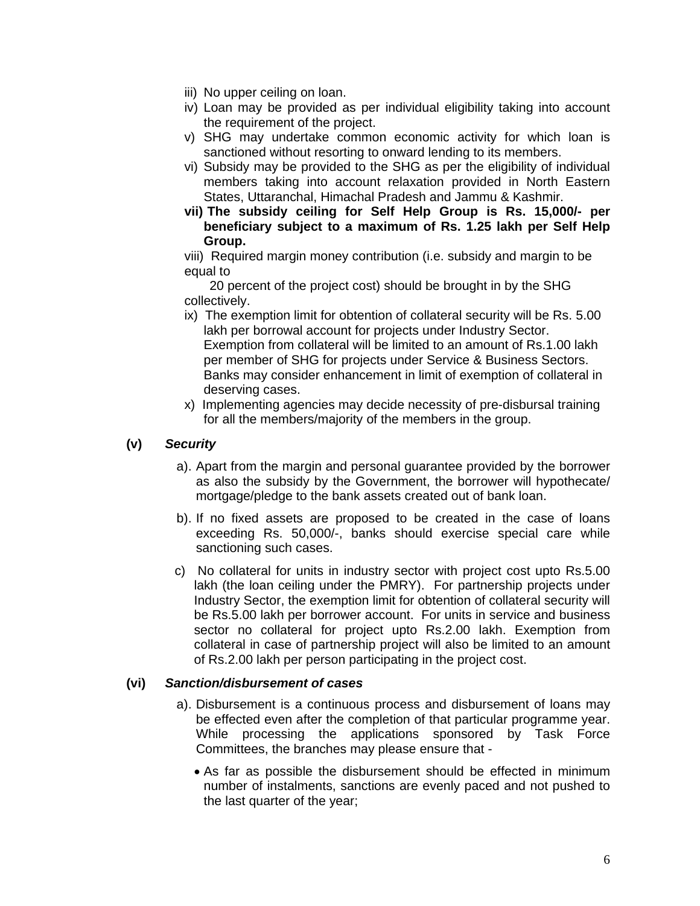iii) No upper ceiling on loan.

iv) Loan may be provided as per individual eligibility taking into account the requirement of the project.

v) SHG may undertake common economic activity for which loan is sanctioned without resorting to onward lending to its members.

vi) Subsidy may be provided to the SHG as per the eligibility of individual members taking into account relaxation provided in North Eastern States, Uttaranchal, Himachal Pradesh and Jammu & Kashmir.

**vii) The subsidy ceiling for Self Help Group is Rs. 15,000/- per beneficiary subject to a maximum of Rs. 1.25 lakh per Self Help Group.**

viii) Required margin money contribution (i.e. subsidy and margin to be equal to 20 percent of the project cost) should be brought in by the SHG collectively.

ix) The exemption limit for obtention of collateral security will be Rs. 5.00 lakh per borrowal account for projects under Industry Sector. Exemption from collateral will be limited to an amount of Rs.1.00 lakh per member of SHG for projects under Service & Business Sectors. Banks may consider enhancement in limit of exemption of collateral in deserving cases.

x) Implementing agencies may decide necessity of pre-disbursal training for all the members/majority of the members in the group.

**(v) *Security***

a). Apart from the margin and personal guarantee provided by the borrower as also the subsidy by the Government, the borrower will hypothecate/ mortgage/pledge to the bank assets created out of bank loan.

b). If no fixed assets are proposed to be created in the case of loans exceeding Rs. 50,000/-, banks should exercise special care while sanctioning such cases.

c) No collateral for units in industry sector with project cost upto Rs.5.00 lakh (the loan ceiling under the PMRY). For partnership projects under Industry Sector, the exemption limit for obtention of collateral security will be Rs.5.00 lakh per borrower account. For units in service and business sector no collateral for project upto Rs.2.00 lakh. Exemption from collateral in case of partnership project will also be limited to an amount of Rs.2.00 lakh per person participating in the project cost.

**(vi) *Sanction/disbursement of cases***

a). Disbursement is a continuous process and disbursement of loans may be effected even after the completion of that particular programme year. While processing the applications sponsored by Task Force Committees, the branches may please ensure that -

- As far as possible the disbursement should be effected in minimum number of instalments, sanctions are evenly paced and not pushed to the last quarter of the year;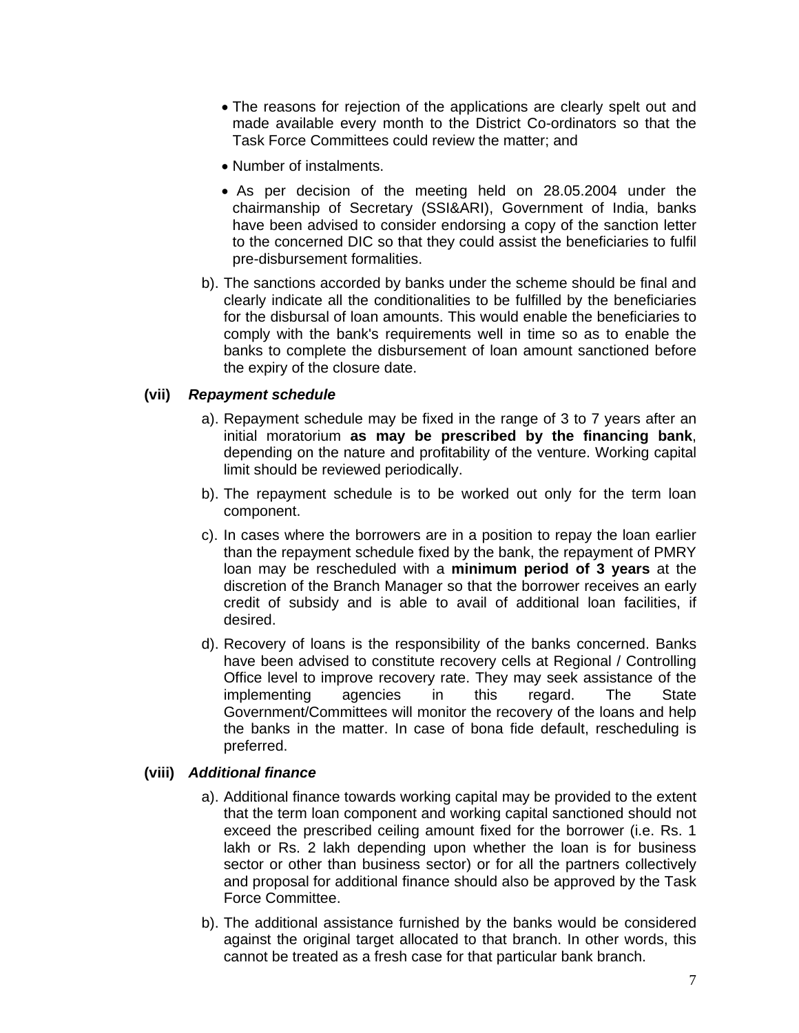- The reasons for rejection of the applications are clearly spelt out and made available every month to the District Co-ordinators so that the Task Force Committees could review the matter; and
- Number of instalments.
- As per decision of the meeting held on 28.05.2004 under the chairmanship of Secretary (SSI&ARI), Government of India, banks have been advised to consider endorsing a copy of the sanction letter to the concerned DIC so that they could assist the beneficiaries to fulfil pre-disbursement formalities.

b). The sanctions accorded by banks under the scheme should be final and clearly indicate all the conditionalities to be fulfilled by the beneficiaries for the disbursal of loan amounts. This would enable the beneficiaries to comply with the bank's requirements well in time so as to enable the banks to complete the disbursement of loan amount sanctioned before the expiry of the closure date.

**(vii)** ***Repayment schedule***

a). Repayment schedule may be fixed in the range of 3 to 7 years after an initial moratorium **as may be prescribed by the financing bank**, depending on the nature and profitability of the venture. Working capital limit should be reviewed periodically.

b). The repayment schedule is to be worked out only for the term loan component.

c). In cases where the borrowers are in a position to repay the loan earlier than the repayment schedule fixed by the bank, the repayment of PMRY loan may be rescheduled with a **minimum period of 3 years** at the discretion of the Branch Manager so that the borrower receives an early credit of subsidy and is able to avail of additional loan facilities, if desired.

d). Recovery of loans is the responsibility of the banks concerned. Banks have been advised to constitute recovery cells at Regional / Controlling Office level to improve recovery rate. They may seek assistance of the implementing agencies in this regard. The State Government/Committees will monitor the recovery of the loans and help the banks in the matter. In case of bona fide default, rescheduling is preferred.

**(viii)** ***Additional finance***

a). Additional finance towards working capital may be provided to the extent that the term loan component and working capital sanctioned should not exceed the prescribed ceiling amount fixed for the borrower (i.e. Rs. 1 lakh or Rs. 2 lakh depending upon whether the loan is for business sector or other than business sector) or for all the partners collectively and proposal for additional finance should also be approved by the Task Force Committee.

b). The additional assistance furnished by the banks would be considered against the original target allocated to that branch. In other words, this cannot be treated as a fresh case for that particular bank branch.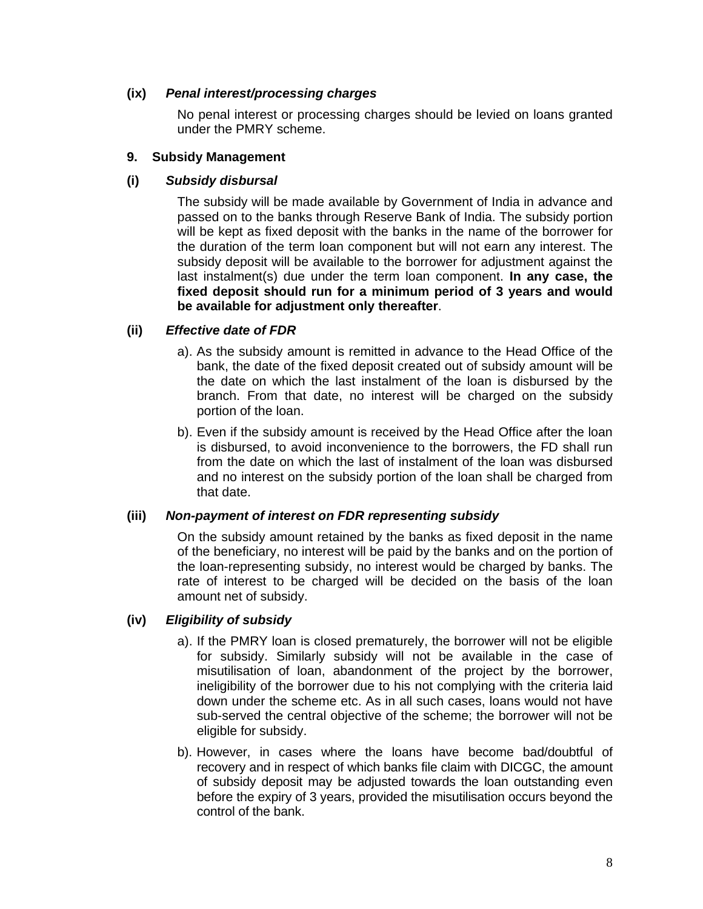**(ix)** ***Penal interest/processing charges***

No penal interest or processing charges should be levied on loans granted under the PMRY scheme.

**9. Subsidy Management**

**(i)** ***Subsidy disbursal***

The subsidy will be made available by Government of India in advance and passed on to the banks through Reserve Bank of India. The subsidy portion will be kept as fixed deposit with the banks in the name of the borrower for the duration of the term loan component but will not earn any interest. The subsidy deposit will be available to the borrower for adjustment against the last instalment(s) due under the term loan component. **In any case, the fixed deposit should run for a minimum period of 3 years and would be available for adjustment only thereafter**.

**(ii)** ***Effective date of FDR***

a). As the subsidy amount is remitted in advance to the Head Office of the bank, the date of the fixed deposit created out of subsidy amount will be the date on which the last instalment of the loan is disbursed by the branch. From that date, no interest will be charged on the subsidy portion of the loan.

b). Even if the subsidy amount is received by the Head Office after the loan is disbursed, to avoid inconvenience to the borrowers, the FD shall run from the date on which the last of instalment of the loan was disbursed and no interest on the subsidy portion of the loan shall be charged from that date.

**(iii)** ***Non-payment of interest on FDR representing subsidy***

On the subsidy amount retained by the banks as fixed deposit in the name of the beneficiary, no interest will be paid by the banks and on the portion of the loan-representing subsidy, no interest would be charged by banks. The rate of interest to be charged will be decided on the basis of the loan amount net of subsidy.

**(iv)** ***Eligibility of subsidy***

a). If the PMRY loan is closed prematurely, the borrower will not be eligible for subsidy. Similarly subsidy will not be available in the case of misutilisation of loan, abandonment of the project by the borrower, ineligibility of the borrower due to his not complying with the criteria laid down under the scheme etc. As in all such cases, loans would not have sub-served the central objective of the scheme; the borrower will not be eligible for subsidy.

b). However, in cases where the loans have become bad/doubtful of recovery and in respect of which banks file claim with DICGC, the amount of subsidy deposit may be adjusted towards the loan outstanding even before the expiry of 3 years, provided the misutilisation occurs beyond the control of the bank.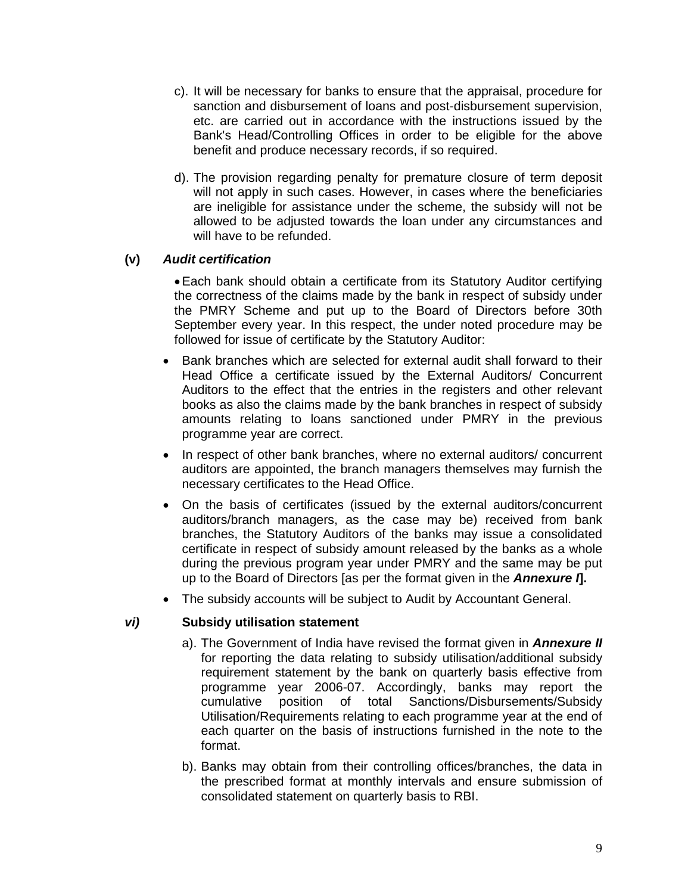c). It will be necessary for banks to ensure that the appraisal, procedure for sanction and disbursement of loans and post-disbursement supervision, etc. are carried out in accordance with the instructions issued by the Bank's Head/Controlling Offices in order to be eligible for the above benefit and produce necessary records, if so required.

d). The provision regarding penalty for premature closure of term deposit will not apply in such cases. However, in cases where the beneficiaries are ineligible for assistance under the scheme, the subsidy will not be allowed to be adjusted towards the loan under any circumstances and will have to be refunded.

**(v)** ***Audit certification***

- Each bank should obtain a certificate from its Statutory Auditor certifying the correctness of the claims made by the bank in respect of subsidy under the PMRY Scheme and put up to the Board of Directors before 30th September every year. In this respect, the under noted procedure may be followed for issue of certificate by the Statutory Auditor:

- Bank branches which are selected for external audit shall forward to their Head Office a certificate issued by the External Auditors/ Concurrent Auditors to the effect that the entries in the registers and other relevant books as also the claims made by the bank branches in respect of subsidy amounts relating to loans sanctioned under PMRY in the previous programme year are correct.
- In respect of other bank branches, where no external auditors/ concurrent auditors are appointed, the branch managers themselves may furnish the necessary certificates to the Head Office.
- On the basis of certificates (issued by the external auditors/concurrent auditors/branch managers, as the case may be) received from bank branches, the Statutory Auditors of the banks may issue a consolidated certificate in respect of subsidy amount released by the banks as a whole during the previous program year under PMRY and the same may be put up to the Board of Directors [as per the format given in the ***Annexure I*****].**
- The subsidy accounts will be subject to Audit by Accountant General.

***vi)*** **Subsidy utilisation statement**

a). The Government of India have revised the format given in ***Annexure II*** for reporting the data relating to subsidy utilisation/additional subsidy requirement statement by the bank on quarterly basis effective from programme year 2006-07. Accordingly, banks may report the cumulative position of total Sanctions/Disbursements/Subsidy Utilisation/Requirements relating to each programme year at the end of each quarter on the basis of instructions furnished in the note to the format.

b). Banks may obtain from their controlling offices/branches, the data in the prescribed format at monthly intervals and ensure submission of consolidated statement on quarterly basis to RBI.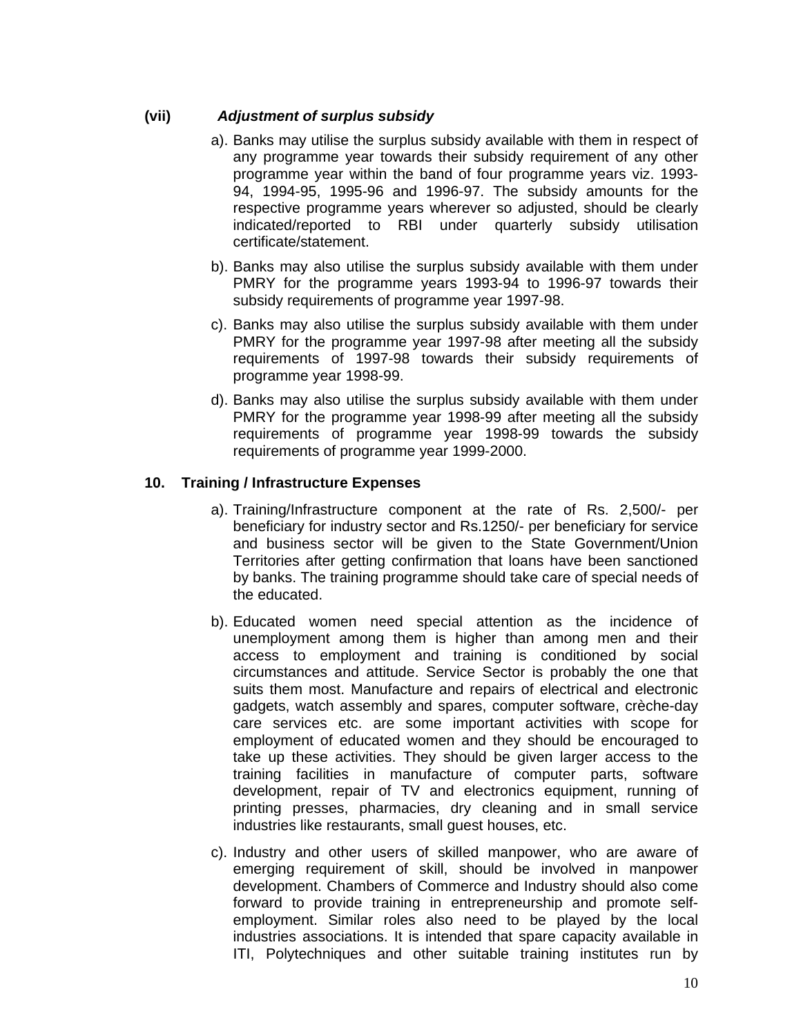**(vii)** ***Adjustment of surplus subsidy***

a). Banks may utilise the surplus subsidy available with them in respect of any programme year towards their subsidy requirement of any other programme year within the band of four programme years viz. 1993-94, 1994-95, 1995-96 and 1996-97. The subsidy amounts for the respective programme years wherever so adjusted, should be clearly indicated/reported to RBI under quarterly subsidy utilisation certificate/statement.

b). Banks may also utilise the surplus subsidy available with them under PMRY for the programme years 1993-94 to 1996-97 towards their subsidy requirements of programme year 1997-98.

c). Banks may also utilise the surplus subsidy available with them under PMRY for the programme year 1997-98 after meeting all the subsidy requirements of 1997-98 towards their subsidy requirements of programme year 1998-99.

d). Banks may also utilise the surplus subsidy available with them under PMRY for the programme year 1998-99 after meeting all the subsidy requirements of programme year 1998-99 towards the subsidy requirements of programme year 1999-2000.

## 10. Training / Infrastructure Expenses

a). Training/Infrastructure component at the rate of Rs. 2,500/- per beneficiary for industry sector and Rs.1250/- per beneficiary for service and business sector will be given to the State Government/Union Territories after getting confirmation that loans have been sanctioned by banks. The training programme should take care of special needs of the educated.

b). Educated women need special attention as the incidence of unemployment among them is higher than among men and their access to employment and training is conditioned by social circumstances and attitude. Service Sector is probably the one that suits them most. Manufacture and repairs of electrical and electronic gadgets, watch assembly and spares, computer software, crèche-day care services etc. are some important activities with scope for employment of educated women and they should be encouraged to take up these activities. They should be given larger access to the training facilities in manufacture of computer parts, software development, repair of TV and electronics equipment, running of printing presses, pharmacies, dry cleaning and in small service industries like restaurants, small guest houses, etc.

c). Industry and other users of skilled manpower, who are aware of emerging requirement of skill, should be involved in manpower development. Chambers of Commerce and Industry should also come forward to provide training in entrepreneurship and promote self-employment. Similar roles also need to be played by the local industries associations. It is intended that spare capacity available in ITI, Polytechniques and other suitable training institutes run by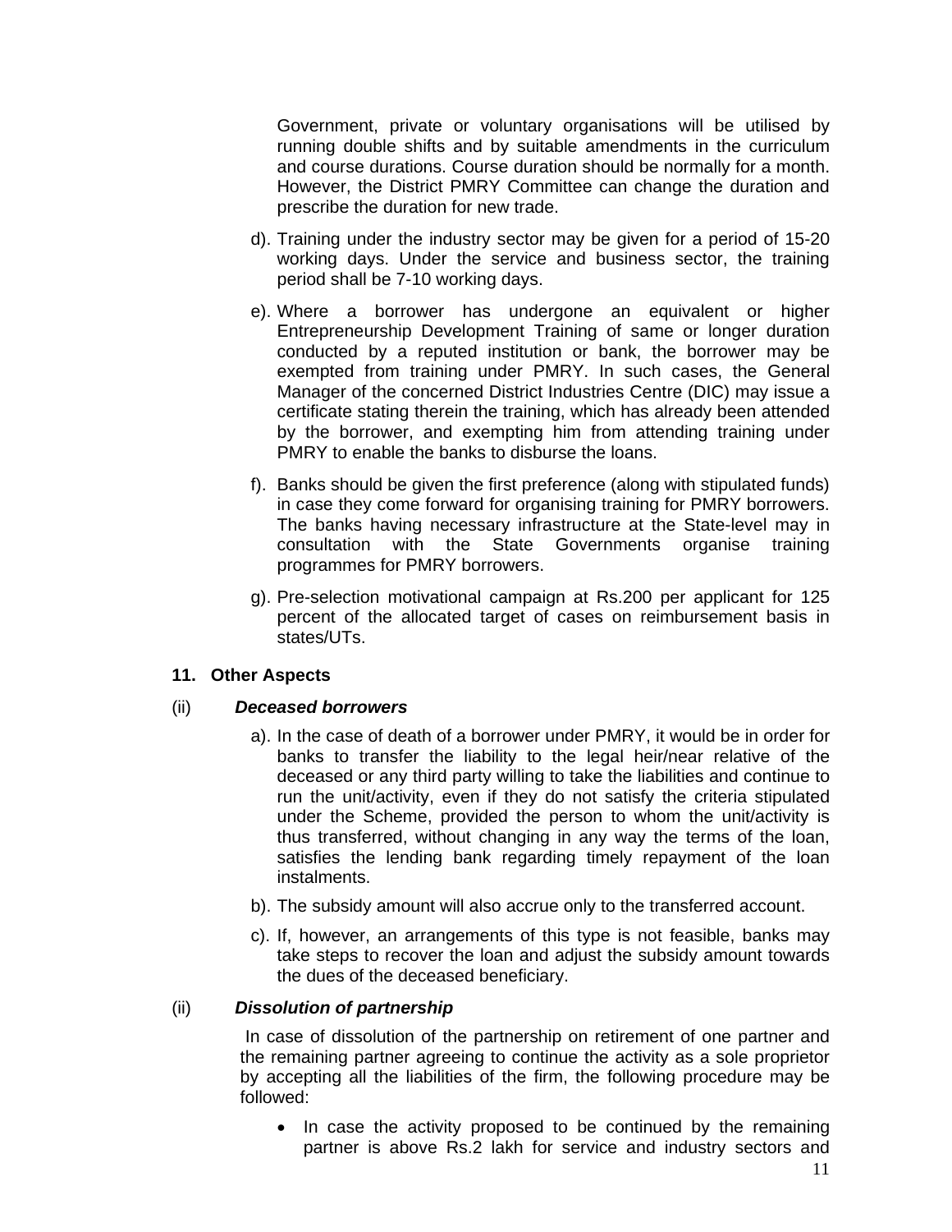Government, private or voluntary organisations will be utilised by running double shifts and by suitable amendments in the curriculum and course durations. Course duration should be normally for a month. However, the District PMRY Committee can change the duration and prescribe the duration for new trade.

d). Training under the industry sector may be given for a period of 15-20 working days. Under the service and business sector, the training period shall be 7-10 working days.

e). Where a borrower has undergone an equivalent or higher Entrepreneurship Development Training of same or longer duration conducted by a reputed institution or bank, the borrower may be exempted from training under PMRY. In such cases, the General Manager of the concerned District Industries Centre (DIC) may issue a certificate stating therein the training, which has already been attended by the borrower, and exempting him from attending training under PMRY to enable the banks to disburse the loans.

f). Banks should be given the first preference (along with stipulated funds) in case they come forward for organising training for PMRY borrowers. The banks having necessary infrastructure at the State-level may in consultation with the State Governments organise training programmes for PMRY borrowers.

g). Pre-selection motivational campaign at Rs.200 per applicant for 125 percent of the allocated target of cases on reimbursement basis in states/UTs.

**11. Other Aspects**

(ii) ***Deceased borrowers***

a). In the case of death of a borrower under PMRY, it would be in order for banks to transfer the liability to the legal heir/near relative of the deceased or any third party willing to take the liabilities and continue to run the unit/activity, even if they do not satisfy the criteria stipulated under the Scheme, provided the person to whom the unit/activity is thus transferred, without changing in any way the terms of the loan, satisfies the lending bank regarding timely repayment of the loan instalments.

b). The subsidy amount will also accrue only to the transferred account.

c). If, however, an arrangements of this type is not feasible, banks may take steps to recover the loan and adjust the subsidy amount towards the dues of the deceased beneficiary.

(ii) ***Dissolution of partnership***

In case of dissolution of the partnership on retirement of one partner and the remaining partner agreeing to continue the activity as a sole proprietor by accepting all the liabilities of the firm, the following procedure may be followed:

- In case the activity proposed to be continued by the remaining partner is above Rs.2 lakh for service and industry sectors and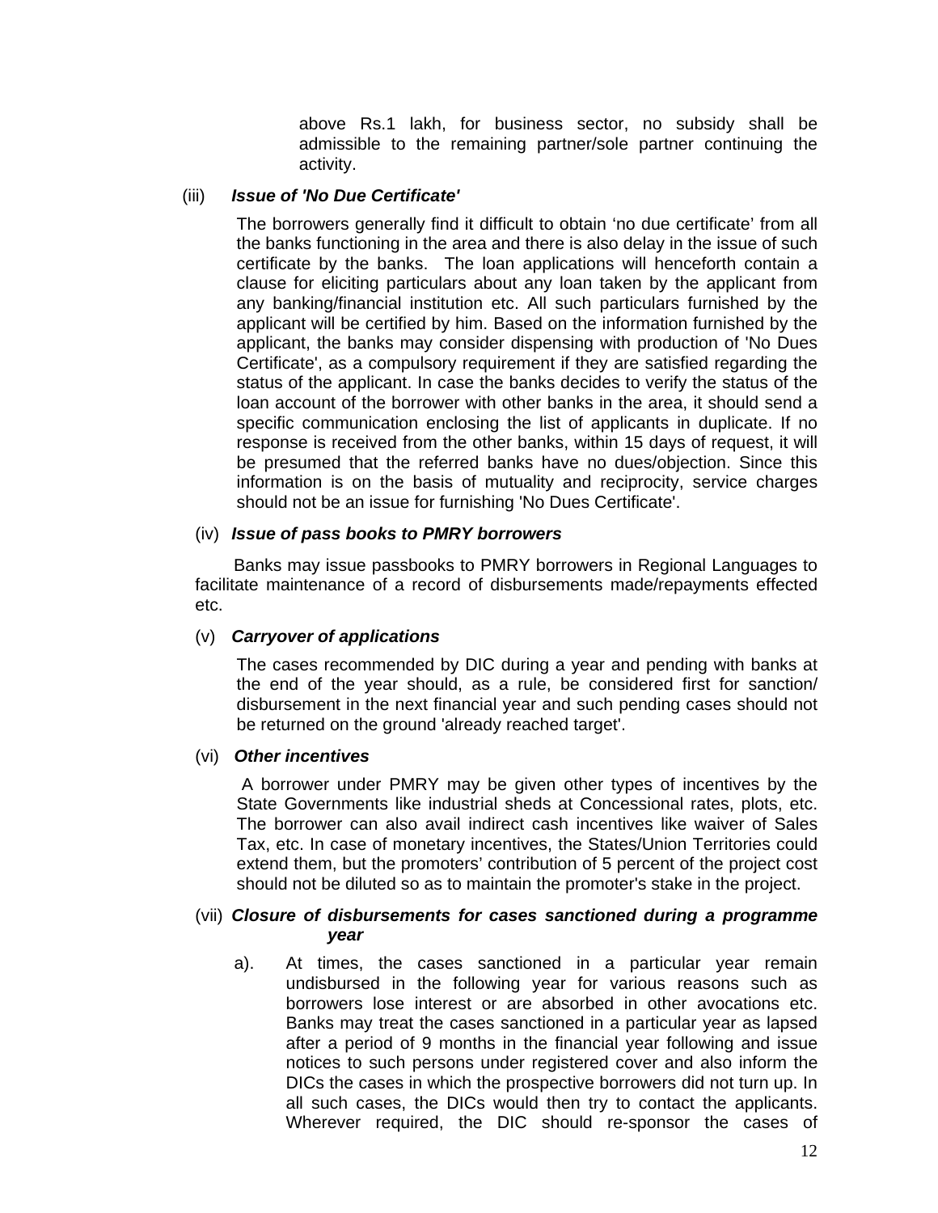above Rs.1 lakh, for business sector, no subsidy shall be admissible to the remaining partner/sole partner continuing the activity.

(iii) ***Issue of 'No Due Certificate'***

The borrowers generally find it difficult to obtain 'no due certificate' from all the banks functioning in the area and there is also delay in the issue of such certificate by the banks. The loan applications will henceforth contain a clause for eliciting particulars about any loan taken by the applicant from any banking/financial institution etc. All such particulars furnished by the applicant will be certified by him. Based on the information furnished by the applicant, the banks may consider dispensing with production of 'No Dues Certificate', as a compulsory requirement if they are satisfied regarding the status of the applicant. In case the banks decides to verify the status of the loan account of the borrower with other banks in the area, it should send a specific communication enclosing the list of applicants in duplicate. If no response is received from the other banks, within 15 days of request, it will be presumed that the referred banks have no dues/objection. Since this information is on the basis of mutuality and reciprocity, service charges should not be an issue for furnishing 'No Dues Certificate'.

(iv) ***Issue of pass books to PMRY borrowers***

Banks may issue passbooks to PMRY borrowers in Regional Languages to facilitate maintenance of a record of disbursements made/repayments effected etc.

(v) ***Carryover of applications***

The cases recommended by DIC during a year and pending with banks at the end of the year should, as a rule, be considered first for sanction/ disbursement in the next financial year and such pending cases should not be returned on the ground 'already reached target'.

(vi) ***Other incentives***

A borrower under PMRY may be given other types of incentives by the State Governments like industrial sheds at Concessional rates, plots, etc. The borrower can also avail indirect cash incentives like waiver of Sales Tax, etc. In case of monetary incentives, the States/Union Territories could extend them, but the promoters' contribution of 5 percent of the project cost should not be diluted so as to maintain the promoter's stake in the project.

(vii) ***Closure of disbursements for cases sanctioned during a programme year***

a). At times, the cases sanctioned in a particular year remain undisbursed in the following year for various reasons such as borrowers lose interest or are absorbed in other avocations etc. Banks may treat the cases sanctioned in a particular year as lapsed after a period of 9 months in the financial year following and issue notices to such persons under registered cover and also inform the DICs the cases in which the prospective borrowers did not turn up. In all such cases, the DICs would then try to contact the applicants. Wherever required, the DIC should re-sponsor the cases of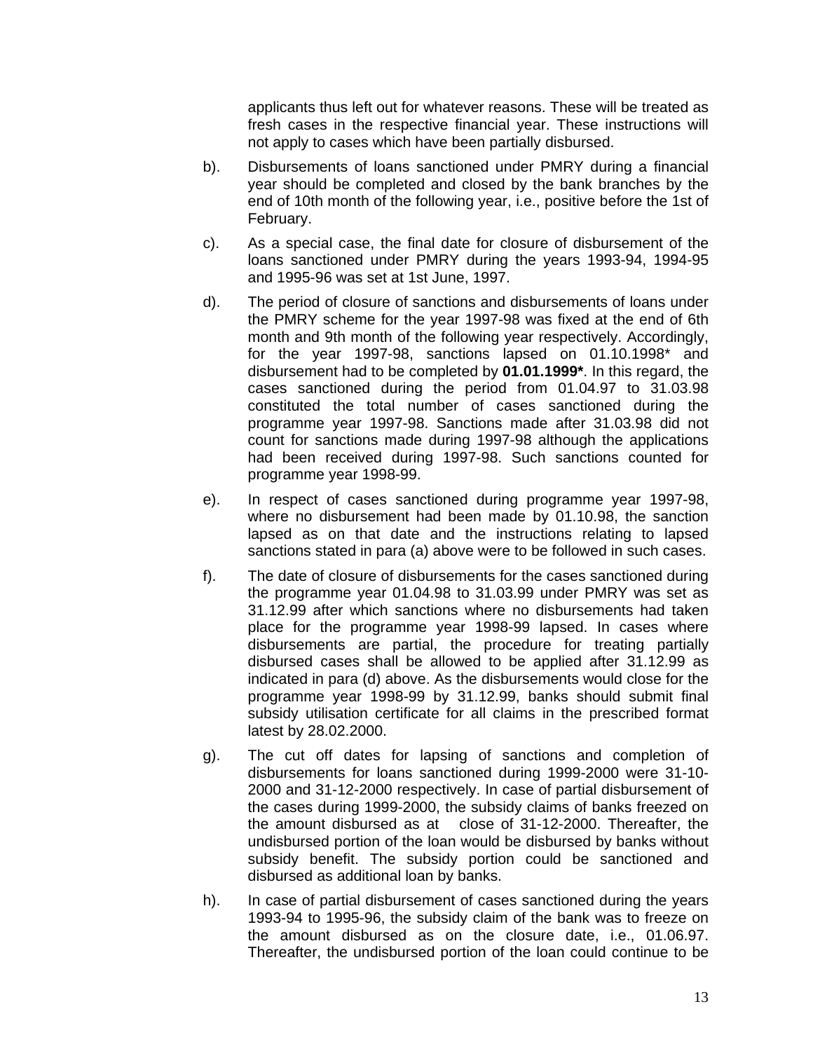applicants thus left out for whatever reasons. These will be treated as fresh cases in the respective financial year. These instructions will not apply to cases which have been partially disbursed.

b). Disbursements of loans sanctioned under PMRY during a financial year should be completed and closed by the bank branches by the end of 10th month of the following year, i.e., positive before the 1st of February.

c). As a special case, the final date for closure of disbursement of the loans sanctioned under PMRY during the years 1993-94, 1994-95 and 1995-96 was set at 1st June, 1997.

d). The period of closure of sanctions and disbursements of loans under the PMRY scheme for the year 1997-98 was fixed at the end of 6th month and 9th month of the following year respectively. Accordingly, for the year 1997-98, sanctions lapsed on 01.10.1998* and disbursement had to be completed by **01.01.1999***. In this regard, the cases sanctioned during the period from 01.04.97 to 31.03.98 constituted the total number of cases sanctioned during the programme year 1997-98. Sanctions made after 31.03.98 did not count for sanctions made during 1997-98 although the applications had been received during 1997-98. Such sanctions counted for programme year 1998-99.

e). In respect of cases sanctioned during programme year 1997-98, where no disbursement had been made by 01.10.98, the sanction lapsed as on that date and the instructions relating to lapsed sanctions stated in para (a) above were to be followed in such cases.

f). The date of closure of disbursements for the cases sanctioned during the programme year 01.04.98 to 31.03.99 under PMRY was set as 31.12.99 after which sanctions where no disbursements had taken place for the programme year 1998-99 lapsed. In cases where disbursements are partial, the procedure for treating partially disbursed cases shall be allowed to be applied after 31.12.99 as indicated in para (d) above. As the disbursements would close for the programme year 1998-99 by 31.12.99, banks should submit final subsidy utilisation certificate for all claims in the prescribed format latest by 28.02.2000.

g). The cut off dates for lapsing of sanctions and completion of disbursements for loans sanctioned during 1999-2000 were 31-10-2000 and 31-12-2000 respectively. In case of partial disbursement of the cases during 1999-2000, the subsidy claims of banks freezed on the amount disbursed as at close of 31-12-2000. Thereafter, the undisbursed portion of the loan would be disbursed by banks without subsidy benefit. The subsidy portion could be sanctioned and disbursed as additional loan by banks.

h). In case of partial disbursement of cases sanctioned during the years 1993-94 to 1995-96, the subsidy claim of the bank was to freeze on the amount disbursed as on the closure date, i.e., 01.06.97. Thereafter, the undisbursed portion of the loan could continue to be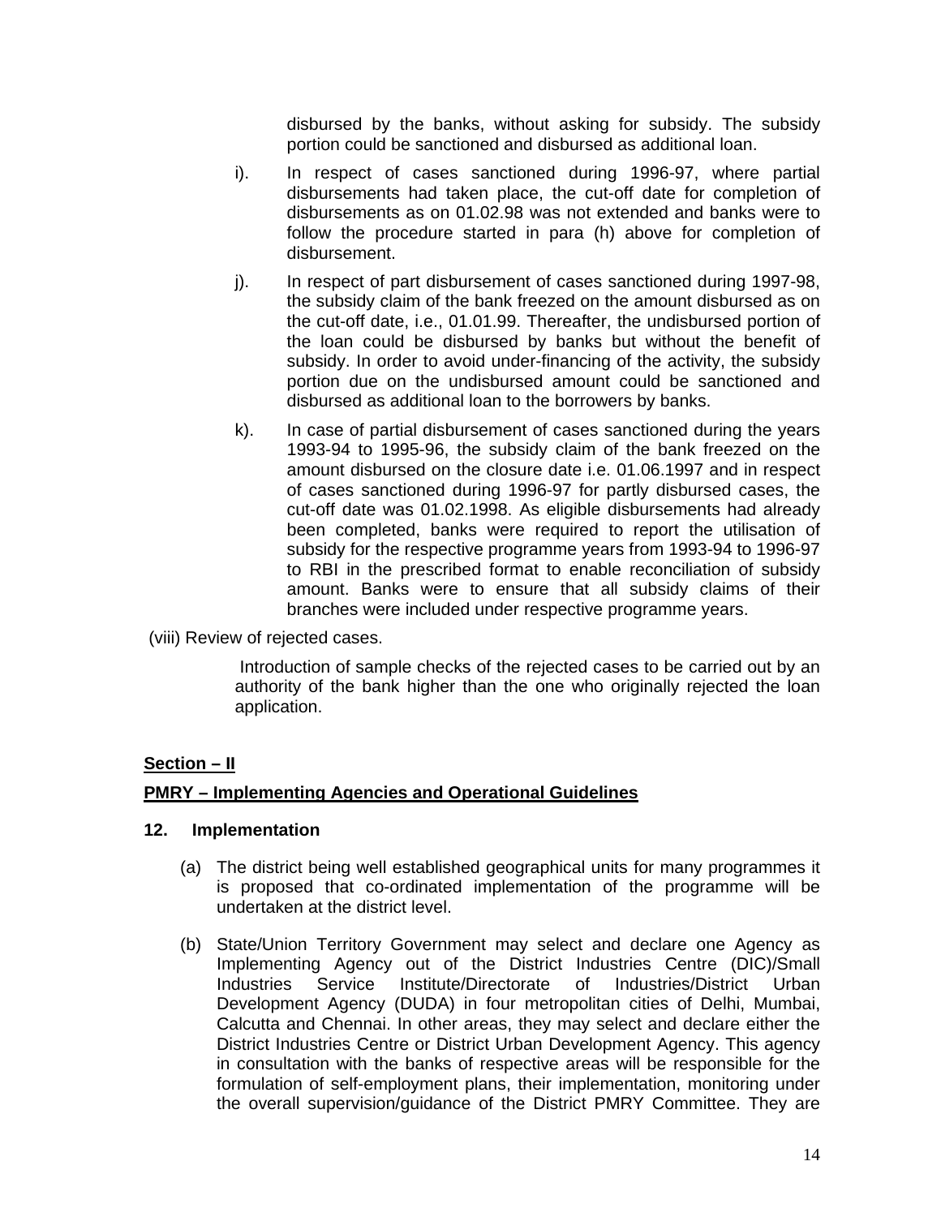disbursed by the banks, without asking for subsidy. The subsidy portion could be sanctioned and disbursed as additional loan.

i). In respect of cases sanctioned during 1996-97, where partial disbursements had taken place, the cut-off date for completion of disbursements as on 01.02.98 was not extended and banks were to follow the procedure started in para (h) above for completion of disbursement.

j). In respect of part disbursement of cases sanctioned during 1997-98, the subsidy claim of the bank freezed on the amount disbursed as on the cut-off date, i.e., 01.01.99. Thereafter, the undisbursed portion of the loan could be disbursed by banks but without the benefit of subsidy. In order to avoid under-financing of the activity, the subsidy portion due on the undisbursed amount could be sanctioned and disbursed as additional loan to the borrowers by banks.

k). In case of partial disbursement of cases sanctioned during the years 1993-94 to 1995-96, the subsidy claim of the bank freezed on the amount disbursed on the closure date i.e. 01.06.1997 and in respect of cases sanctioned during 1996-97 for partly disbursed cases, the cut-off date was 01.02.1998. As eligible disbursements had already been completed, banks were required to report the utilisation of subsidy for the respective programme years from 1993-94 to 1996-97 to RBI in the prescribed format to enable reconciliation of subsidy amount. Banks were to ensure that all subsidy claims of their branches were included under respective programme years.

(viii) Review of rejected cases.

Introduction of sample checks of the rejected cases to be carried out by an authority of the bank higher than the one who originally rejected the loan application.

## Section – II

## PMRY – Implementing Agencies and Operational Guidelines

### 12. Implementation

(a) The district being well established geographical units for many programmes it is proposed that co-ordinated implementation of the programme will be undertaken at the district level.

(b) State/Union Territory Government may select and declare one Agency as Implementing Agency out of the District Industries Centre (DIC)/Small Industries Service Institute/Directorate of Industries/District Urban Development Agency (DUDA) in four metropolitan cities of Delhi, Mumbai, Calcutta and Chennai. In other areas, they may select and declare either the District Industries Centre or District Urban Development Agency. This agency in consultation with the banks of respective areas will be responsible for the formulation of self-employment plans, their implementation, monitoring under the overall supervision/guidance of the District PMRY Committee. They are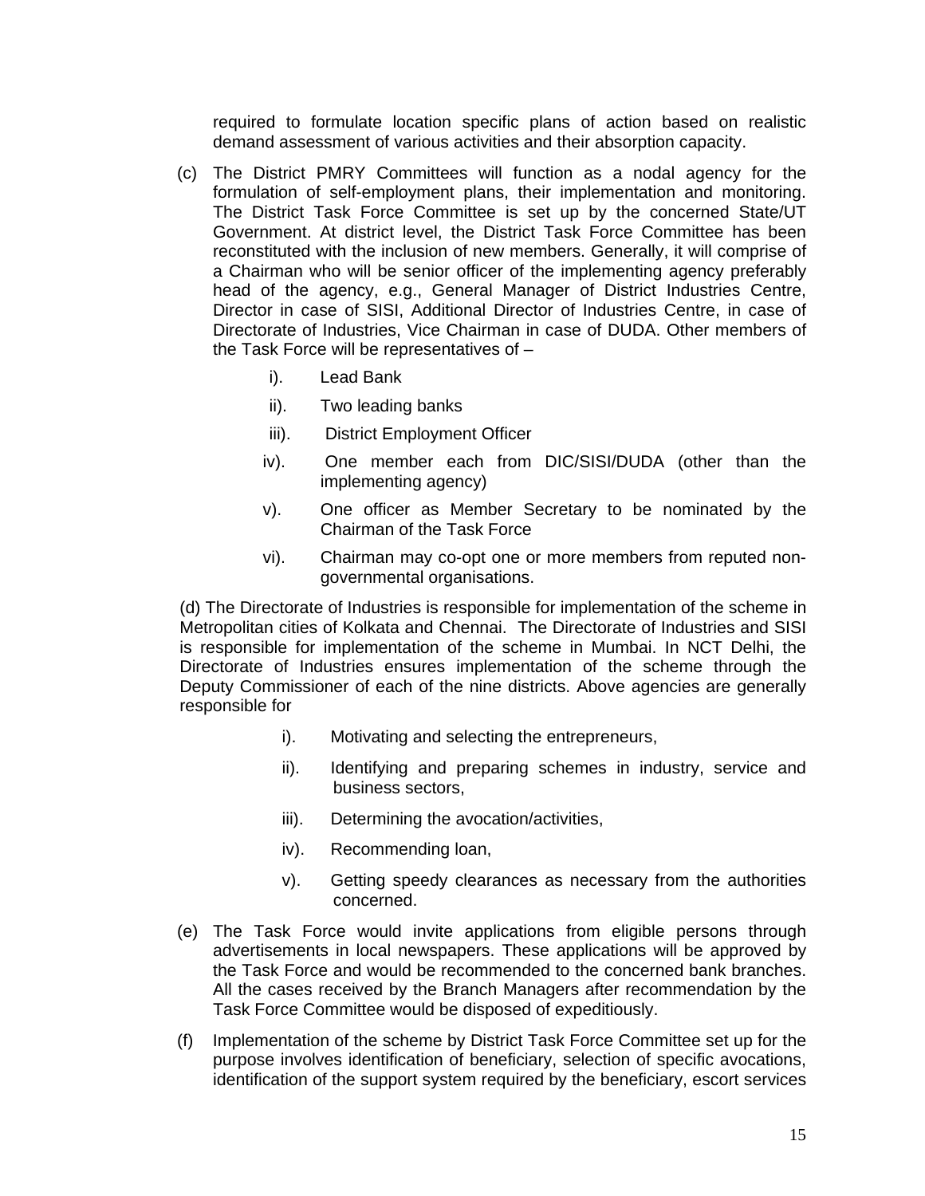required to formulate location specific plans of action based on realistic demand assessment of various activities and their absorption capacity.

(c) The District PMRY Committees will function as a nodal agency for the formulation of self-employment plans, their implementation and monitoring. The District Task Force Committee is set up by the concerned State/UT Government. At district level, the District Task Force Committee has been reconstituted with the inclusion of new members. Generally, it will comprise of a Chairman who will be senior officer of the implementing agency preferably head of the agency, e.g., General Manager of District Industries Centre, Director in case of SISI, Additional Director of Industries Centre, in case of Directorate of Industries, Vice Chairman in case of DUDA. Other members of the Task Force will be representatives of –

   i). Lead Bank
   ii). Two leading banks
   iii). District Employment Officer
   iv). One member each from DIC/SISI/DUDA (other than the implementing agency)
   v). One officer as Member Secretary to be nominated by the Chairman of the Task Force
   vi). Chairman may co-opt one or more members from reputed non-governmental organisations.

(d) The Directorate of Industries is responsible for implementation of the scheme in Metropolitan cities of Kolkata and Chennai. The Directorate of Industries and SISI is responsible for implementation of the scheme in Mumbai. In NCT Delhi, the Directorate of Industries ensures implementation of the scheme through the Deputy Commissioner of each of the nine districts. Above agencies are generally responsible for

   i). Motivating and selecting the entrepreneurs,
   ii). Identifying and preparing schemes in industry, service and business sectors,
   iii). Determining the avocation/activities,
   iv). Recommending loan,
   v). Getting speedy clearances as necessary from the authorities concerned.

(e) The Task Force would invite applications from eligible persons through advertisements in local newspapers. These applications will be approved by the Task Force and would be recommended to the concerned bank branches. All the cases received by the Branch Managers after recommendation by the Task Force Committee would be disposed of expeditiously.

(f) Implementation of the scheme by District Task Force Committee set up for the purpose involves identification of beneficiary, selection of specific avocations, identification of the support system required by the beneficiary, escort services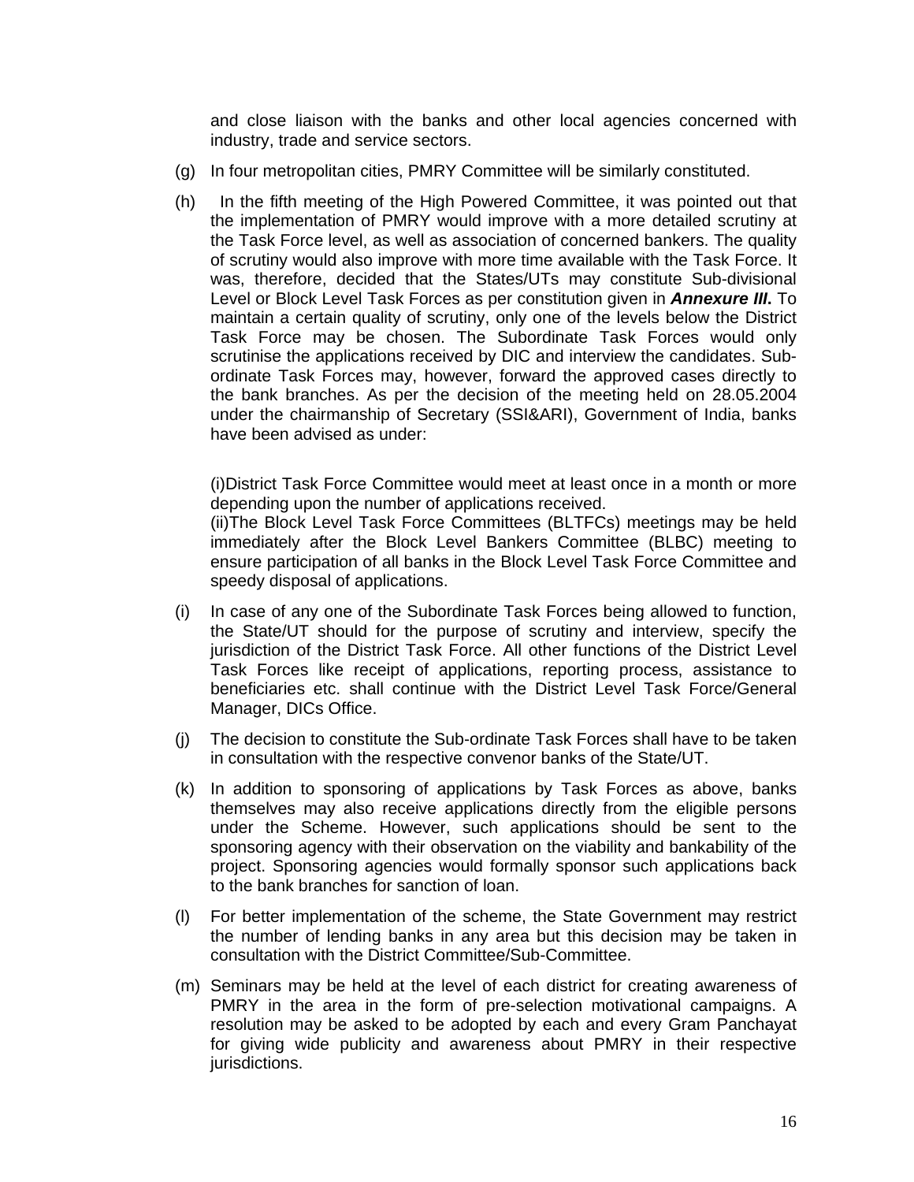and close liaison with the banks and other local agencies concerned with industry, trade and service sectors.

(g) In four metropolitan cities, PMRY Committee will be similarly constituted.

(h) In the fifth meeting of the High Powered Committee, it was pointed out that the implementation of PMRY would improve with a more detailed scrutiny at the Task Force level, as well as association of concerned bankers. The quality of scrutiny would also improve with more time available with the Task Force. It was, therefore, decided that the States/UTs may constitute Sub-divisional Level or Block Level Task Forces as per constitution given in ***Annexure III***. To maintain a certain quality of scrutiny, only one of the levels below the District Task Force may be chosen. The Subordinate Task Forces would only scrutinise the applications received by DIC and interview the candidates. Sub-ordinate Task Forces may, however, forward the approved cases directly to the bank branches. As per the decision of the meeting held on 28.05.2004 under the chairmanship of Secretary (SSI&ARI), Government of India, banks have been advised as under:

(i)District Task Force Committee would meet at least once in a month or more depending upon the number of applications received.
(ii)The Block Level Task Force Committees (BLTFCs) meetings may be held immediately after the Block Level Bankers Committee (BLBC) meeting to ensure participation of all banks in the Block Level Task Force Committee and speedy disposal of applications.

(i) In case of any one of the Subordinate Task Forces being allowed to function, the State/UT should for the purpose of scrutiny and interview, specify the jurisdiction of the District Task Force. All other functions of the District Level Task Forces like receipt of applications, reporting process, assistance to beneficiaries etc. shall continue with the District Level Task Force/General Manager, DICs Office.

(j) The decision to constitute the Sub-ordinate Task Forces shall have to be taken in consultation with the respective convenor banks of the State/UT.

(k) In addition to sponsoring of applications by Task Forces as above, banks themselves may also receive applications directly from the eligible persons under the Scheme. However, such applications should be sent to the sponsoring agency with their observation on the viability and bankability of the project. Sponsoring agencies would formally sponsor such applications back to the bank branches for sanction of loan.

(l) For better implementation of the scheme, the State Government may restrict the number of lending banks in any area but this decision may be taken in consultation with the District Committee/Sub-Committee.

(m) Seminars may be held at the level of each district for creating awareness of PMRY in the area in the form of pre-selection motivational campaigns. A resolution may be asked to be adopted by each and every Gram Panchayat for giving wide publicity and awareness about PMRY in their respective jurisdictions.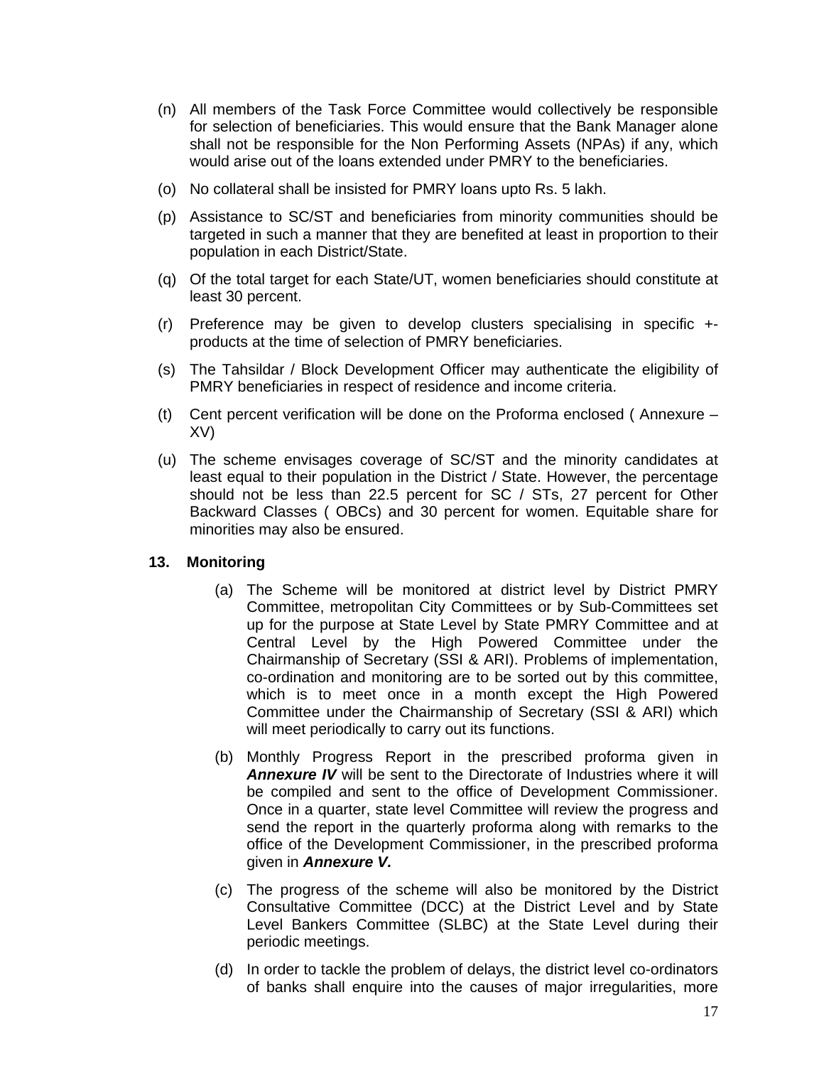(n) All members of the Task Force Committee would collectively be responsible for selection of beneficiaries. This would ensure that the Bank Manager alone shall not be responsible for the Non Performing Assets (NPAs) if any, which would arise out of the loans extended under PMRY to the beneficiaries.

(o) No collateral shall be insisted for PMRY loans upto Rs. 5 lakh.

(p) Assistance to SC/ST and beneficiaries from minority communities should be targeted in such a manner that they are benefited at least in proportion to their population in each District/State.

(q) Of the total target for each State/UT, women beneficiaries should constitute at least 30 percent.

(r) Preference may be given to develop clusters specialising in specific +- products at the time of selection of PMRY beneficiaries.

(s) The Tahsildar / Block Development Officer may authenticate the eligibility of PMRY beneficiaries in respect of residence and income criteria.

(t) Cent percent verification will be done on the Proforma enclosed ( Annexure – XV)

(u) The scheme envisages coverage of SC/ST and the minority candidates at least equal to their population in the District / State. However, the percentage should not be less than 22.5 percent for SC / STs, 27 percent for Other Backward Classes ( OBCs) and 30 percent for women. Equitable share for minorities may also be ensured.

**13. Monitoring**

(a) The Scheme will be monitored at district level by District PMRY Committee, metropolitan City Committees or by Sub-Committees set up for the purpose at State Level by State PMRY Committee and at Central Level by the High Powered Committee under the Chairmanship of Secretary (SSI & ARI). Problems of implementation, co-ordination and monitoring are to be sorted out by this committee, which is to meet once in a month except the High Powered Committee under the Chairmanship of Secretary (SSI & ARI) which will meet periodically to carry out its functions.

(b) Monthly Progress Report in the prescribed proforma given in ***Annexure IV*** will be sent to the Directorate of Industries where it will be compiled and sent to the office of Development Commissioner. Once in a quarter, state level Committee will review the progress and send the report in the quarterly proforma along with remarks to the office of the Development Commissioner, in the prescribed proforma given in ***Annexure V.***

(c) The progress of the scheme will also be monitored by the District Consultative Committee (DCC) at the District Level and by State Level Bankers Committee (SLBC) at the State Level during their periodic meetings.

(d) In order to tackle the problem of delays, the district level co-ordinators of banks shall enquire into the causes of major irregularities, more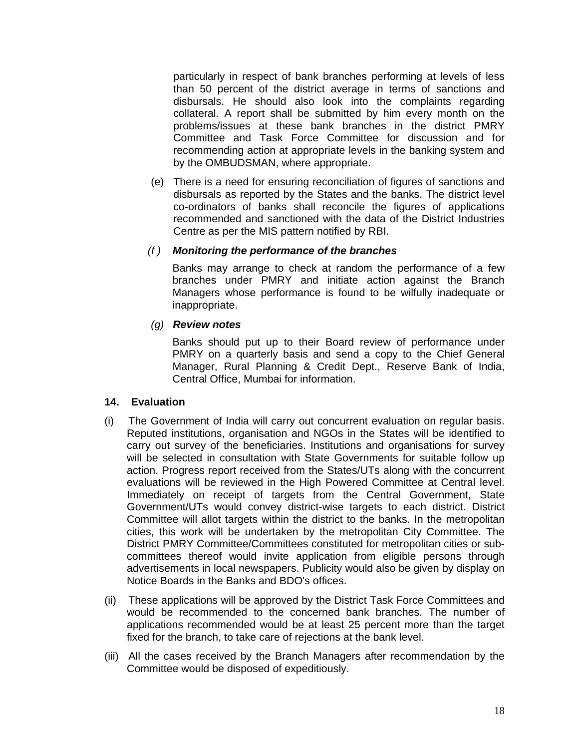particularly in respect of bank branches performing at levels of less than 50 percent of the district average in terms of sanctions and disbursals. He should also look into the complaints regarding collateral. A report shall be submitted by him every month on the problems/issues at these bank branches in the district PMRY Committee and Task Force Committee for discussion and for recommending action at appropriate levels in the banking system and by the OMBUDSMAN, where appropriate.

(e) There is a need for ensuring reconciliation of figures of sanctions and disbursals as reported by the States and the banks. The district level co-ordinators of banks shall reconcile the figures of applications recommended and sanctioned with the data of the District Industries Centre as per the MIS pattern notified by RBI.

*(f )* ***Monitoring the performance of the branches***

Banks may arrange to check at random the performance of a few branches under PMRY and initiate action against the Branch Managers whose performance is found to be wilfully inadequate or inappropriate.

*(g)* ***Review notes***

Banks should put up to their Board review of performance under PMRY on a quarterly basis and send a copy to the Chief General Manager, Rural Planning & Credit Dept., Reserve Bank of India, Central Office, Mumbai for information.

## 14. Evaluation

(i) The Government of India will carry out concurrent evaluation on regular basis. Reputed institutions, organisation and NGOs in the States will be identified to carry out survey of the beneficiaries. Institutions and organisations for survey will be selected in consultation with State Governments for suitable follow up action. Progress report received from the States/UTs along with the concurrent evaluations will be reviewed in the High Powered Committee at Central level. Immediately on receipt of targets from the Central Government, State Government/UTs would convey district-wise targets to each district. District Committee will allot targets within the district to the banks. In the metropolitan cities, this work will be undertaken by the metropolitan City Committee. The District PMRY Committee/Committees constituted for metropolitan cities or sub-committees thereof would invite application from eligible persons through advertisements in local newspapers. Publicity would also be given by display on Notice Boards in the Banks and BDO's offices.

(ii) These applications will be approved by the District Task Force Committees and would be recommended to the concerned bank branches. The number of applications recommended would be at least 25 percent more than the target fixed for the branch, to take care of rejections at the bank level.

(iii) All the cases received by the Branch Managers after recommendation by the Committee would be disposed of expeditiously.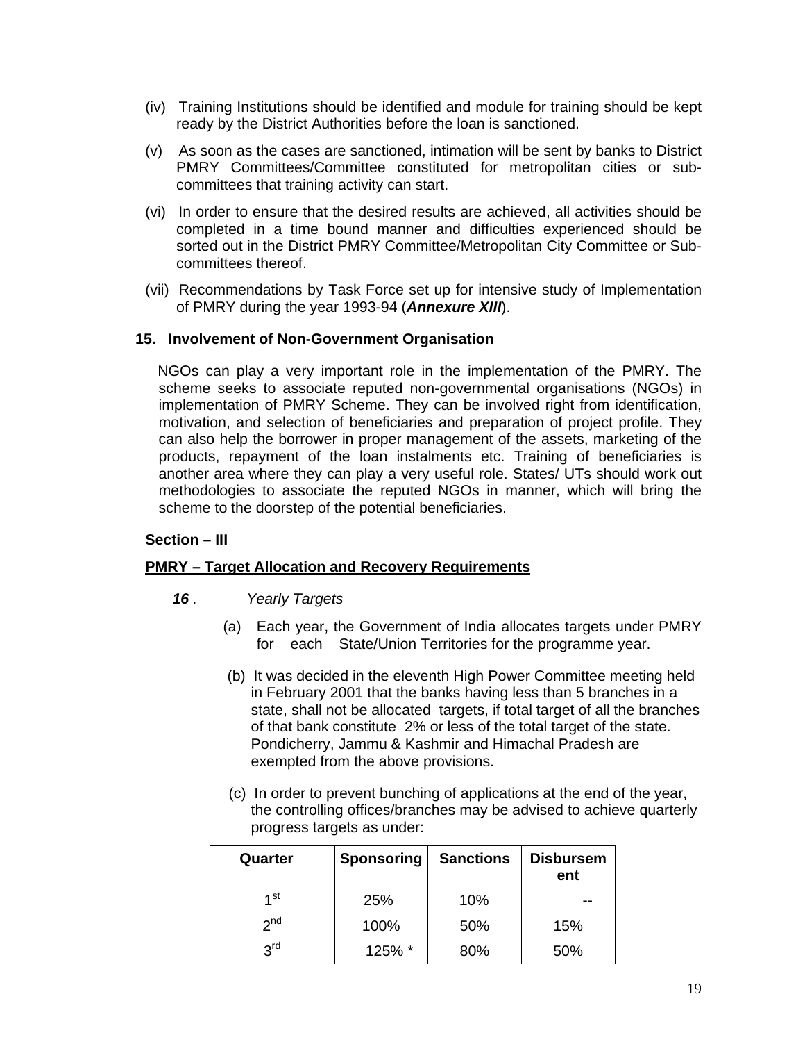(iv) Training Institutions should be identified and module for training should be kept ready by the District Authorities before the loan is sanctioned.

(v) As soon as the cases are sanctioned, intimation will be sent by banks to District PMRY Committees/Committee constituted for metropolitan cities or sub-committees that training activity can start.

(vi) In order to ensure that the desired results are achieved, all activities should be completed in a time bound manner and difficulties experienced should be sorted out in the District PMRY Committee/Metropolitan City Committee or Sub-committees thereof.

(vii) Recommendations by Task Force set up for intensive study of Implementation of PMRY during the year 1993-94 (***Annexure XIII***).

**15. Involvement of Non-Government Organisation**

NGOs can play a very important role in the implementation of the PMRY. The scheme seeks to associate reputed non-governmental organisations (NGOs) in implementation of PMRY Scheme. They can be involved right from identification, motivation, and selection of beneficiaries and preparation of project profile. They can also help the borrower in proper management of the assets, marketing of the products, repayment of the loan instalments etc. Training of beneficiaries is another area where they can play a very useful role. States/ UTs should work out methodologies to associate the reputed NGOs in manner, which will bring the scheme to the doorstep of the potential beneficiaries.

**Section – III**

**PMRY – Target Allocation and Recovery Requirements**

***16*** . *Yearly Targets*

(a) Each year, the Government of India allocates targets under PMRY for each State/Union Territories for the programme year.

(b) It was decided in the eleventh High Power Committee meeting held in February 2001 that the banks having less than 5 branches in a state, shall not be allocated targets, if total target of all the branches of that bank constitute 2% or less of the total target of the state. Pondicherry, Jammu & Kashmir and Himachal Pradesh are exempted from the above provisions.

(c) In order to prevent bunching of applications at the end of the year, the controlling offices/branches may be advised to achieve quarterly progress targets as under:

| Quarter | Sponsoring | Sanctions | Disbursement |
|---|---|---|---|
| 1st | 25% | 10% | -- |
| 2nd | 100% | 50% | 15% |
| 3rd | 125% * | 80% | 50% |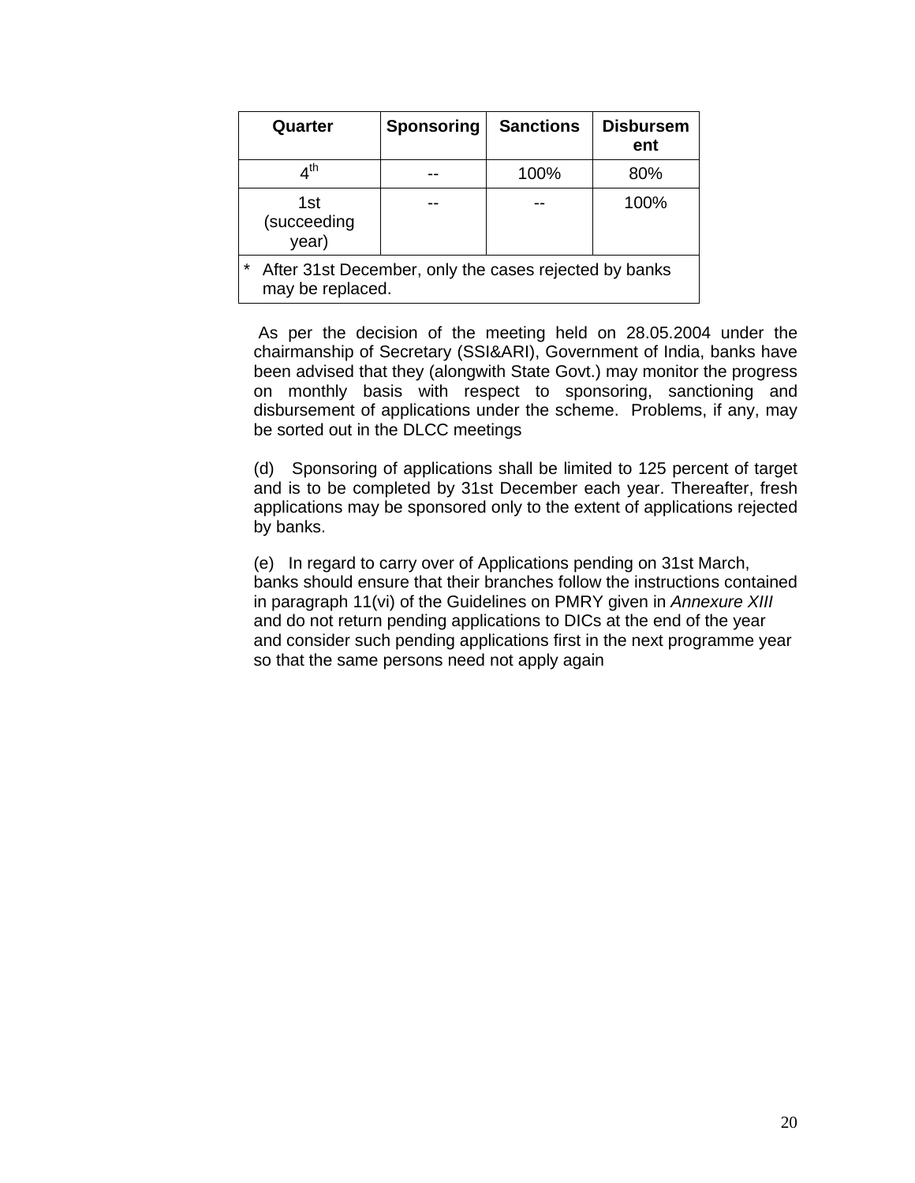| Quarter | Sponsoring | Sanctions | Disbursement |
|---|---|---|---|
| 4th | -- | 100% | 80% |
| 1st (succeeding year) | -- | -- | 100% |
| * After 31st December, only the cases rejected by banks may be replaced. | | | |

As per the decision of the meeting held on 28.05.2004 under the chairmanship of Secretary (SSI&ARI), Government of India, banks have been advised that they (alongwith State Govt.) may monitor the progress on monthly basis with respect to sponsoring, sanctioning and disbursement of applications under the scheme. Problems, if any, may be sorted out in the DLCC meetings

(d) Sponsoring of applications shall be limited to 125 percent of target and is to be completed by 31st December each year. Thereafter, fresh applications may be sponsored only to the extent of applications rejected by banks.

(e) In regard to carry over of Applications pending on 31st March, banks should ensure that their branches follow the instructions contained in paragraph 11(vi) of the Guidelines on PMRY given in *Annexure XIII* and do not return pending applications to DICs at the end of the year and consider such pending applications first in the next programme year so that the same persons need not apply again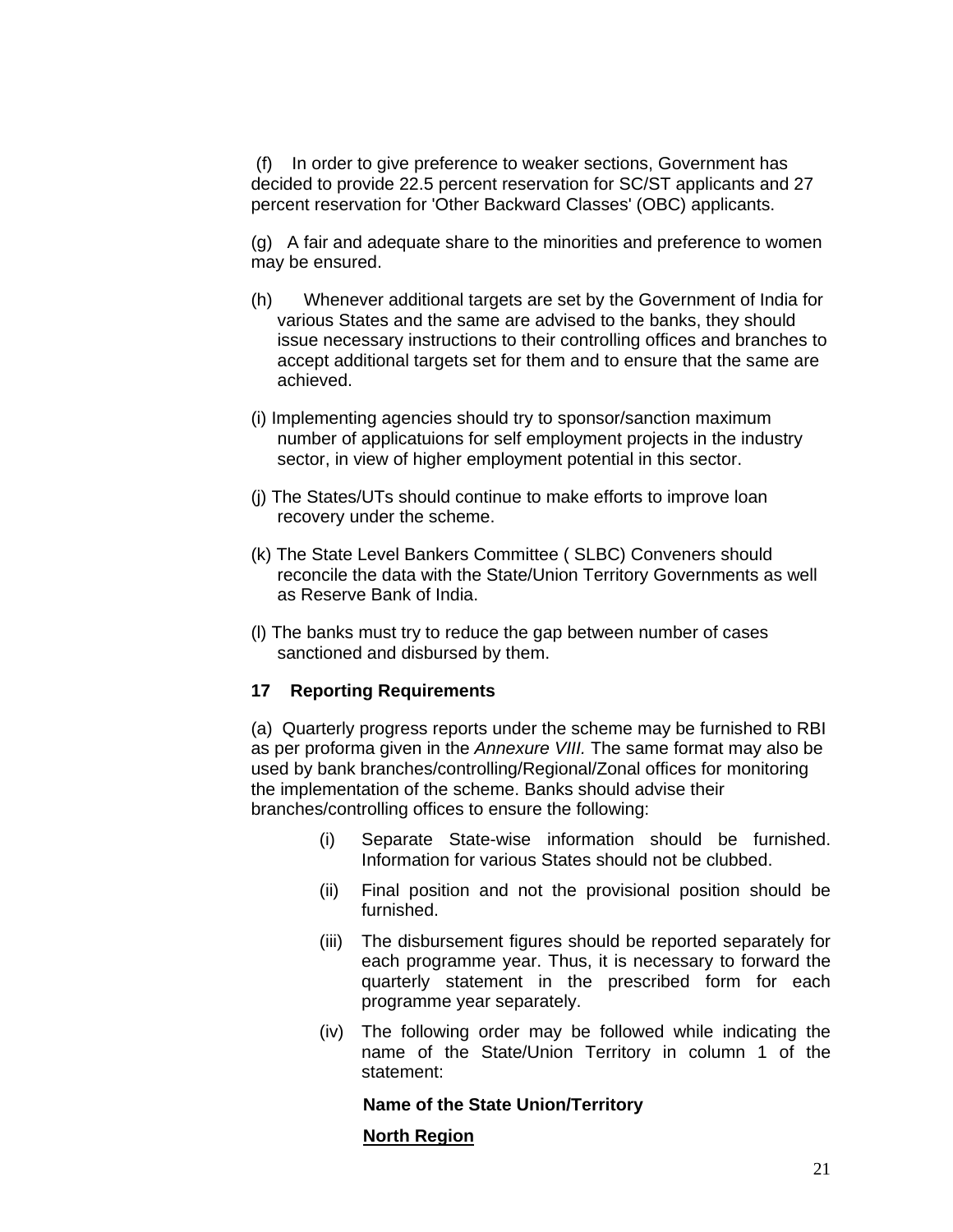(f) In order to give preference to weaker sections, Government has decided to provide 22.5 percent reservation for SC/ST applicants and 27 percent reservation for 'Other Backward Classes' (OBC) applicants.

(g) A fair and adequate share to the minorities and preference to women may be ensured.

(h) Whenever additional targets are set by the Government of India for various States and the same are advised to the banks, they should issue necessary instructions to their controlling offices and branches to accept additional targets set for them and to ensure that the same are achieved.

(i) Implementing agencies should try to sponsor/sanction maximum number of applicatuions for self employment projects in the industry sector, in view of higher employment potential in this sector.

(j) The States/UTs should continue to make efforts to improve loan recovery under the scheme.

(k) The State Level Bankers Committee ( SLBC) Conveners should reconcile the data with the State/Union Territory Governments as well as Reserve Bank of India.

(l) The banks must try to reduce the gap between number of cases sanctioned and disbursed by them.

**17 Reporting Requirements**

(a) Quarterly progress reports under the scheme may be furnished to RBI as per proforma given in the *Annexure VIII.* The same format may also be used by bank branches/controlling/Regional/Zonal offices for monitoring the implementation of the scheme. Banks should advise their branches/controlling offices to ensure the following:

(i) Separate State-wise information should be furnished. Information for various States should not be clubbed.

(ii) Final position and not the provisional position should be furnished.

(iii) The disbursement figures should be reported separately for each programme year. Thus, it is necessary to forward the quarterly statement in the prescribed form for each programme year separately.

(iv) The following order may be followed while indicating the name of the State/Union Territory in column 1 of the statement:

**Name of the State Union/Territory**

**<u>North Region</u>**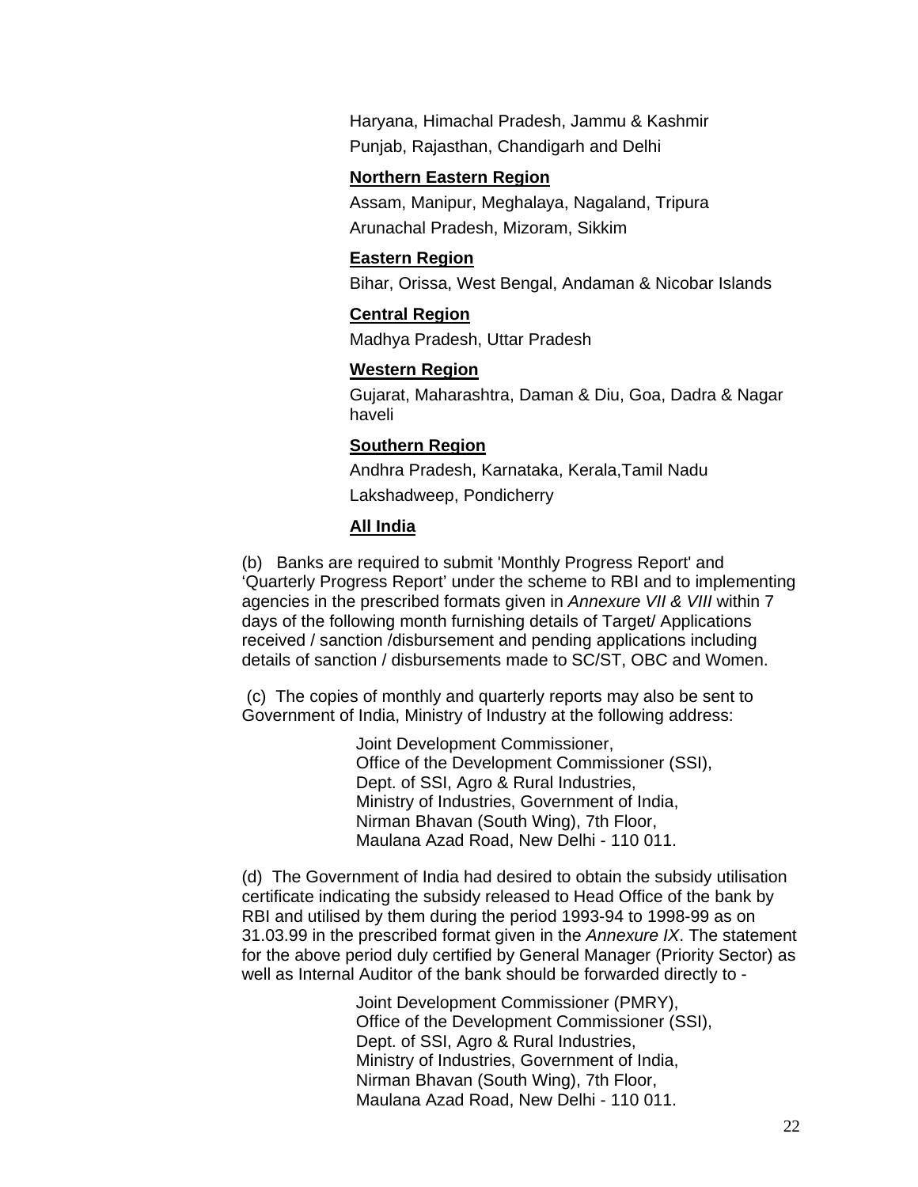Haryana, Himachal Pradesh, Jammu & Kashmir
Punjab, Rajasthan, Chandigarh and Delhi

**Northern Eastern Region**

Assam, Manipur, Meghalaya, Nagaland, Tripura
Arunachal Pradesh, Mizoram, Sikkim

**Eastern Region**

Bihar, Orissa, West Bengal, Andaman & Nicobar Islands

**Central Region**

Madhya Pradesh, Uttar Pradesh

**Western Region**

Gujarat, Maharashtra, Daman & Diu, Goa, Dadra & Nagar haveli

**Southern Region**

Andhra Pradesh, Karnataka, Kerala,Tamil Nadu
Lakshadweep, Pondicherry

**All India**

(b) Banks are required to submit 'Monthly Progress Report' and 'Quarterly Progress Report' under the scheme to RBI and to implementing agencies in the prescribed formats given in *Annexure VII & VIII* within 7 days of the following month furnishing details of Target/ Applications received / sanction /disbursement and pending applications including details of sanction / disbursements made to SC/ST, OBC and Women.

(c) The copies of monthly and quarterly reports may also be sent to Government of India, Ministry of Industry at the following address:

Joint Development Commissioner,
Office of the Development Commissioner (SSI),
Dept. of SSI, Agro & Rural Industries,
Ministry of Industries, Government of India,
Nirman Bhavan (South Wing), 7th Floor,
Maulana Azad Road, New Delhi - 110 011.

(d) The Government of India had desired to obtain the subsidy utilisation certificate indicating the subsidy released to Head Office of the bank by RBI and utilised by them during the period 1993-94 to 1998-99 as on 31.03.99 in the prescribed format given in the *Annexure IX*. The statement for the above period duly certified by General Manager (Priority Sector) as well as Internal Auditor of the bank should be forwarded directly to -

Joint Development Commissioner (PMRY),
Office of the Development Commissioner (SSI),
Dept. of SSI, Agro & Rural Industries,
Ministry of Industries, Government of India,
Nirman Bhavan (South Wing), 7th Floor,
Maulana Azad Road, New Delhi - 110 011.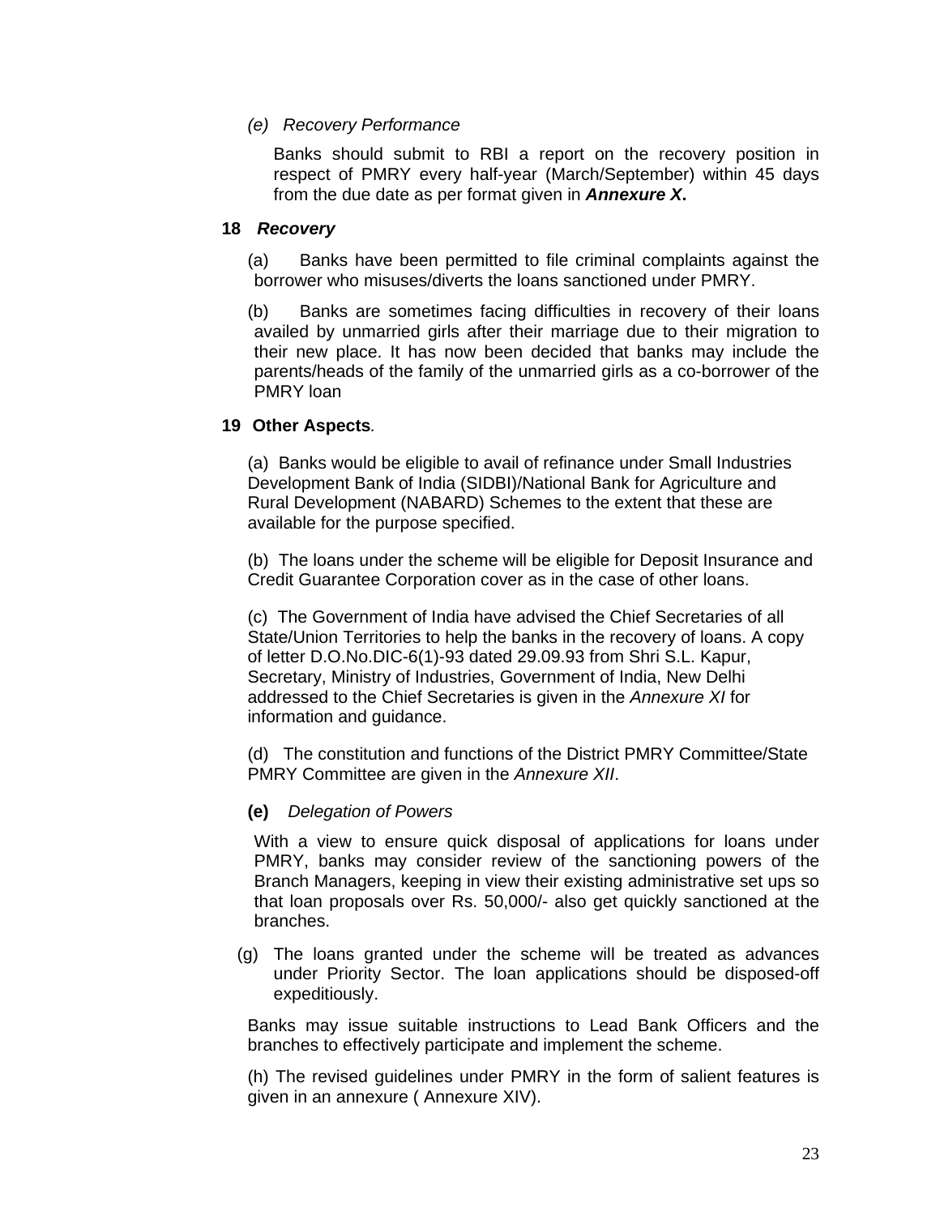*(e) Recovery Performance*

Banks should submit to RBI a report on the recovery position in respect of PMRY every half-year (March/September) within 45 days from the due date as per format given in ***Annexure X***.

**18** ***Recovery***

(a) Banks have been permitted to file criminal complaints against the borrower who misuses/diverts the loans sanctioned under PMRY.

(b) Banks are sometimes facing difficulties in recovery of their loans availed by unmarried girls after their marriage due to their migration to their new place. It has now been decided that banks may include the parents/heads of the family of the unmarried girls as a co-borrower of the PMRY loan

**19 Other Aspects***.*

(a) Banks would be eligible to avail of refinance under Small Industries Development Bank of India (SIDBI)/National Bank for Agriculture and Rural Development (NABARD) Schemes to the extent that these are available for the purpose specified.

(b) The loans under the scheme will be eligible for Deposit Insurance and Credit Guarantee Corporation cover as in the case of other loans.

(c) The Government of India have advised the Chief Secretaries of all State/Union Territories to help the banks in the recovery of loans. A copy of letter D.O.No.DIC-6(1)-93 dated 29.09.93 from Shri S.L. Kapur, Secretary, Ministry of Industries, Government of India, New Delhi addressed to the Chief Secretaries is given in the *Annexure XI* for information and guidance.

(d) The constitution and functions of the District PMRY Committee/State PMRY Committee are given in the *Annexure XII*.

**(e)** *Delegation of Powers*

With a view to ensure quick disposal of applications for loans under PMRY, banks may consider review of the sanctioning powers of the Branch Managers, keeping in view their existing administrative set ups so that loan proposals over Rs. 50,000/- also get quickly sanctioned at the branches.

(g) The loans granted under the scheme will be treated as advances under Priority Sector. The loan applications should be disposed-off expeditiously.

Banks may issue suitable instructions to Lead Bank Officers and the branches to effectively participate and implement the scheme.

(h) The revised guidelines under PMRY in the form of salient features is given in an annexure ( Annexure XIV).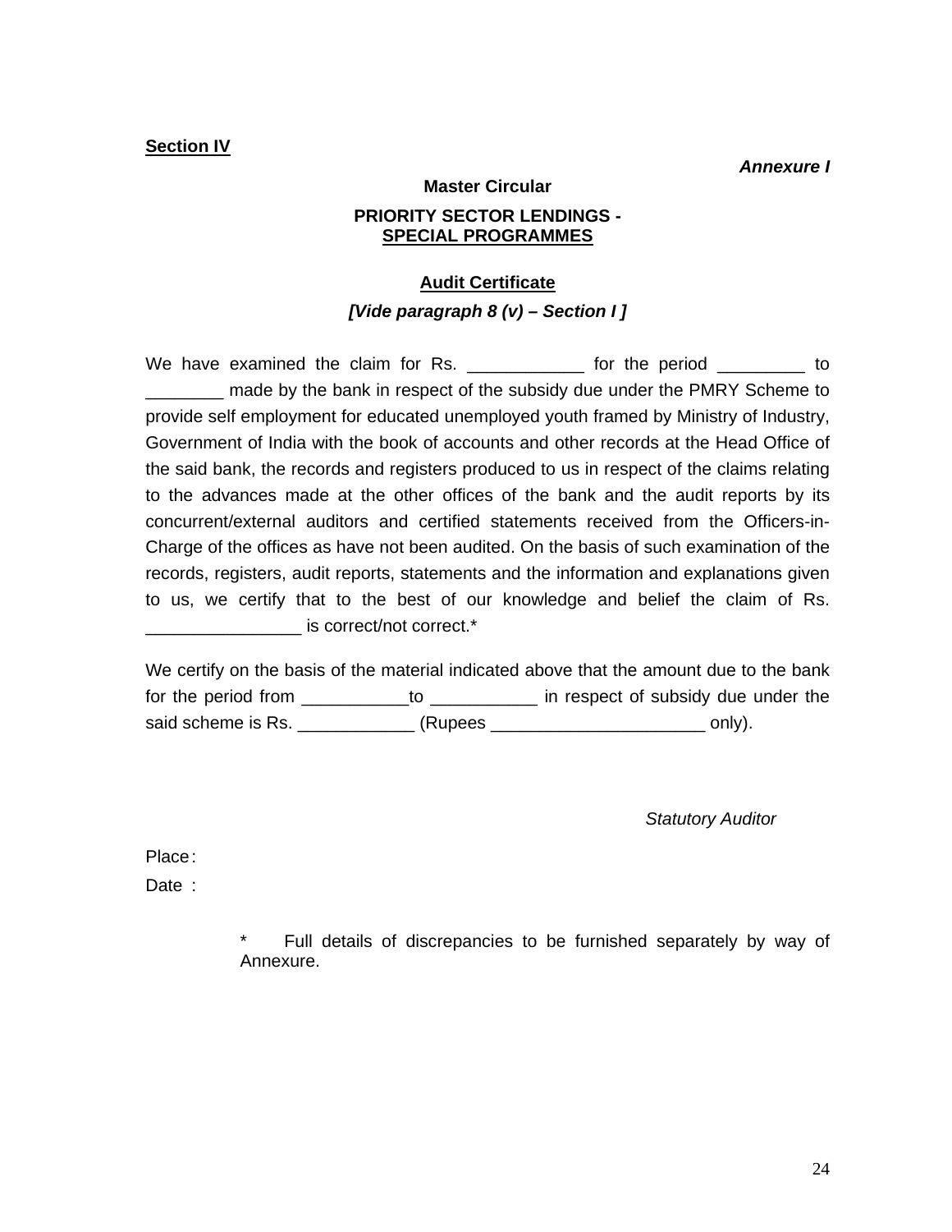**Section IV**

***Annexure I***

**Master Circular**

**PRIORITY SECTOR LENDINGS - SPECIAL PROGRAMMES**

**Audit Certificate**

***[Vide paragraph 8 (v) – Section I ]***

We have examined the claim for Rs. ____________ for the period _________ to ________ made by the bank in respect of the subsidy due under the PMRY Scheme to provide self employment for educated unemployed youth framed by Ministry of Industry, Government of India with the book of accounts and other records at the Head Office of the said bank, the records and registers produced to us in respect of the claims relating to the advances made at the other offices of the bank and the audit reports by its concurrent/external auditors and certified statements received from the Officers-in-Charge of the offices as have not been audited. On the basis of such examination of the records, registers, audit reports, statements and the information and explanations given to us, we certify that to the best of our knowledge and belief the claim of Rs. ________________ is correct/not correct.*

We certify on the basis of the material indicated above that the amount due to the bank for the period from ___________to ___________ in respect of subsidy due under the said scheme is Rs. ____________ (Rupees ______________________ only).

*Statutory Auditor*

Place :

Date :

* Full details of discrepancies to be furnished separately by way of Annexure.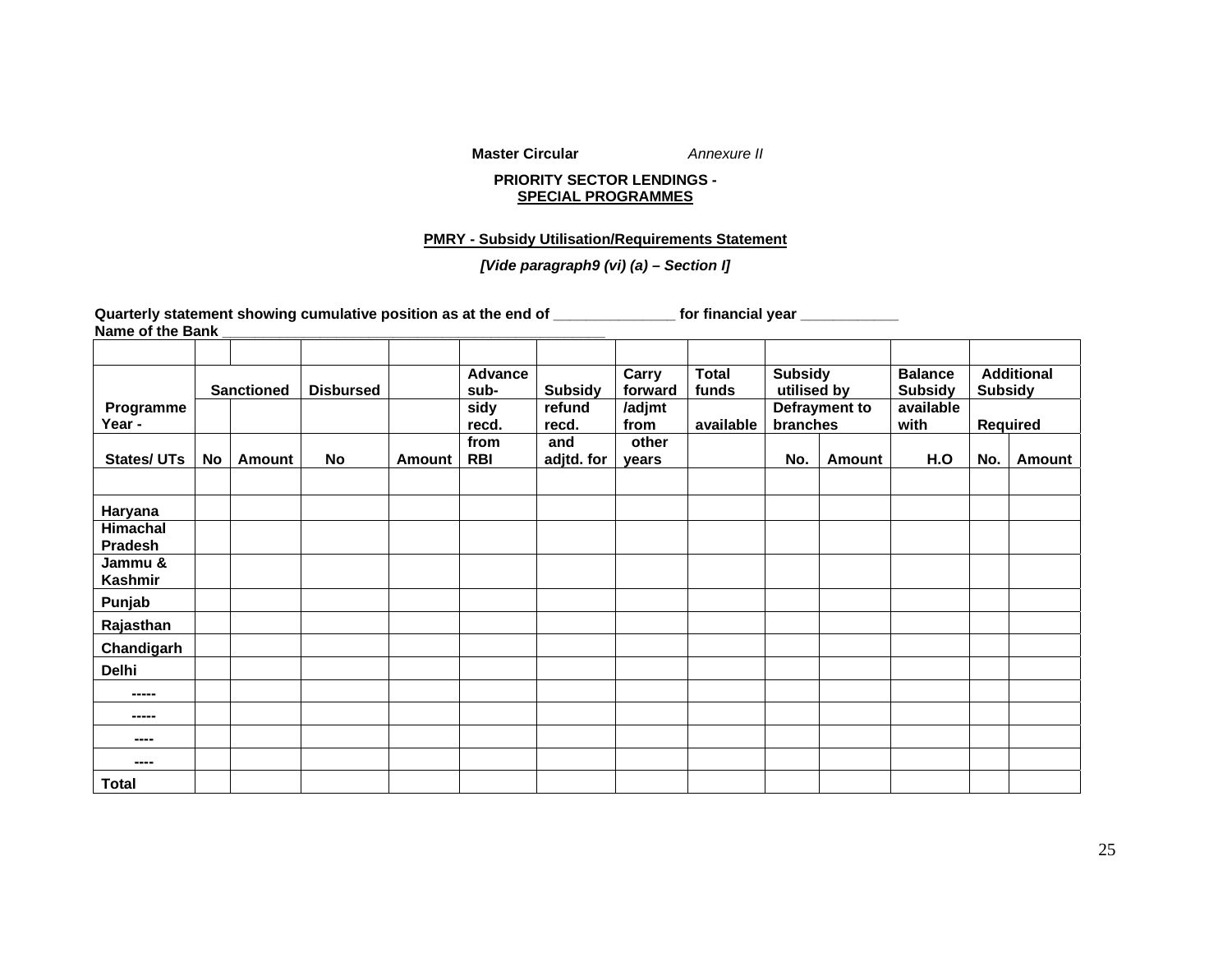**Master Circular** *Annexure II*

**PRIORITY SECTOR LENDINGS -**
**SPECIAL PROGRAMMES**

**PMRY - Subsidy Utilisation/Requirements Statement**

***[Vide paragraph9 (vi) (a) – Section I]***

**Quarterly statement showing cumulative position as at the end of _______________ for financial year ____________**
**Name of the Bank __________________________________________________**

| Programme Year - States/ UTs | Sanctioned | | Disbursed | | Advance subsidy recd. from RBI | Subsidy refund recd. and adjtd. for | Carry forward /adjmt from other years | Total funds available | Subsidy utilised by Defrayment to branches | | Balance Subsidy available with H.O | Additional Subsidy Required | |
|---|---|---|---|---|---|---|---|---|---|---|---|---|---|
| | No | Amount | No | Amount | | | | | No. | Amount | | No. | Amount |
| | | | | | | | | | | | | | |
| Haryana | | | | | | | | | | | | | |
| Himachal Pradesh | | | | | | | | | | | | | |
| Jammu & Kashmir | | | | | | | | | | | | | |
| Punjab | | | | | | | | | | | | | |
| Rajasthan | | | | | | | | | | | | | |
| Chandigarh | | | | | | | | | | | | | |
| Delhi | | | | | | | | | | | | | |
| ----- | | | | | | | | | | | | | |
| ----- | | | | | | | | | | | | | |
| ---- | | | | | | | | | | | | | |
| ---- | | | | | | | | | | | | | |
| Total | | | | | | | | | | | | | |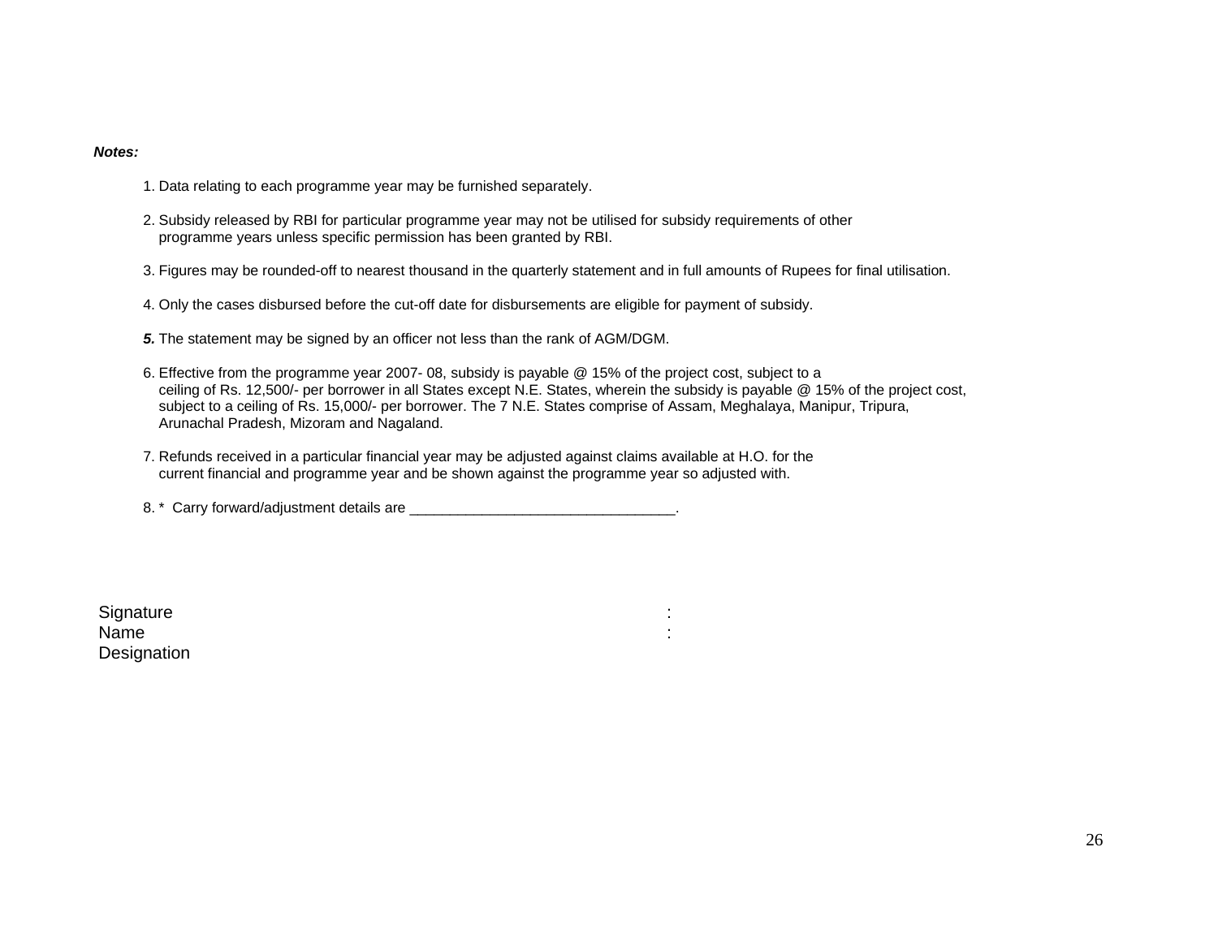***Notes:***

1. Data relating to each programme year may be furnished separately.

2. Subsidy released by RBI for particular programme year may not be utilised for subsidy requirements of other programme years unless specific permission has been granted by RBI.

3. Figures may be rounded-off to nearest thousand in the quarterly statement and in full amounts of Rupees for final utilisation.

4. Only the cases disbursed before the cut-off date for disbursements are eligible for payment of subsidy.

***5.*** The statement may be signed by an officer not less than the rank of AGM/DGM.

6. Effective from the programme year 2007- 08, subsidy is payable @ 15% of the project cost, subject to a ceiling of Rs. 12,500/- per borrower in all States except N.E. States, wherein the subsidy is payable @ 15% of the project cost, subject to a ceiling of Rs. 15,000/- per borrower. The 7 N.E. States comprise of Assam, Meghalaya, Manipur, Tripura, Arunachal Pradesh, Mizoram and Nagaland.

7. Refunds received in a particular financial year may be adjusted against claims available at H.O. for the current financial and programme year and be shown against the programme year so adjusted with.

8. * Carry forward/adjustment details are _________________________________.

Signature :
Name :
Designation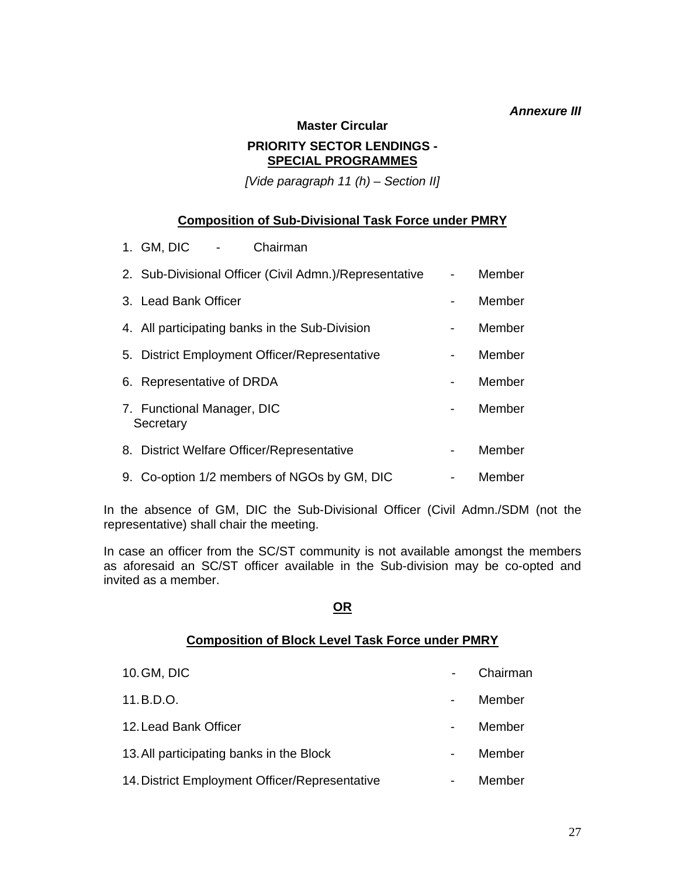*Annexure III*

**Master Circular**

**PRIORITY SECTOR LENDINGS -**
**SPECIAL PROGRAMMES**

*[Vide paragraph 11 (h) – Section II]*

**Composition of Sub-Divisional Task Force under PMRY**

1. GM, DIC - Chairman
2. Sub-Divisional Officer (Civil Admn.)/Representative - Member
3. Lead Bank Officer - Member
4. All participating banks in the Sub-Division - Member
5. District Employment Officer/Representative - Member
6. Representative of DRDA - Member
7. Functional Manager, DIC - Member
   Secretary
8. District Welfare Officer/Representative - Member
9. Co-option 1/2 members of NGOs by GM, DIC - Member

In the absence of GM, DIC the Sub-Divisional Officer (Civil Admn./SDM (not the representative) shall chair the meeting.

In case an officer from the SC/ST community is not available amongst the members as aforesaid an SC/ST officer available in the Sub-division may be co-opted and invited as a member.

**OR**

**Composition of Block Level Task Force under PMRY**

10. GM, DIC - Chairman
11. B.D.O. - Member
12. Lead Bank Officer - Member
13. All participating banks in the Block - Member
14. District Employment Officer/Representative - Member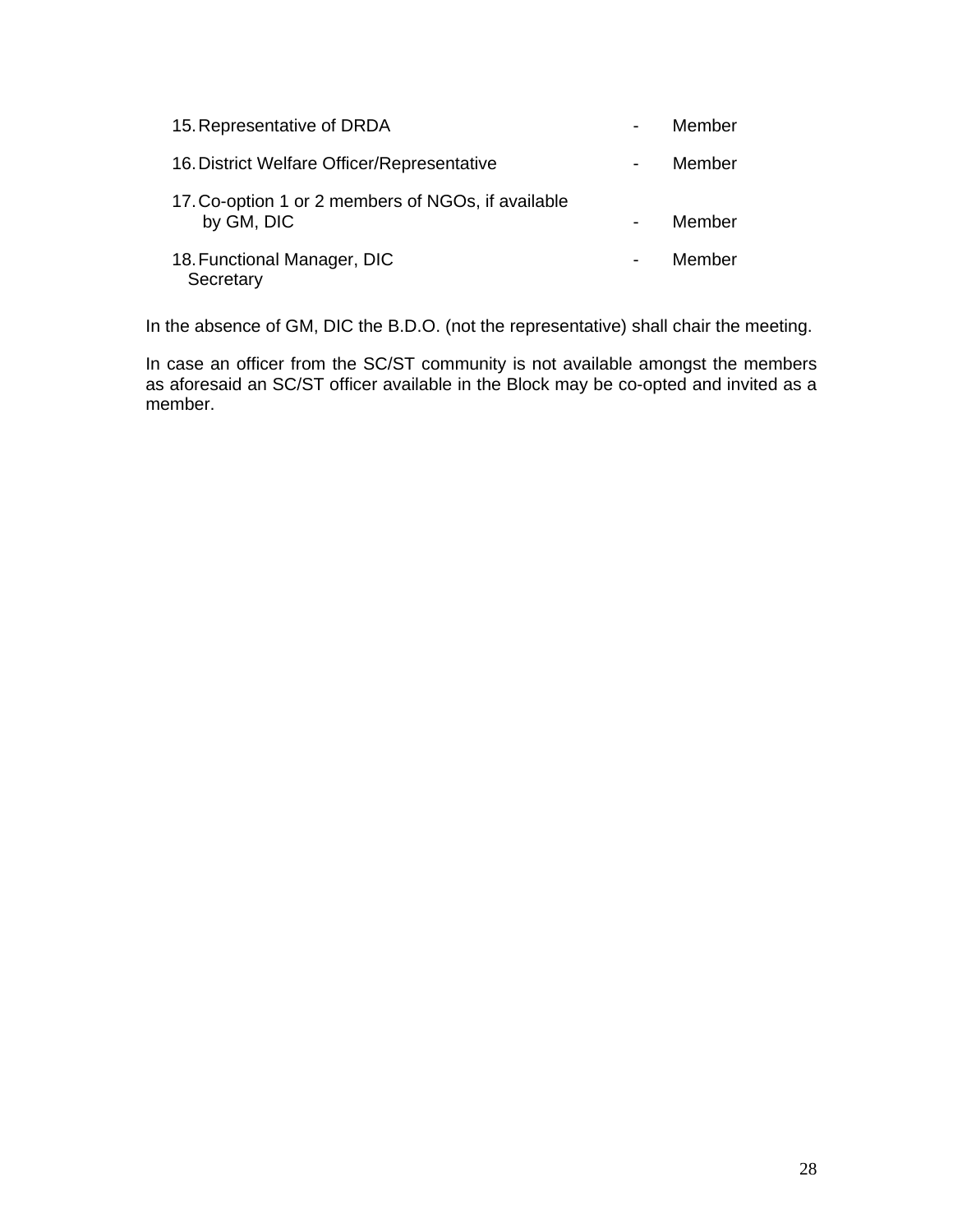15. Representative of DRDA - Member

16. District Welfare Officer/Representative - Member

17. Co-option 1 or 2 members of NGOs, if available by GM, DIC - Member

18. Functional Manager, DIC - Member
    Secretary

In the absence of GM, DIC the B.D.O. (not the representative) shall chair the meeting.

In case an officer from the SC/ST community is not available amongst the members as aforesaid an SC/ST officer available in the Block may be co-opted and invited as a member.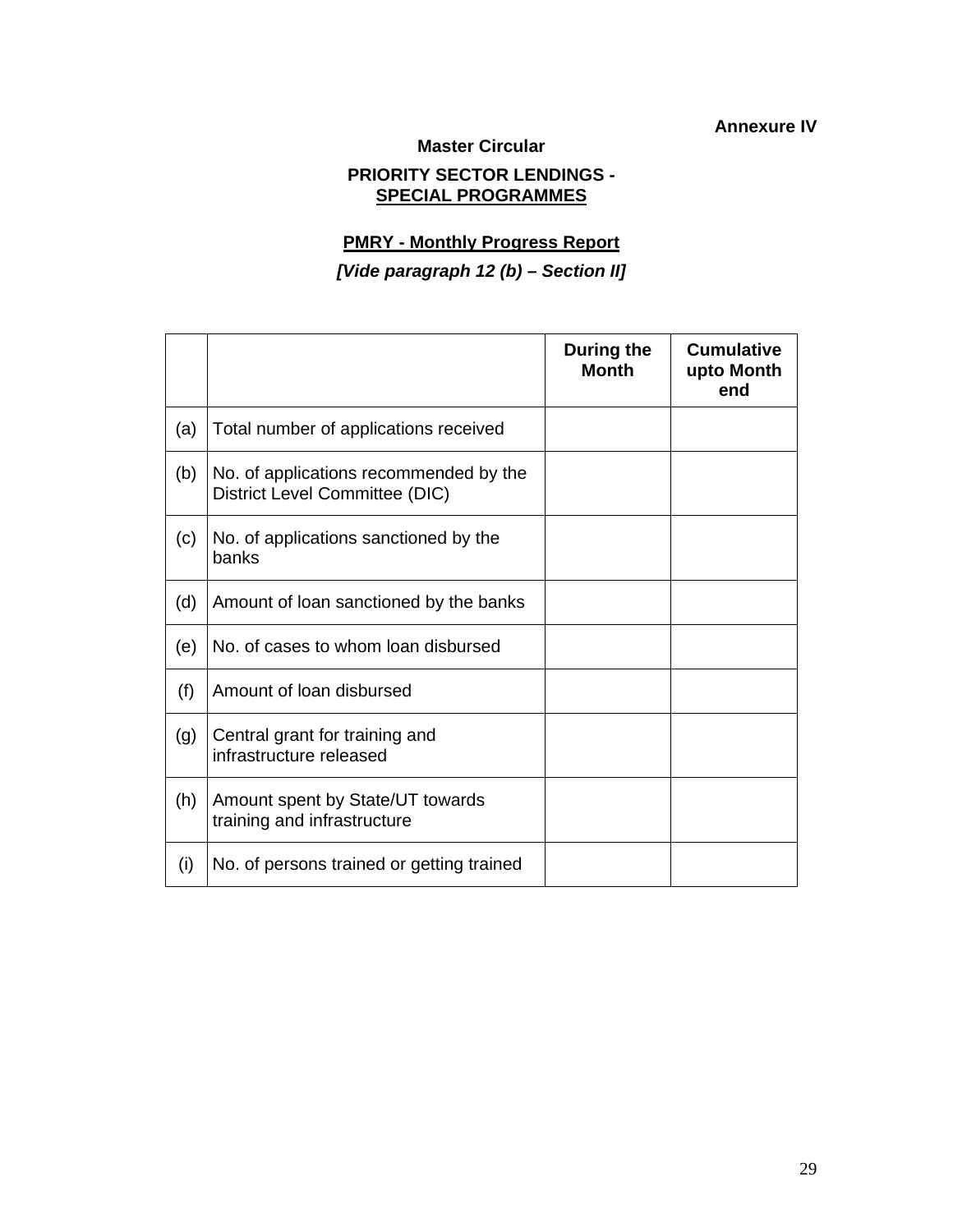**Annexure IV**

**Master Circular**

**PRIORITY SECTOR LENDINGS -**
**SPECIAL PROGRAMMES**

**PMRY - Monthly Progress Report**

***[Vide paragraph 12 (b) – Section II]***

| | | **During the Month** | **Cumulative upto Month end** |
|---|---|---|---|
| (a) | Total number of applications received | | |
| (b) | No. of applications recommended by the District Level Committee (DIC) | | |
| (c) | No. of applications sanctioned by the banks | | |
| (d) | Amount of loan sanctioned by the banks | | |
| (e) | No. of cases to whom loan disbursed | | |
| (f) | Amount of loan disbursed | | |
| (g) | Central grant for training and infrastructure released | | |
| (h) | Amount spent by State/UT towards training and infrastructure | | |
| (i) | No. of persons trained or getting trained | | |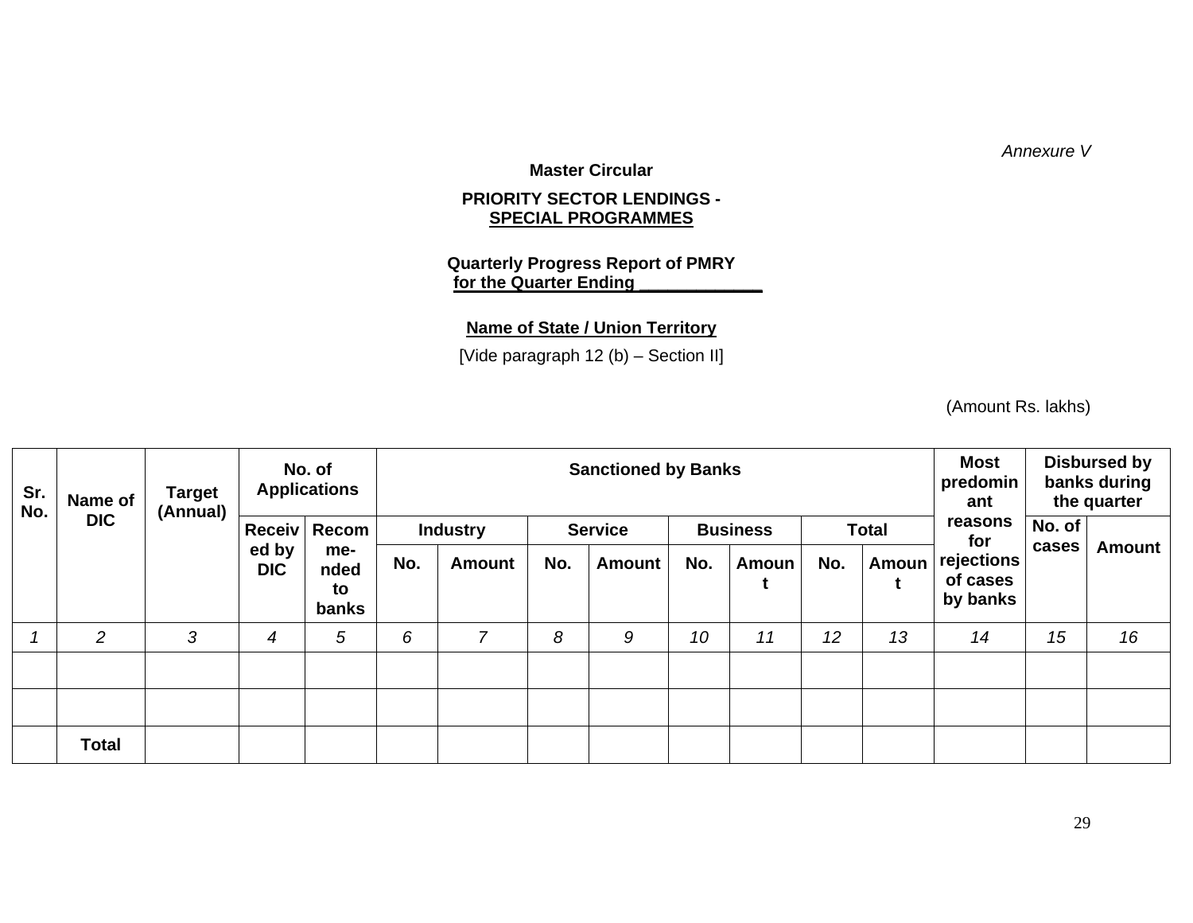*Annexure V*

**Master Circular**

**PRIORITY SECTOR LENDINGS - SPECIAL PROGRAMMES**

**Quarterly Progress Report of PMRY for the Quarter Ending _____________**

**Name of State / Union Territory**

[Vide paragraph 12 (b) – Section II]

(Amount Rs. lakhs)

| Sr. No. | Name of DIC | Target (Annual) | No. of Applications | | Sanctioned by Banks | | | | | | | | Most predominant reasons for rejections of cases by banks | Disbursed by banks during the quarter | |
|---|---|---|---|---|---|---|---|---|---|---|---|---|---|---|---|
| | | | Received by DIC | Recommended to banks | Industry | | Service | | Business | | Total | | | No. of cases | Amount |
| | | | | | No. | Amount | No. | Amount | No. | Amount | No. | Amount | | | |
| *1* | *2* | *3* | *4* | *5* | *6* | *7* | *8* | *9* | *10* | *11* | *12* | *13* | *14* | *15* | *16* |
| | | | | | | | | | | | | | | | |
| | | | | | | | | | | | | | | | |
| | **Total** | | | | | | | | | | | | | | |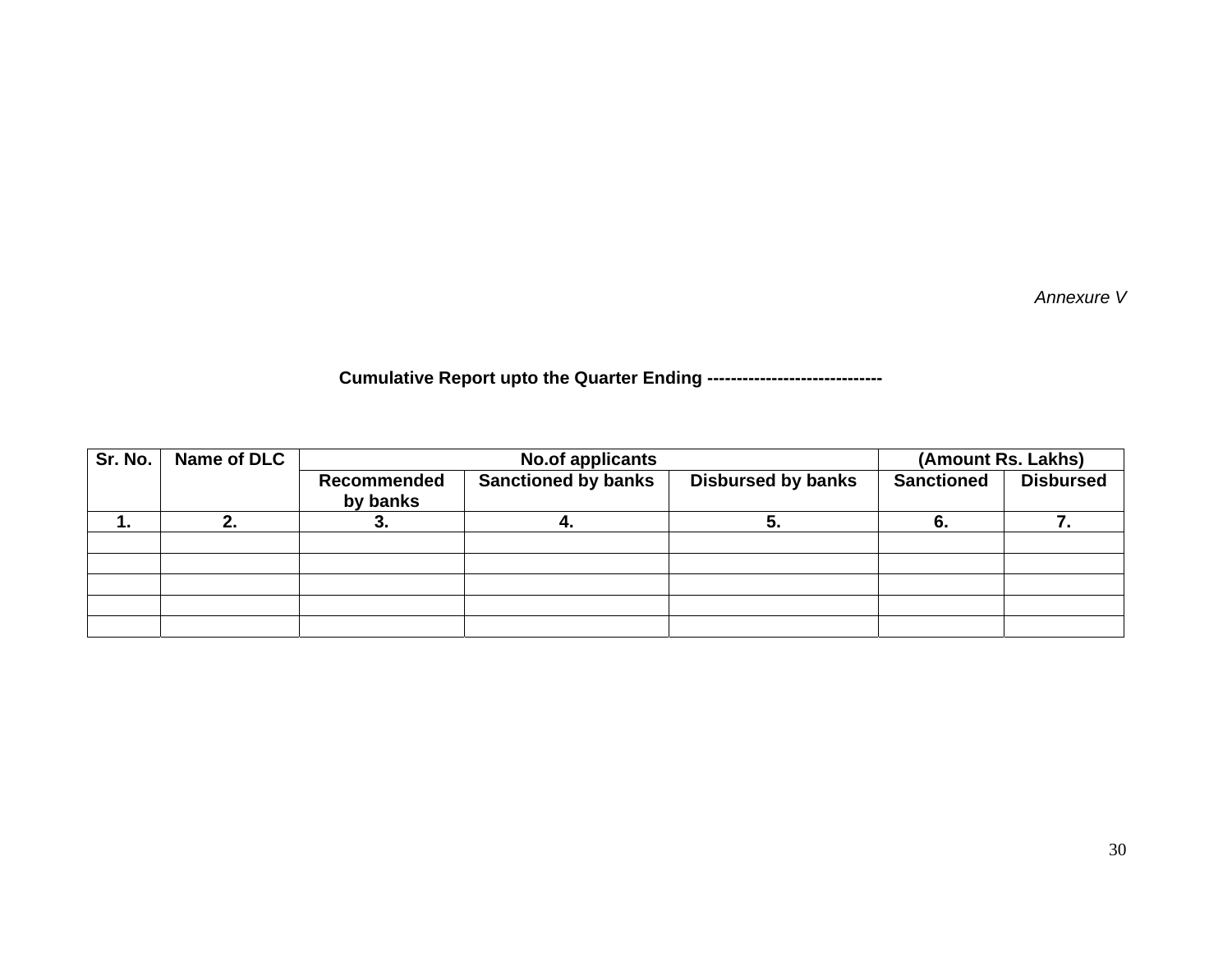*Annexure V*

**Cumulative Report upto the Quarter Ending ------------------------------**

| Sr. No. | Name of DLC | No.of applicants | | | (Amount Rs. Lakhs) | |
|---|---|---|---|---|---|---|
| | | Recommended by banks | Sanctioned by banks | Disbursed by banks | Sanctioned | Disbursed |
| 1. | 2. | 3. | 4. | 5. | 6. | 7. |
| | | | | | | |
| | | | | | | |
| | | | | | | |
| | | | | | | |
| | | | | | | |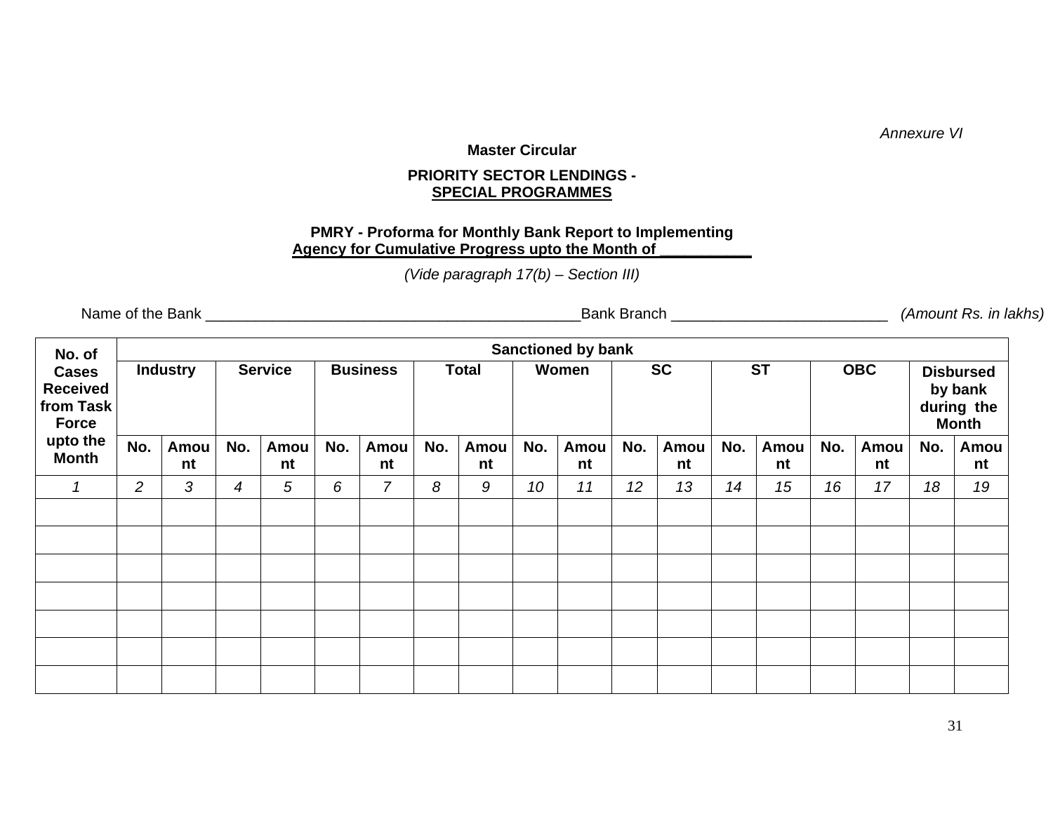*Annexure VI*

**Master Circular**

**PRIORITY SECTOR LENDINGS -**
**SPECIAL PROGRAMMES**

**PMRY - Proforma for Monthly Bank Report to Implementing Agency for Cumulative Progress upto the Month of ___________**

*(Vide paragraph 17(b) – Section III)*

Name of the Bank _____________________________________________Bank Branch __________________________ *(Amount Rs. in lakhs)*

| No. of Cases Received from Task Force upto the Month | Sanctioned by bank | | | | | | | | | | | | | | | | | |
|---|---|---|---|---|---|---|---|---|---|---|---|---|---|---|---|---|---|---|
| | Industry | | Service | | Business | | Total | | Women | | SC | | ST | | OBC | | Disbursed by bank during the Month | |
| | No. | Amount | No. | Amount | No. | Amount | No. | Amount | No. | Amount | No. | Amount | No. | Amount | No. | Amount | No. | Amount |
| *1* | *2* | *3* | *4* | *5* | *6* | *7* | *8* | *9* | *10* | *11* | *12* | *13* | *14* | *15* | *16* | *17* | *18* | *19* |
| | | | | | | | | | | | | | | | | | | |
| | | | | | | | | | | | | | | | | | | |
| | | | | | | | | | | | | | | | | | | |
| | | | | | | | | | | | | | | | | | | |
| | | | | | | | | | | | | | | | | | | |
| | | | | | | | | | | | | | | | | | | |
| | | | | | | | | | | | | | | | | | | |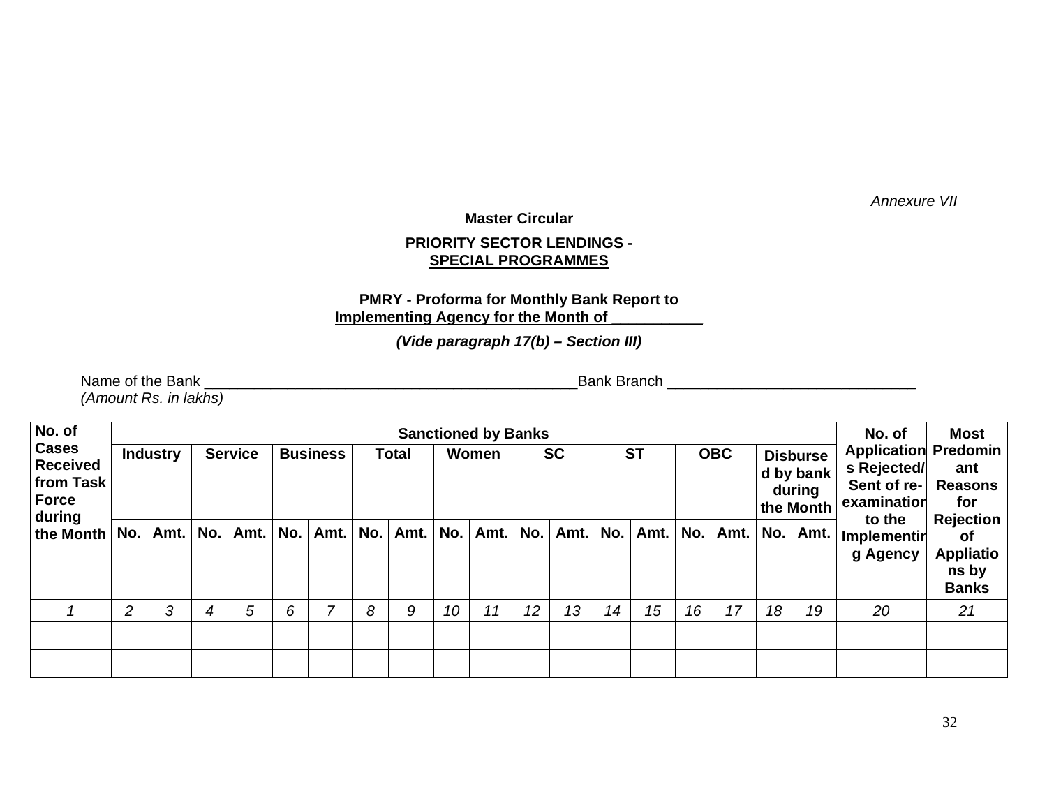*Annexure VII*

**Master Circular**

**PRIORITY SECTOR LENDINGS -**
**SPECIAL PROGRAMMES**

**PMRY - Proforma for Monthly Bank Report to**
**Implementing Agency for the Month of ___________**

***(Vide paragraph 17(b) – Section III)***

Name of the Bank _______________________________________________Bank Branch ______________________________
*(Amount Rs. in lakhs)*

| No. of Cases Received from Task Force during the Month | Sanctioned by Banks | | | | | | | | | | | | | | | | | | No. of Applications Rejected/ Sent of re-examination to the Implementing Agency | Most Predominant Reasons for Rejection of Appliations by Banks |
|---|---|---|---|---|---|---|---|---|---|---|---|---|---|---|---|---|---|---|---|---|
| | Industry | | Service | | Business | | Total | | Women | | SC | | ST | | OBC | | Disbursed by bank during the Month | | | |
| | No. | Amt. | No. | Amt. | No. | Amt. | No. | Amt. | No. | Amt. | No. | Amt. | No. | Amt. | No. | Amt. | No. | Amt. | | |
| *1* | *2* | *3* | *4* | *5* | *6* | *7* | *8* | *9* | *10* | *11* | *12* | *13* | *14* | *15* | *16* | *17* | *18* | *19* | *20* | *21* |
| | | | | | | | | | | | | | | | | | | | | |
| | | | | | | | | | | | | | | | | | | | | |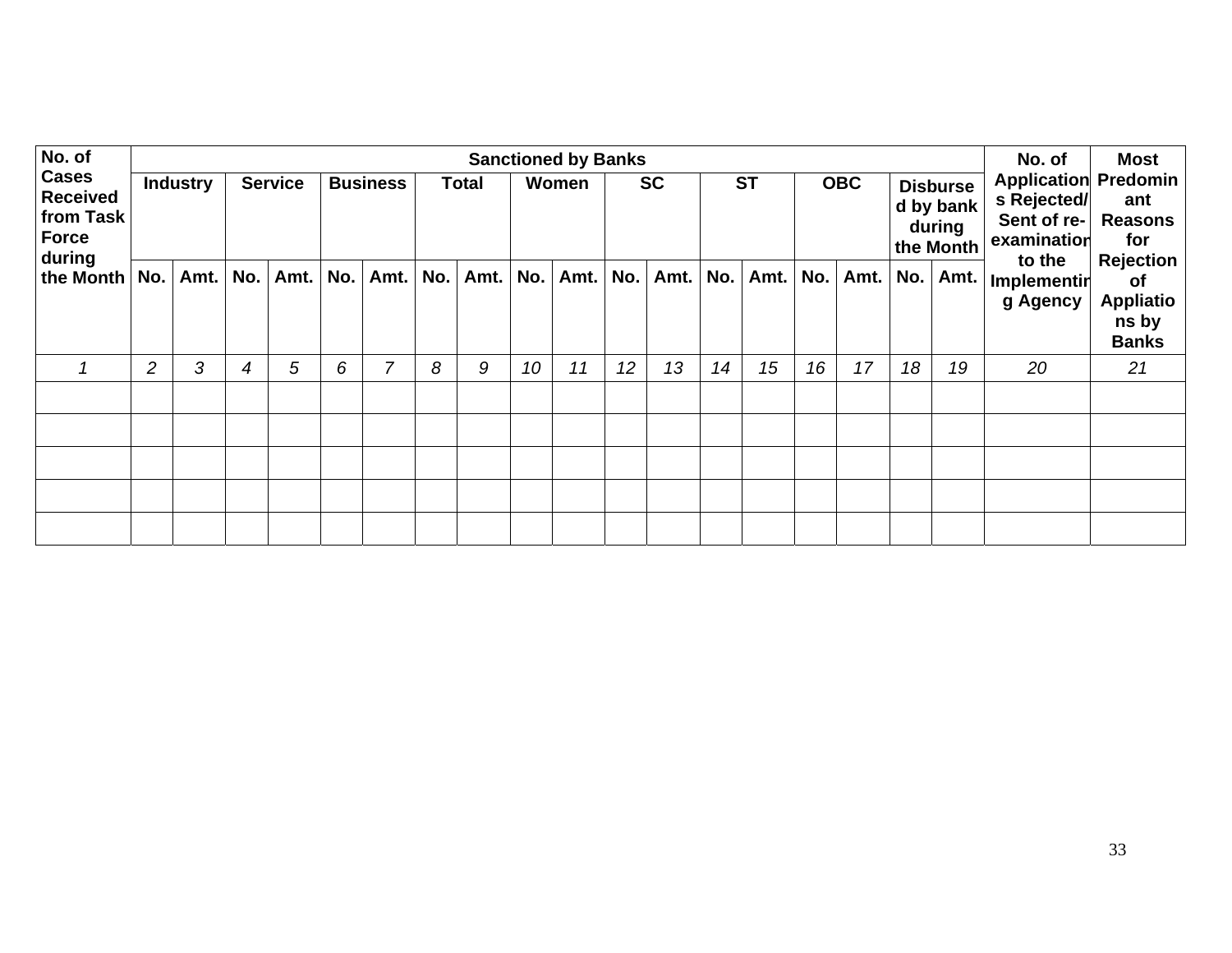| No. of Cases Received from Task Force during the Month | Sanctioned by Banks | | | | | | | | | | | | | | | | | | No. of Applications Rejected/ Sent of re-examination to the Implementing Agency | Most Predominant Reasons for Rejection of Appliations by Banks |
|---|---|---|---|---|---|---|---|---|---|---|---|---|---|---|---|---|---|---|---|---|
| | Industry | | Service | | Business | | Total | | Women | | SC | | ST | | OBC | | Disbursed by bank during the Month | | | |
| | No. | Amt. | No. | Amt. | No. | Amt. | No. | Amt. | No. | Amt. | No. | Amt. | No. | Amt. | No. | Amt. | No. | Amt. | | |
| *1* | *2* | *3* | *4* | *5* | *6* | *7* | *8* | *9* | *10* | *11* | *12* | *13* | *14* | *15* | *16* | *17* | *18* | *19* | *20* | *21* |
| | | | | | | | | | | | | | | | | | | | | |
| | | | | | | | | | | | | | | | | | | | | |
| | | | | | | | | | | | | | | | | | | | | |
| | | | | | | | | | | | | | | | | | | | | |
| | | | | | | | | | | | | | | | | | | | | |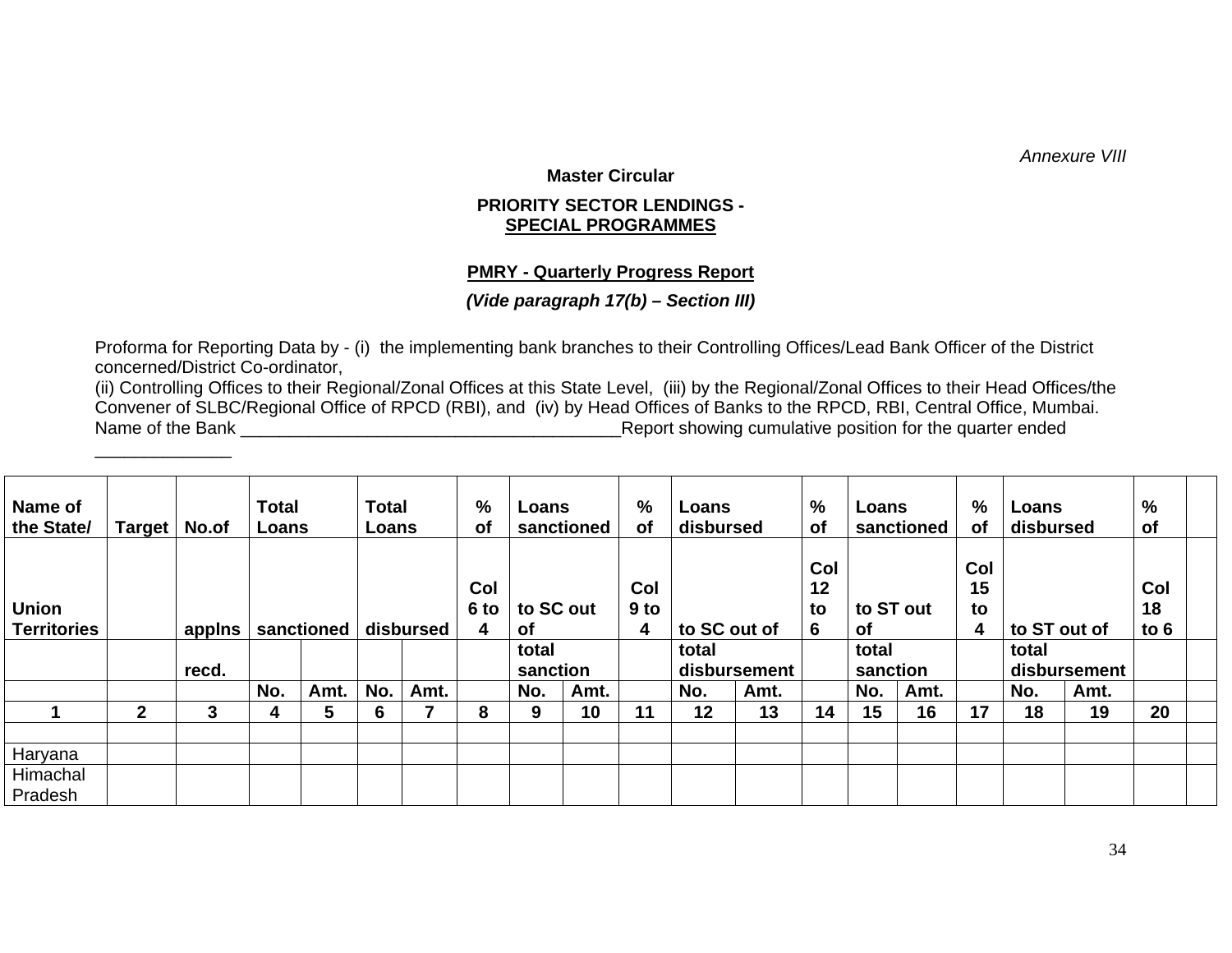*Annexure VIII*

**Master Circular**

**PRIORITY SECTOR LENDINGS -**
**SPECIAL PROGRAMMES**

**PMRY - Quarterly Progress Report**

***(Vide paragraph 17(b) – Section III)***

Proforma for Reporting Data by - (i) the implementing bank branches to their Controlling Offices/Lead Bank Officer of the District concerned/District Co-ordinator,
(ii) Controlling Offices to their Regional/Zonal Offices at this State Level, (iii) by the Regional/Zonal Offices to their Head Offices/the Convener of SLBC/Regional Office of RPCD (RBI), and (iv) by Head Offices of Banks to the RPCD, RBI, Central Office, Mumbai.
Name of the Bank ________________________________________Report showing cumulative position for the quarter ended ______________

| Name of the State/ Union Territories | Target | No.of applns recd. | Total Loans sanctioned | | Total Loans disbursed | | % of Col 6 to 4 | Loans sanctioned to SC out of total sanction | | % of Col 9 to 4 | Loans disbursed to SC out of total disbursement | | % of Col 12 to 6 | Loans sanctioned to ST out of total sanction | | % of Col 15 to 4 | Loans disbursed to ST out of total disbursement | | % of Col 18 to 6 | |
|---|---|---|---|---|---|---|---|---|---|---|---|---|---|---|---|---|---|---|---|---|
| | | | No. | Amt. | No. | Amt. | | No. | Amt. | | No. | Amt. | | No. | Amt. | | No. | Amt. | | |
| 1 | 2 | 3 | 4 | 5 | 6 | 7 | 8 | 9 | 10 | 11 | 12 | 13 | 14 | 15 | 16 | 17 | 18 | 19 | 20 | |
| | | | | | | | | | | | | | | | | | | | | |
| Haryana | | | | | | | | | | | | | | | | | | | | |
| Himachal Pradesh | | | | | | | | | | | | | | | | | | | | |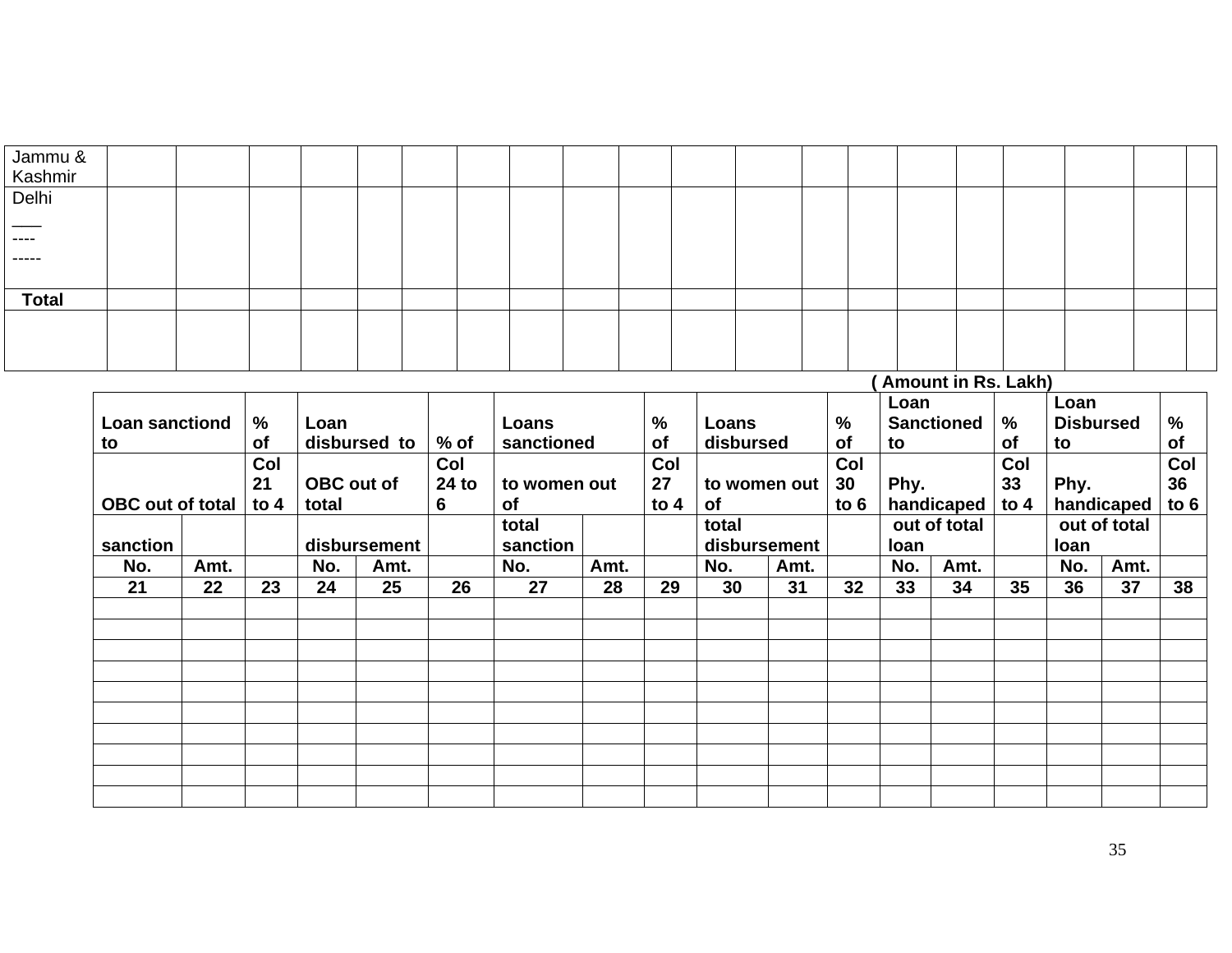| Jammu & Kashmir | | | | | | | | | | | | | | | | | | | | | |
|---|---|---|---|---|---|---|---|---|---|---|---|---|---|---|---|---|---|---|---|---|---|
| Delhi<br>___<br>----<br>----- | | | | | | | | | | | | | | | | | | | | | |
| **Total** | | | | | | | | | | | | | | | | | | | | | |
| | | | | | | | | | | | | | | | | | | | | | |

**( Amount in Rs. Lakh)**

| Loan sanctiond to OBC out of total sanction | | % of Col 21 to 4 | Loan disbursed to OBC out of total disbursement | | % of Col 24 to 6 | Loans sanctioned to women out of total sanction | | % of Col 27 to 4 | Loans disbursed to women out of total disbursement | | % of Col 30 to 6 | Loan Sanctioned to Phy. handicaped out of total loan | | % of Col 33 to 4 | Loan Disbursed to Phy. handicaped out of total loan | | % of Col 36 to 6 |
|---|---|---|---|---|---|---|---|---|---|---|---|---|---|---|---|---|---|
| **No.** | **Amt.** | | **No.** | **Amt.** | | **No.** | **Amt.** | | **No.** | **Amt.** | | **No.** | **Amt.** | | **No.** | **Amt.** | |
| **21** | **22** | **23** | **24** | **25** | **26** | **27** | **28** | **29** | **30** | **31** | **32** | **33** | **34** | **35** | **36** | **37** | **38** |
| | | | | | | | | | | | | | | | | | |
| | | | | | | | | | | | | | | | | | |
| | | | | | | | | | | | | | | | | | |
| | | | | | | | | | | | | | | | | | |
| | | | | | | | | | | | | | | | | | |
| | | | | | | | | | | | | | | | | | |
| | | | | | | | | | | | | | | | | | |
| | | | | | | | | | | | | | | | | | |
| | | | | | | | | | | | | | | | | | |
| | | | | | | | | | | | | | | | | | |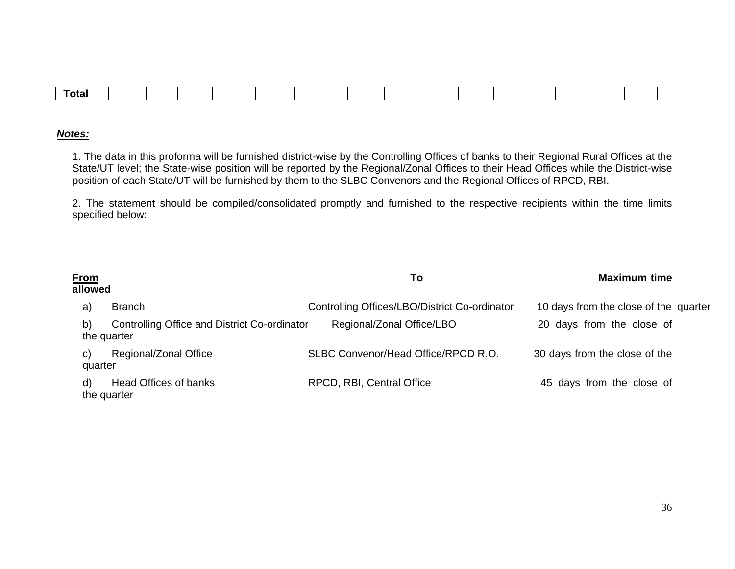| Total | | | | | | | | | | | | | | | | | | |
|---|---|---|---|---|---|---|---|---|---|---|---|---|---|---|---|---|---|---|

***Notes:***

1. The data in this proforma will be furnished district-wise by the Controlling Offices of banks to their Regional Rural Offices at the State/UT level; the State-wise position will be reported by the Regional/Zonal Offices to their Head Offices while the District-wise position of each State/UT will be furnished by them to the SLBC Convenors and the Regional Offices of RPCD, RBI.

2. The statement should be compiled/consolidated promptly and furnished to the respective recipients within the time limits specified below:

| From | | To | Maximum time allowed |
|---|---|---|---|
| a) | Branch | Controlling Offices/LBO/District Co-ordinator | 10 days from the close of the quarter |
| b) | Controlling Office and District Co-ordinator | Regional/Zonal Office/LBO | 20 days from the close of the quarter |
| c) | Regional/Zonal Office | SLBC Convenor/Head Office/RPCD R.O. | 30 days from the close of the quarter |
| d) | Head Offices of banks | RPCD, RBI, Central Office | 45 days from the close of the quarter |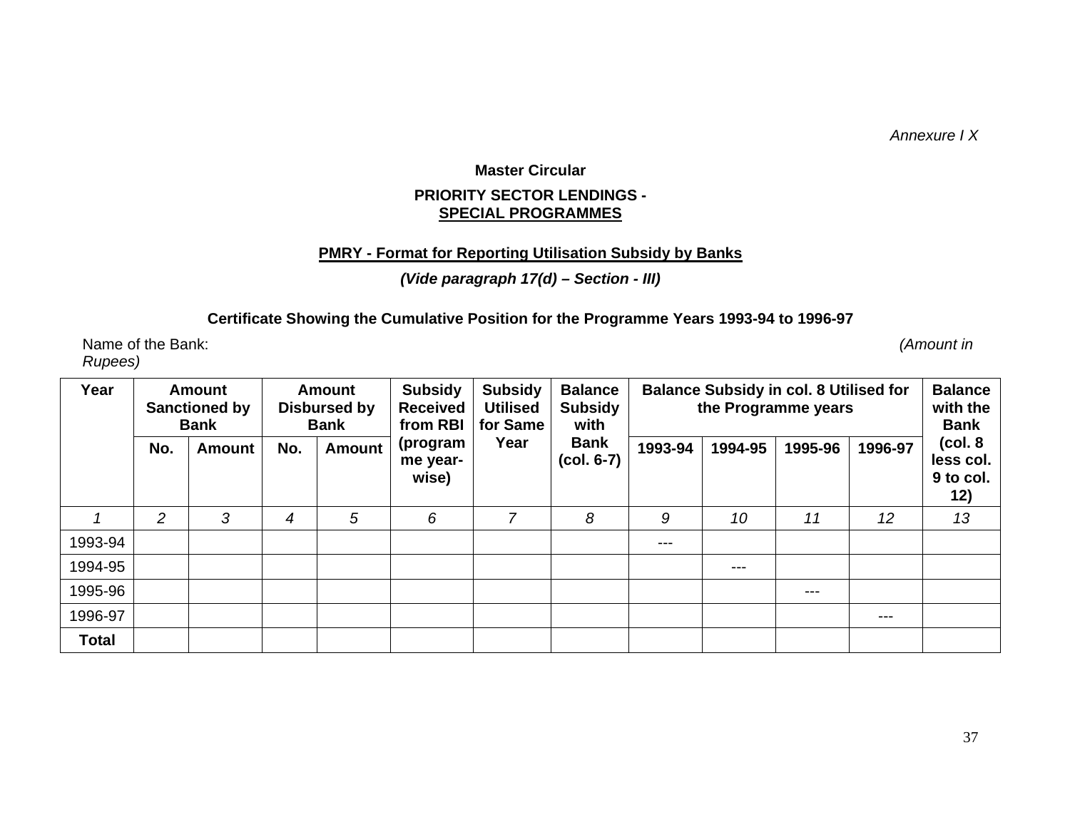*Annexure I X*

**Master Circular**

**PRIORITY SECTOR LENDINGS -**
**SPECIAL PROGRAMMES**

**PMRY - Format for Reporting Utilisation Subsidy by Banks**

***(Vide paragraph 17(d) – Section - III)***

**Certificate Showing the Cumulative Position for the Programme Years 1993-94 to 1996-97**

Name of the Bank: *(Amount in Rupees)*

| Year | Amount Sanctioned by Bank | | Amount Disbursed by Bank | | Subsidy Received from RBI (programme year-wise) | Subsidy Utilised for Same Year | Balance Subsidy with Bank (col. 6-7) | Balance Subsidy in col. 8 Utilised for the Programme years | | | | Balance with the Bank (col. 8 less col. 9 to col. 12) |
|---|---|---|---|---|---|---|---|---|---|---|---|---|
| | No. | Amount | No. | Amount | | | | 1993-94 | 1994-95 | 1995-96 | 1996-97 | |
| *1* | *2* | *3* | *4* | *5* | *6* | *7* | *8* | *9* | *10* | *11* | *12* | *13* |
| 1993-94 | | | | | | | | --- | | | | |
| 1994-95 | | | | | | | | | --- | | | |
| 1995-96 | | | | | | | | | | --- | | |
| 1996-97 | | | | | | | | | | | --- | |
| **Total** | | | | | | | | | | | | |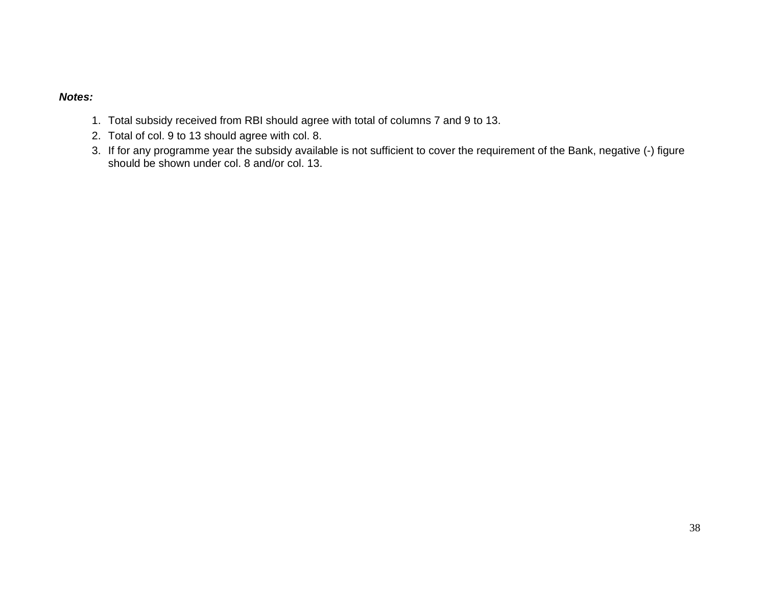***Notes:***

1. Total subsidy received from RBI should agree with total of columns 7 and 9 to 13.
2. Total of col. 9 to 13 should agree with col. 8.
3. If for any programme year the subsidy available is not sufficient to cover the requirement of the Bank, negative (-) figure should be shown under col. 8 and/or col. 13.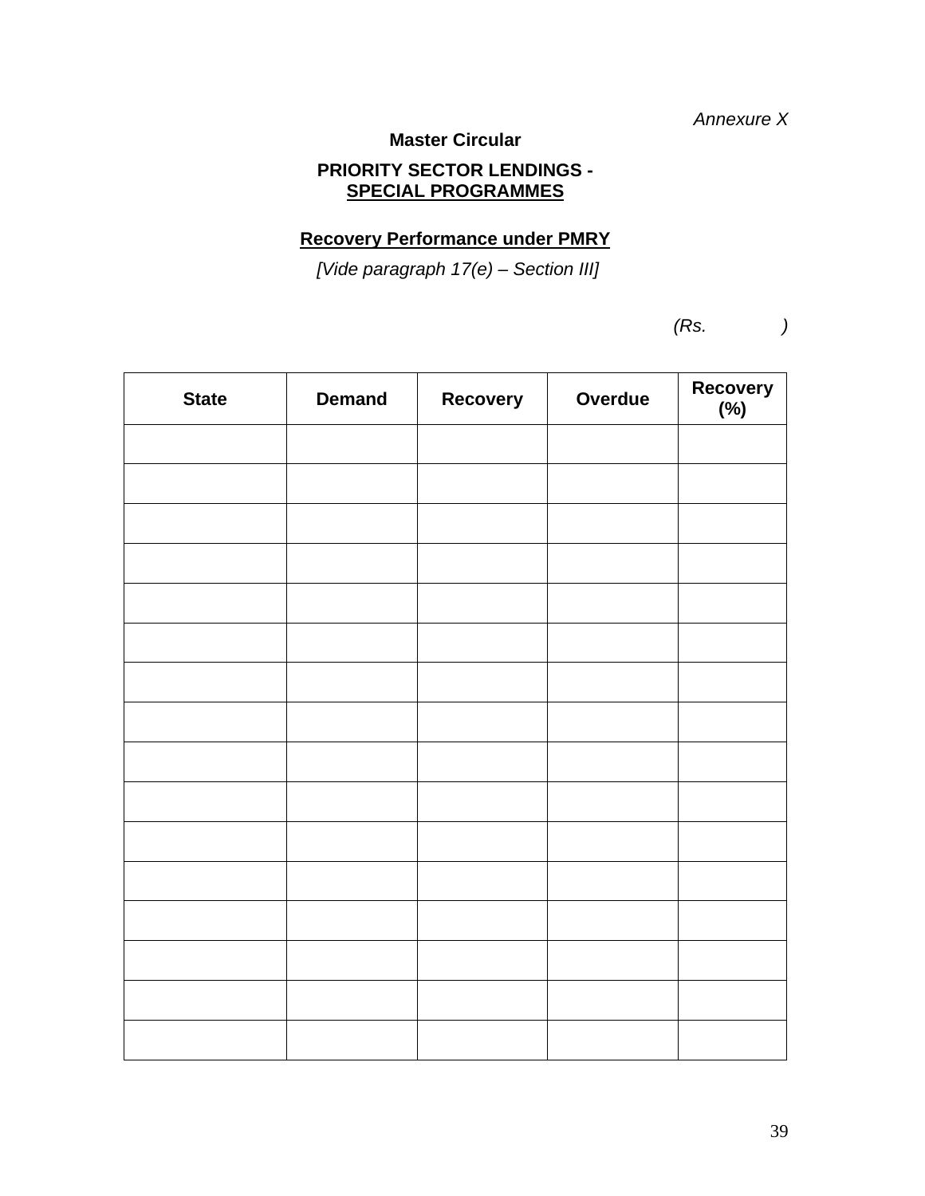*Annexure X*

**Master Circular**

**PRIORITY SECTOR LENDINGS - SPECIAL PROGRAMMES**

**Recovery Performance under PMRY**

*[Vide paragraph 17(e) – Section III]*

*(Rs. )*

| State | Demand | Recovery | Overdue | Recovery (%) |
|---|---|---|---|---|
| | | | | |
| | | | | |
| | | | | |
| | | | | |
| | | | | |
| | | | | |
| | | | | |
| | | | | |
| | | | | |
| | | | | |
| | | | | |
| | | | | |
| | | | | |
| | | | | |
| | | | | |
| | | | | |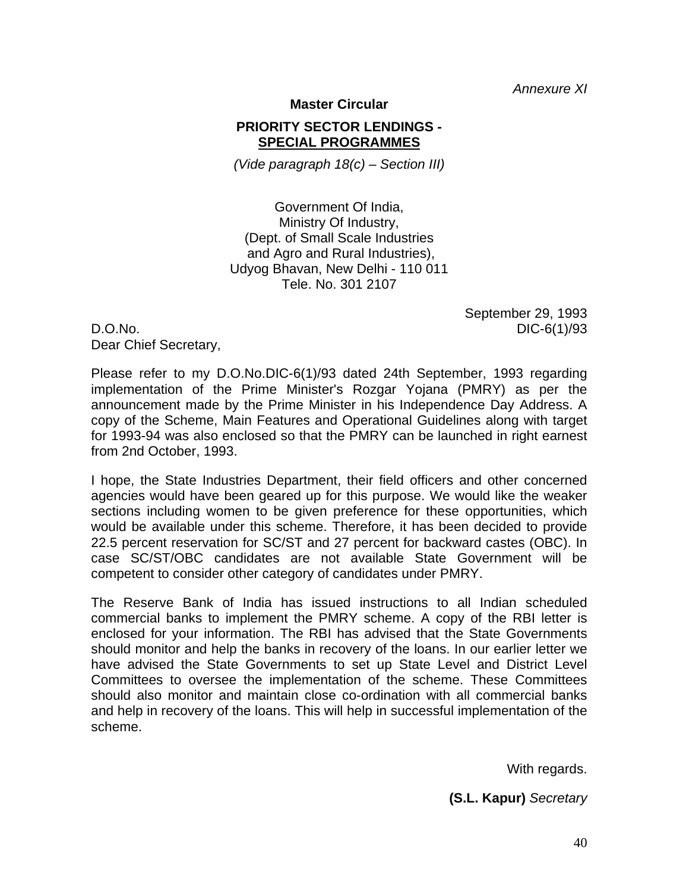*Annexure XI*

**Master Circular**

**PRIORITY SECTOR LENDINGS -**
**SPECIAL PROGRAMMES**

*(Vide paragraph 18(c) – Section III)*

Government Of India,
Ministry Of Industry,
(Dept. of Small Scale Industries
and Agro and Rural Industries),
Udyog Bhavan, New Delhi - 110 011
Tele. No. 301 2107

September 29, 1993

D.O.No. DIC-6(1)/93

Dear Chief Secretary,

Please refer to my D.O.No.DIC-6(1)/93 dated 24th September, 1993 regarding implementation of the Prime Minister's Rozgar Yojana (PMRY) as per the announcement made by the Prime Minister in his Independence Day Address. A copy of the Scheme, Main Features and Operational Guidelines along with target for 1993-94 was also enclosed so that the PMRY can be launched in right earnest from 2nd October, 1993.

I hope, the State Industries Department, their field officers and other concerned agencies would have been geared up for this purpose. We would like the weaker sections including women to be given preference for these opportunities, which would be available under this scheme. Therefore, it has been decided to provide 22.5 percent reservation for SC/ST and 27 percent for backward castes (OBC). In case SC/ST/OBC candidates are not available State Government will be competent to consider other category of candidates under PMRY.

The Reserve Bank of India has issued instructions to all Indian scheduled commercial banks to implement the PMRY scheme. A copy of the RBI letter is enclosed for your information. The RBI has advised that the State Governments should monitor and help the banks in recovery of the loans. In our earlier letter we have advised the State Governments to set up State Level and District Level Committees to oversee the implementation of the scheme. These Committees should also monitor and maintain close co-ordination with all commercial banks and help in recovery of the loans. This will help in successful implementation of the scheme.

With regards.

**(S.L. Kapur)** *Secretary*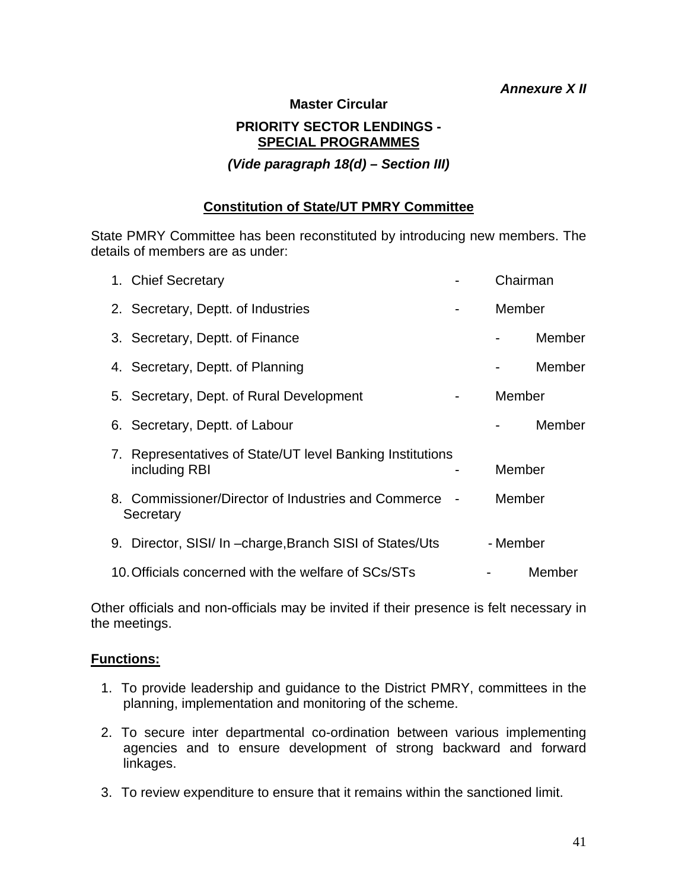*Annexure X II*

**Master Circular**

**PRIORITY SECTOR LENDINGS -**
**SPECIAL PROGRAMMES**

***(Vide paragraph 18(d) – Section III)***

**Constitution of State/UT PMRY Committee**

State PMRY Committee has been reconstituted by introducing new members. The details of members are as under:

1. Chief Secretary - Chairman
2. Secretary, Deptt. of Industries - Member
3. Secretary, Deptt. of Finance - Member
4. Secretary, Deptt. of Planning - Member
5. Secretary, Dept. of Rural Development - Member
6. Secretary, Deptt. of Labour - Member
7. Representatives of State/UT level Banking Institutions including RBI - Member
8. Commissioner/Director of Industries and Commerce Secretary - Member
9. Director, SISI/ In –charge,Branch SISI of States/Uts - Member
10. Officials concerned with the welfare of SCs/STs - Member

Other officials and non-officials may be invited if their presence is felt necessary in the meetings.

**Functions:**

1. To provide leadership and guidance to the District PMRY, committees in the planning, implementation and monitoring of the scheme.
2. To secure inter departmental co-ordination between various implementing agencies and to ensure development of strong backward and forward linkages.
3. To review expenditure to ensure that it remains within the sanctioned limit.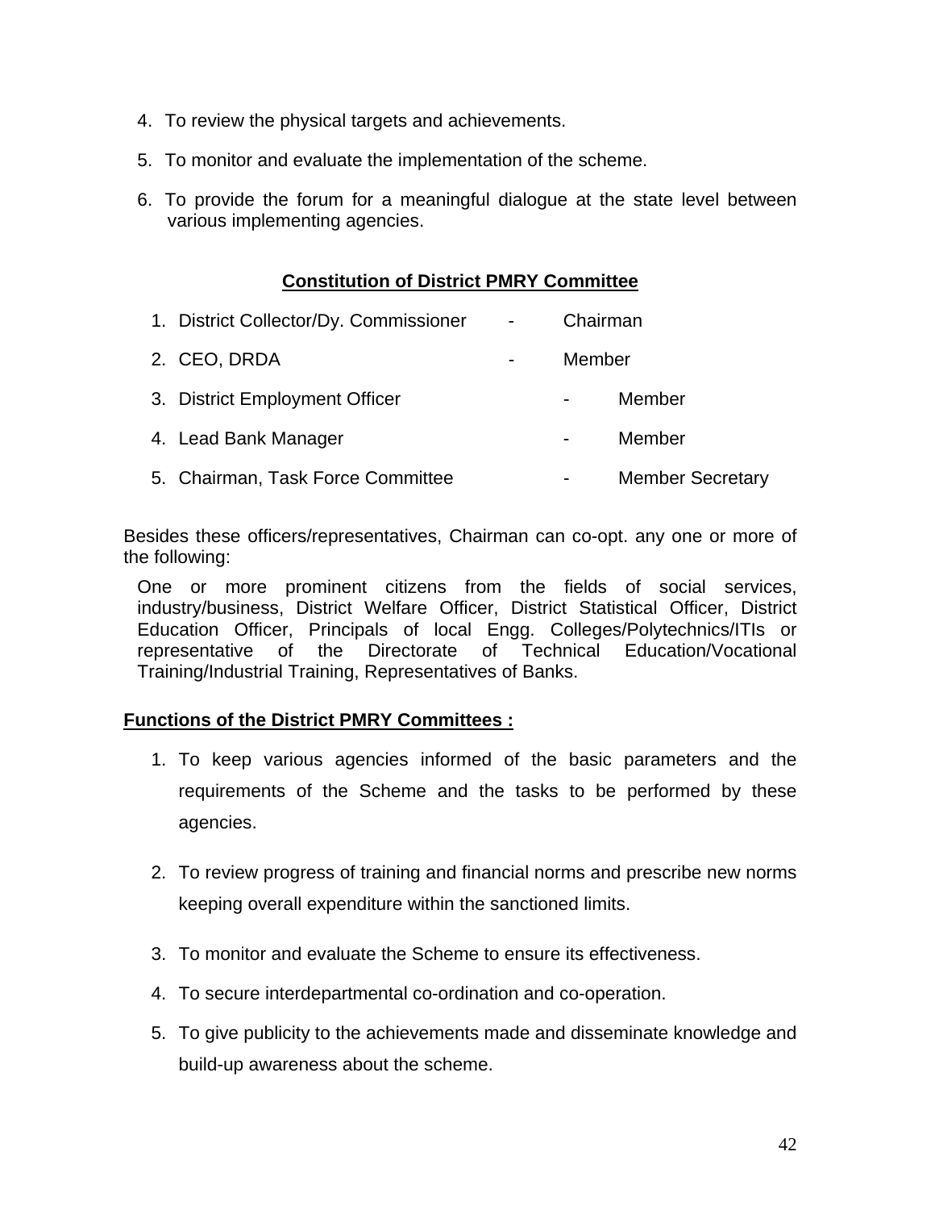4. To review the physical targets and achievements.

5. To monitor and evaluate the implementation of the scheme.

6. To provide the forum for a meaningful dialogue at the state level between various implementing agencies.

**Constitution of District PMRY Committee**

1. District Collector/Dy. Commissioner - Chairman
2. CEO, DRDA - Member
3. District Employment Officer - Member
4. Lead Bank Manager - Member
5. Chairman, Task Force Committee - Member Secretary

Besides these officers/representatives, Chairman can co-opt. any one or more of the following:

One or more prominent citizens from the fields of social services, industry/business, District Welfare Officer, District Statistical Officer, District Education Officer, Principals of local Engg. Colleges/Polytechnics/ITIs or representative of the Directorate of Technical Education/Vocational Training/Industrial Training, Representatives of Banks.

**Functions of the District PMRY Committees :**

1. To keep various agencies informed of the basic parameters and the requirements of the Scheme and the tasks to be performed by these agencies.

2. To review progress of training and financial norms and prescribe new norms keeping overall expenditure within the sanctioned limits.

3. To monitor and evaluate the Scheme to ensure its effectiveness.

4. To secure interdepartmental co-ordination and co-operation.

5. To give publicity to the achievements made and disseminate knowledge and build-up awareness about the scheme.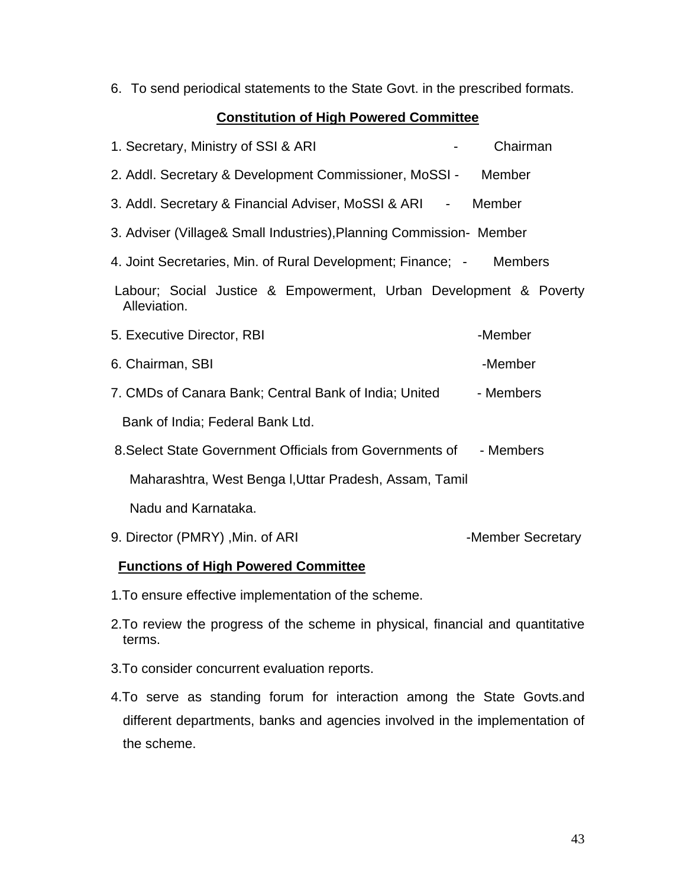6. To send periodical statements to the State Govt. in the prescribed formats.

**Constitution of High Powered Committee**

1. Secretary, Ministry of SSI & ARI - Chairman

2. Addl. Secretary & Development Commissioner, MoSSI - Member

3. Addl. Secretary & Financial Adviser, MoSSI & ARI - Member

3. Adviser (Village& Small Industries),Planning Commission- Member

4. Joint Secretaries, Min. of Rural Development; Finance; Labour; Social Justice & Empowerment, Urban Development & Poverty Alleviation. - Members

5. Executive Director, RBI -Member

6. Chairman, SBI -Member

7. CMDs of Canara Bank; Central Bank of India; United Bank of India; Federal Bank Ltd. - Members

8. Select State Government Officials from Governments of Maharashtra, West Benga l,Uttar Pradesh, Assam, Tamil Nadu and Karnataka. - Members

9. Director (PMRY) ,Min. of ARI -Member Secretary

**Functions of High Powered Committee**

1. To ensure effective implementation of the scheme.

2. To review the progress of the scheme in physical, financial and quantitative terms.

3. To consider concurrent evaluation reports.

4. To serve as standing forum for interaction among the State Govts.and different departments, banks and agencies involved in the implementation of the scheme.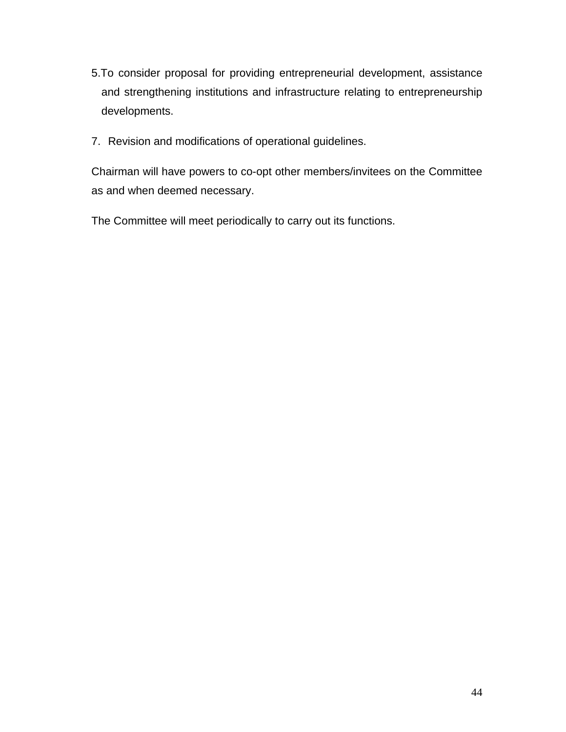5. To consider proposal for providing entrepreneurial development, assistance and strengthening institutions and infrastructure relating to entrepreneurship developments.

7. Revision and modifications of operational guidelines.

Chairman will have powers to co-opt other members/invitees on the Committee as and when deemed necessary.

The Committee will meet periodically to carry out its functions.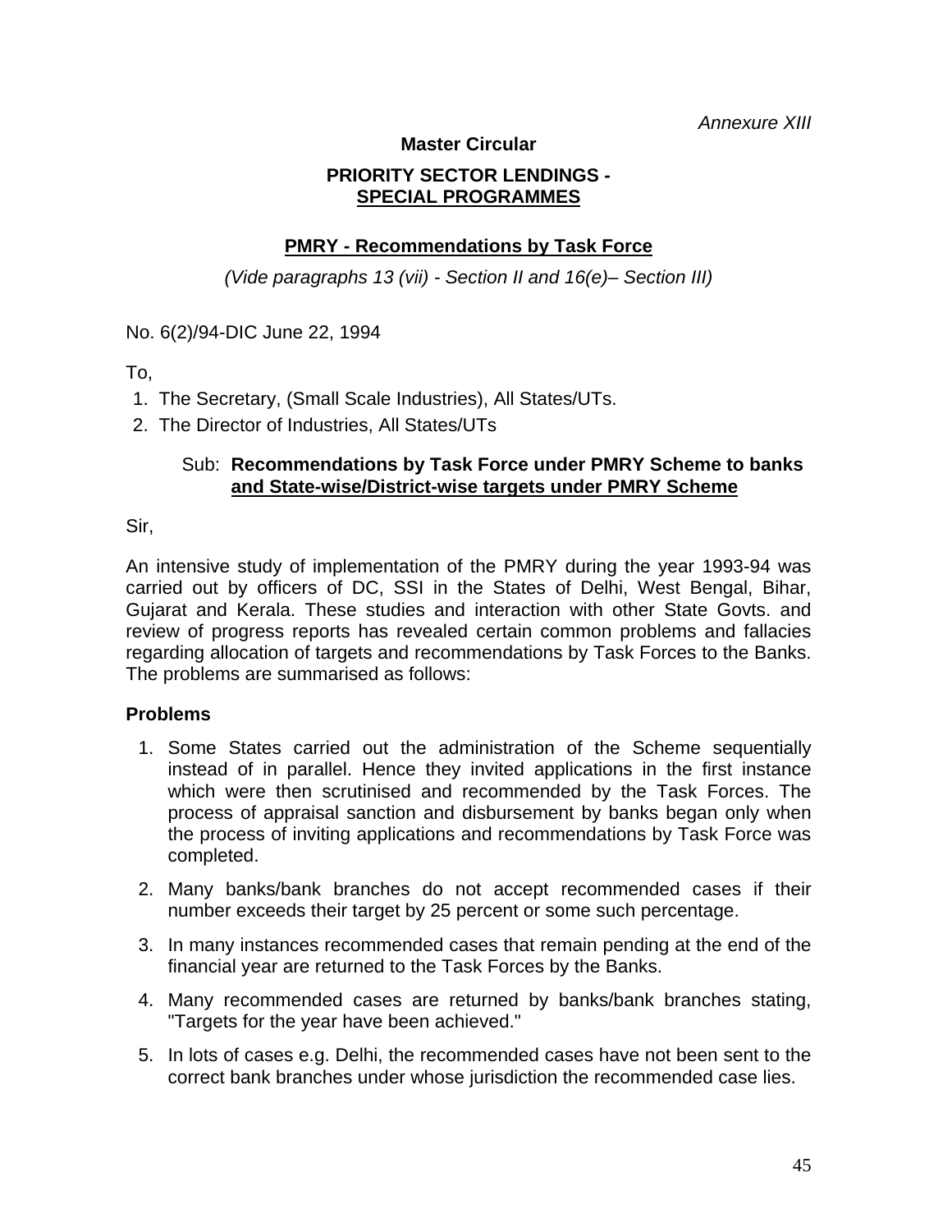*Annexure XIII*

**Master Circular**

**PRIORITY SECTOR LENDINGS -**
**SPECIAL PROGRAMMES**

**PMRY - Recommendations by Task Force**

*(Vide paragraphs 13 (vii) - Section II and 16(e)– Section III)*

No. 6(2)/94-DIC June 22, 1994

To,

1. The Secretary, (Small Scale Industries), All States/UTs.
2. The Director of Industries, All States/UTs

Sub: **Recommendations by Task Force under PMRY Scheme to banks and State-wise/District-wise targets under PMRY Scheme**

Sir,

An intensive study of implementation of the PMRY during the year 1993-94 was carried out by officers of DC, SSI in the States of Delhi, West Bengal, Bihar, Gujarat and Kerala. These studies and interaction with other State Govts. and review of progress reports has revealed certain common problems and fallacies regarding allocation of targets and recommendations by Task Forces to the Banks. The problems are summarised as follows:

**Problems**

1. Some States carried out the administration of the Scheme sequentially instead of in parallel. Hence they invited applications in the first instance which were then scrutinised and recommended by the Task Forces. The process of appraisal sanction and disbursement by banks began only when the process of inviting applications and recommendations by Task Force was completed.
2. Many banks/bank branches do not accept recommended cases if their number exceeds their target by 25 percent or some such percentage.
3. In many instances recommended cases that remain pending at the end of the financial year are returned to the Task Forces by the Banks.
4. Many recommended cases are returned by banks/bank branches stating, "Targets for the year have been achieved."
5. In lots of cases e.g. Delhi, the recommended cases have not been sent to the correct bank branches under whose jurisdiction the recommended case lies.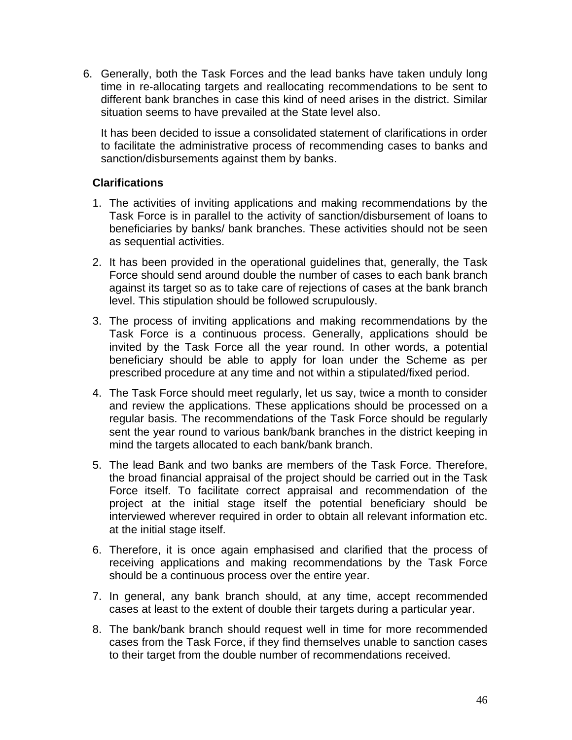6. Generally, both the Task Forces and the lead banks have taken unduly long time in re-allocating targets and reallocating recommendations to be sent to different bank branches in case this kind of need arises in the district. Similar situation seems to have prevailed at the State level also.

   It has been decided to issue a consolidated statement of clarifications in order to facilitate the administrative process of recommending cases to banks and sanction/disbursements against them by banks.

**Clarifications**

1. The activities of inviting applications and making recommendations by the Task Force is in parallel to the activity of sanction/disbursement of loans to beneficiaries by banks/ bank branches. These activities should not be seen as sequential activities.
2. It has been provided in the operational guidelines that, generally, the Task Force should send around double the number of cases to each bank branch against its target so as to take care of rejections of cases at the bank branch level. This stipulation should be followed scrupulously.
3. The process of inviting applications and making recommendations by the Task Force is a continuous process. Generally, applications should be invited by the Task Force all the year round. In other words, a potential beneficiary should be able to apply for loan under the Scheme as per prescribed procedure at any time and not within a stipulated/fixed period.
4. The Task Force should meet regularly, let us say, twice a month to consider and review the applications. These applications should be processed on a regular basis. The recommendations of the Task Force should be regularly sent the year round to various bank/bank branches in the district keeping in mind the targets allocated to each bank/bank branch.
5. The lead Bank and two banks are members of the Task Force. Therefore, the broad financial appraisal of the project should be carried out in the Task Force itself. To facilitate correct appraisal and recommendation of the project at the initial stage itself the potential beneficiary should be interviewed wherever required in order to obtain all relevant information etc. at the initial stage itself.
6. Therefore, it is once again emphasised and clarified that the process of receiving applications and making recommendations by the Task Force should be a continuous process over the entire year.
7. In general, any bank branch should, at any time, accept recommended cases at least to the extent of double their targets during a particular year.
8. The bank/bank branch should request well in time for more recommended cases from the Task Force, if they find themselves unable to sanction cases to their target from the double number of recommendations received.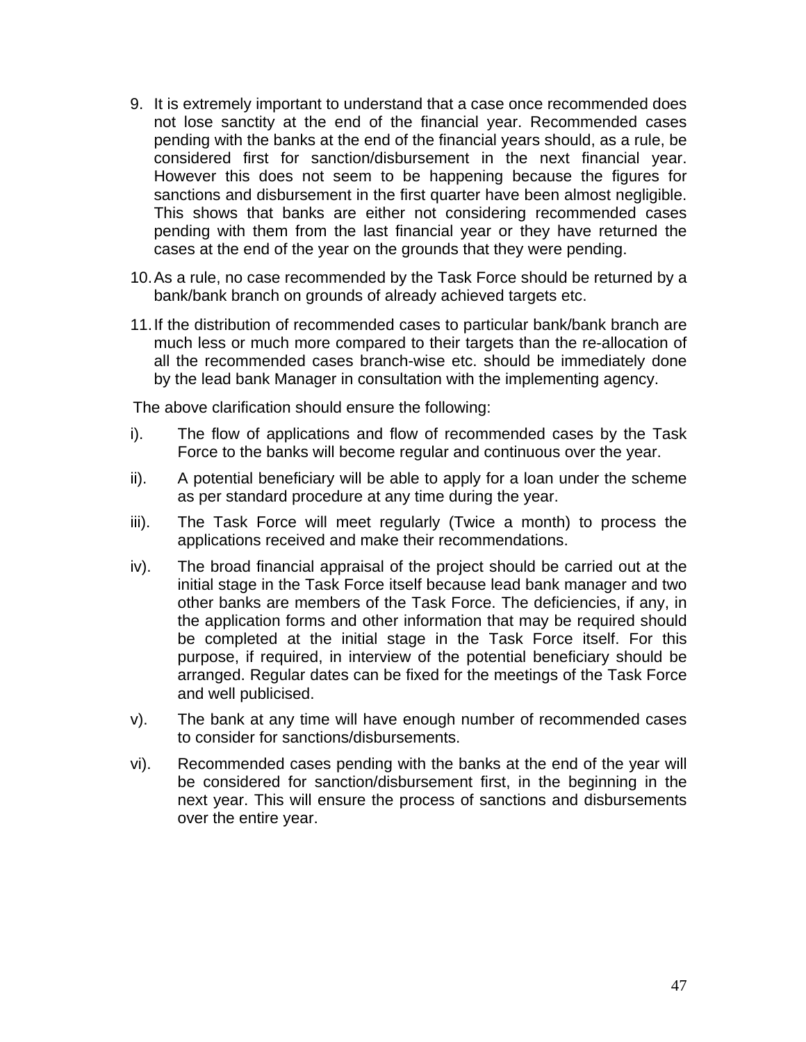9. It is extremely important to understand that a case once recommended does not lose sanctity at the end of the financial year. Recommended cases pending with the banks at the end of the financial years should, as a rule, be considered first for sanction/disbursement in the next financial year. However this does not seem to be happening because the figures for sanctions and disbursement in the first quarter have been almost negligible. This shows that banks are either not considering recommended cases pending with them from the last financial year or they have returned the cases at the end of the year on the grounds that they were pending.

10. As a rule, no case recommended by the Task Force should be returned by a bank/bank branch on grounds of already achieved targets etc.

11. If the distribution of recommended cases to particular bank/bank branch are much less or much more compared to their targets than the re-allocation of all the recommended cases branch-wise etc. should be immediately done by the lead bank Manager in consultation with the implementing agency.

The above clarification should ensure the following:

i). The flow of applications and flow of recommended cases by the Task Force to the banks will become regular and continuous over the year.

ii). A potential beneficiary will be able to apply for a loan under the scheme as per standard procedure at any time during the year.

iii). The Task Force will meet regularly (Twice a month) to process the applications received and make their recommendations.

iv). The broad financial appraisal of the project should be carried out at the initial stage in the Task Force itself because lead bank manager and two other banks are members of the Task Force. The deficiencies, if any, in the application forms and other information that may be required should be completed at the initial stage in the Task Force itself. For this purpose, if required, in interview of the potential beneficiary should be arranged. Regular dates can be fixed for the meetings of the Task Force and well publicised.

v). The bank at any time will have enough number of recommended cases to consider for sanctions/disbursements.

vi). Recommended cases pending with the banks at the end of the year will be considered for sanction/disbursement first, in the beginning in the next year. This will ensure the process of sanctions and disbursements over the entire year.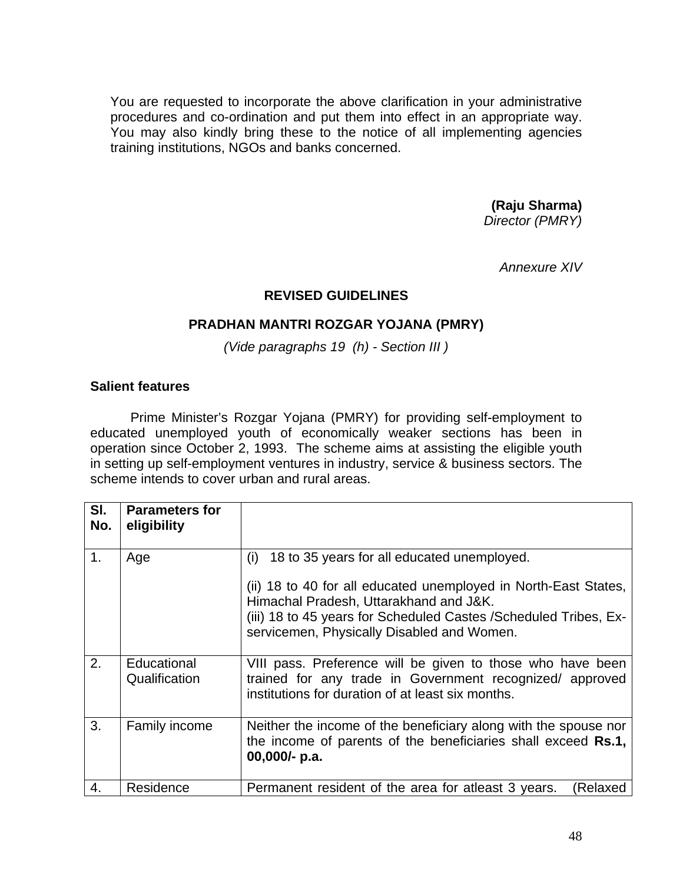You are requested to incorporate the above clarification in your administrative procedures and co-ordination and put them into effect in an appropriate way. You may also kindly bring these to the notice of all implementing agencies training institutions, NGOs and banks concerned.

**(Raju Sharma)**
*Director (PMRY)*

*Annexure XIV*

**REVISED GUIDELINES**

**PRADHAN MANTRI ROZGAR YOJANA (PMRY)**

*(Vide paragraphs 19 (h) - Section III )*

**Salient features**

Prime Minister's Rozgar Yojana (PMRY) for providing self-employment to educated unemployed youth of economically weaker sections has been in operation since October 2, 1993. The scheme aims at assisting the eligible youth in setting up self-employment ventures in industry, service & business sectors. The scheme intends to cover urban and rural areas.

| Sl. No. | Parameters for eligibility | |
|---|---|---|
| 1. | Age | (i) 18 to 35 years for all educated unemployed.<br><br>(ii) 18 to 40 for all educated unemployed in North-East States, Himachal Pradesh, Uttarakhand and J&K.<br>(iii) 18 to 45 years for Scheduled Castes /Scheduled Tribes, Ex-servicemen, Physically Disabled and Women. |
| 2. | Educational Qualification | VIII pass. Preference will be given to those who have been trained for any trade in Government recognized/ approved institutions for duration of at least six months. |
| 3. | Family income | Neither the income of the beneficiary along with the spouse nor the income of parents of the beneficiaries shall exceed **Rs.1, 00,000/- p.a.** |
| 4. | Residence | Permanent resident of the area for atleast 3 years. (Relaxed |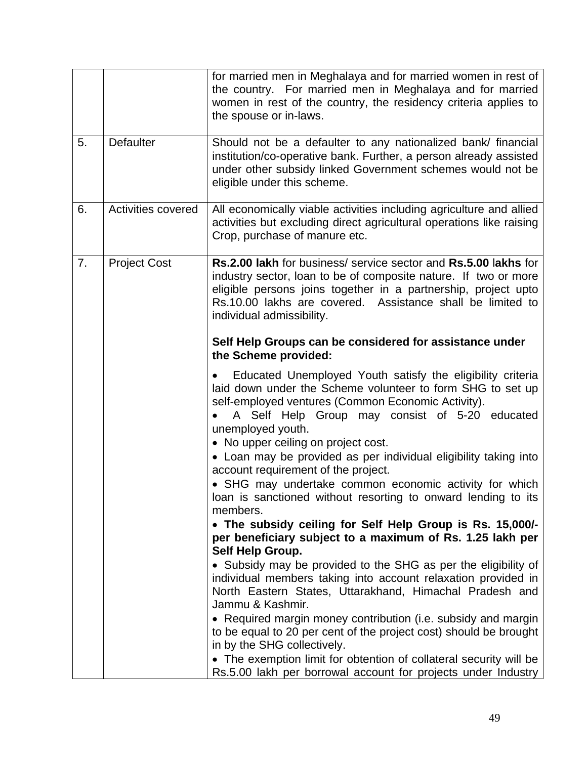|  |  |  |
|---|---|---|
|  |  | for married men in Meghalaya and for married women in rest of the country. For married men in Meghalaya and for married women in rest of the country, the residency criteria applies to the spouse or in-laws. |
| 5. | Defaulter | Should not be a defaulter to any nationalized bank/ financial institution/co-operative bank. Further, a person already assisted under other subsidy linked Government schemes would not be eligible under this scheme. |
| 6. | Activities covered | All economically viable activities including agriculture and allied activities but excluding direct agricultural operations like raising Crop, purchase of manure etc. |
| 7. | Project Cost | **Rs.2.00 lakh** for business/ service sector and **Rs.5.00 lakhs** for industry sector, loan to be of composite nature. If two or more eligible persons joins together in a partnership, project upto Rs.10.00 lakhs are covered. Assistance shall be limited to individual admissibility.<br><br>**Self Help Groups can be considered for assistance under the Scheme provided:**<br><br>• Educated Unemployed Youth satisfy the eligibility criteria laid down under the Scheme volunteer to form SHG to set up self-employed ventures (Common Economic Activity).<br>• A Self Help Group may consist of 5-20 educated unemployed youth.<br>• No upper ceiling on project cost.<br>• Loan may be provided as per individual eligibility taking into account requirement of the project.<br>• SHG may undertake common economic activity for which loan is sanctioned without resorting to onward lending to its members.<br>• **The subsidy ceiling for Self Help Group is Rs. 15,000/- per beneficiary subject to a maximum of Rs. 1.25 lakh per Self Help Group.**<br>• Subsidy may be provided to the SHG as per the eligibility of individual members taking into account relaxation provided in North Eastern States, Uttarakhand, Himachal Pradesh and Jammu & Kashmir.<br>• Required margin money contribution (i.e. subsidy and margin to be equal to 20 per cent of the project cost) should be brought in by the SHG collectively.<br>• The exemption limit for obtention of collateral security will be Rs.5.00 lakh per borrowal account for projects under Industry |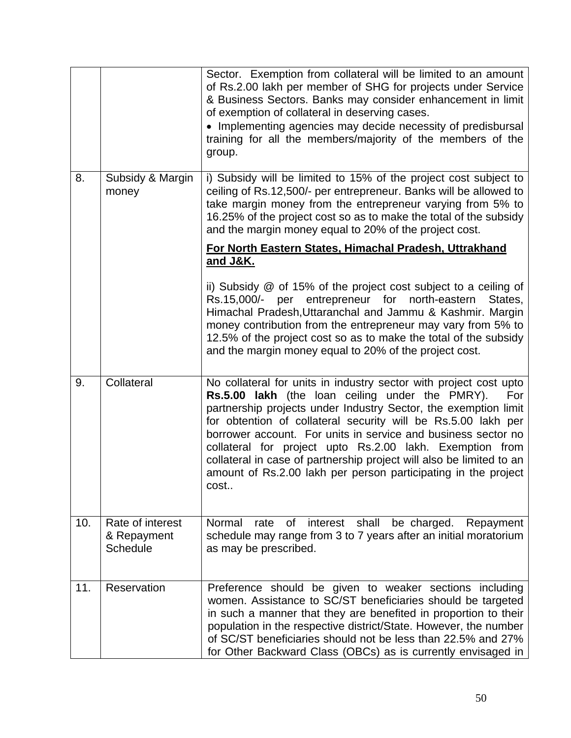|  |  |  |
|---|---|---|
|  |  | Sector. Exemption from collateral will be limited to an amount of Rs.2.00 lakh per member of SHG for projects under Service & Business Sectors. Banks may consider enhancement in limit of exemption of collateral in deserving cases.<br>• Implementing agencies may decide necessity of predisbursal training for all the members/majority of the members of the group. |
| 8. | Subsidy & Margin money | i) Subsidy will be limited to 15% of the project cost subject to ceiling of Rs.12,500/- per entrepreneur. Banks will be allowed to take margin money from the entrepreneur varying from 5% to 16.25% of the project cost so as to make the total of the subsidy and the margin money equal to 20% of the project cost.<br>**For North Eastern States, Himachal Pradesh, Uttrakhand and J&K.**<br>ii) Subsidy @ of 15% of the project cost subject to a ceiling of Rs.15,000/- per entrepreneur for north-eastern States, Himachal Pradesh,Uttaranchal and Jammu & Kashmir. Margin money contribution from the entrepreneur may vary from 5% to 12.5% of the project cost so as to make the total of the subsidy and the margin money equal to 20% of the project cost. |
| 9. | Collateral | No collateral for units in industry sector with project cost upto **Rs.5.00 lakh** (the loan ceiling under the PMRY). For partnership projects under Industry Sector, the exemption limit for obtention of collateral security will be Rs.5.00 lakh per borrower account. For units in service and business sector no collateral for project upto Rs.2.00 lakh. Exemption from collateral in case of partnership project will also be limited to an amount of Rs.2.00 lakh per person participating in the project cost.. |
| 10. | Rate of interest & Repayment Schedule | Normal rate of interest shall be charged. Repayment schedule may range from 3 to 7 years after an initial moratorium as may be prescribed. |
| 11. | Reservation | Preference should be given to weaker sections including women. Assistance to SC/ST beneficiaries should be targeted in such a manner that they are benefited in proportion to their population in the respective district/State. However, the number of SC/ST beneficiaries should not be less than 22.5% and 27% for Other Backward Class (OBCs) as is currently envisaged in |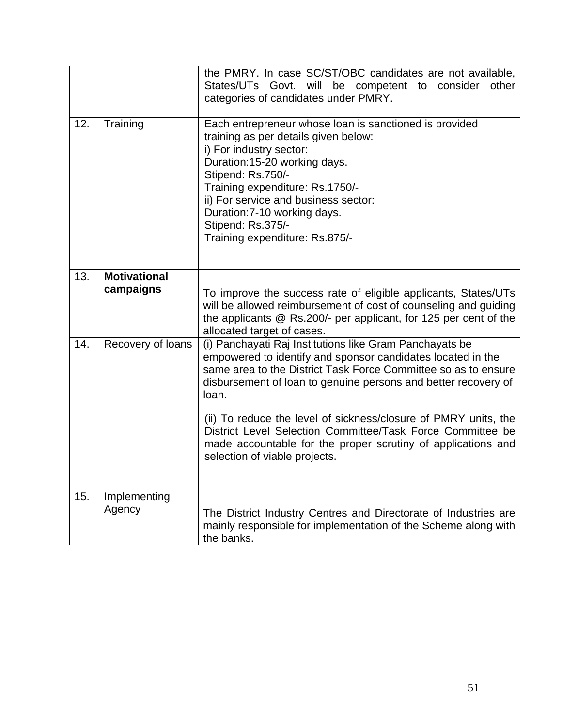| | | |
|---|---|---|
| | | the PMRY. In case SC/ST/OBC candidates are not available, States/UTs Govt. will be competent to consider other categories of candidates under PMRY. |
| 12. | Training | Each entrepreneur whose loan is sanctioned is provided training as per details given below:<br>i) For industry sector:<br>Duration:15-20 working days.<br>Stipend: Rs.750/-<br>Training expenditure: Rs.1750/-<br>ii) For service and business sector:<br>Duration:7-10 working days.<br>Stipend: Rs.375/-<br>Training expenditure: Rs.875/- |
| 13. | **Motivational campaigns** | To improve the success rate of eligible applicants, States/UTs will be allowed reimbursement of cost of counseling and guiding the applicants @ Rs.200/- per applicant, for 125 per cent of the allocated target of cases. |
| 14. | Recovery of loans | (i) Panchayati Raj Institutions like Gram Panchayats be empowered to identify and sponsor candidates located in the same area to the District Task Force Committee so as to ensure disbursement of loan to genuine persons and better recovery of loan.<br><br>(ii) To reduce the level of sickness/closure of PMRY units, the District Level Selection Committee/Task Force Committee be made accountable for the proper scrutiny of applications and selection of viable projects. |
| 15. | Implementing Agency | The District Industry Centres and Directorate of Industries are mainly responsible for implementation of the Scheme along with the banks. |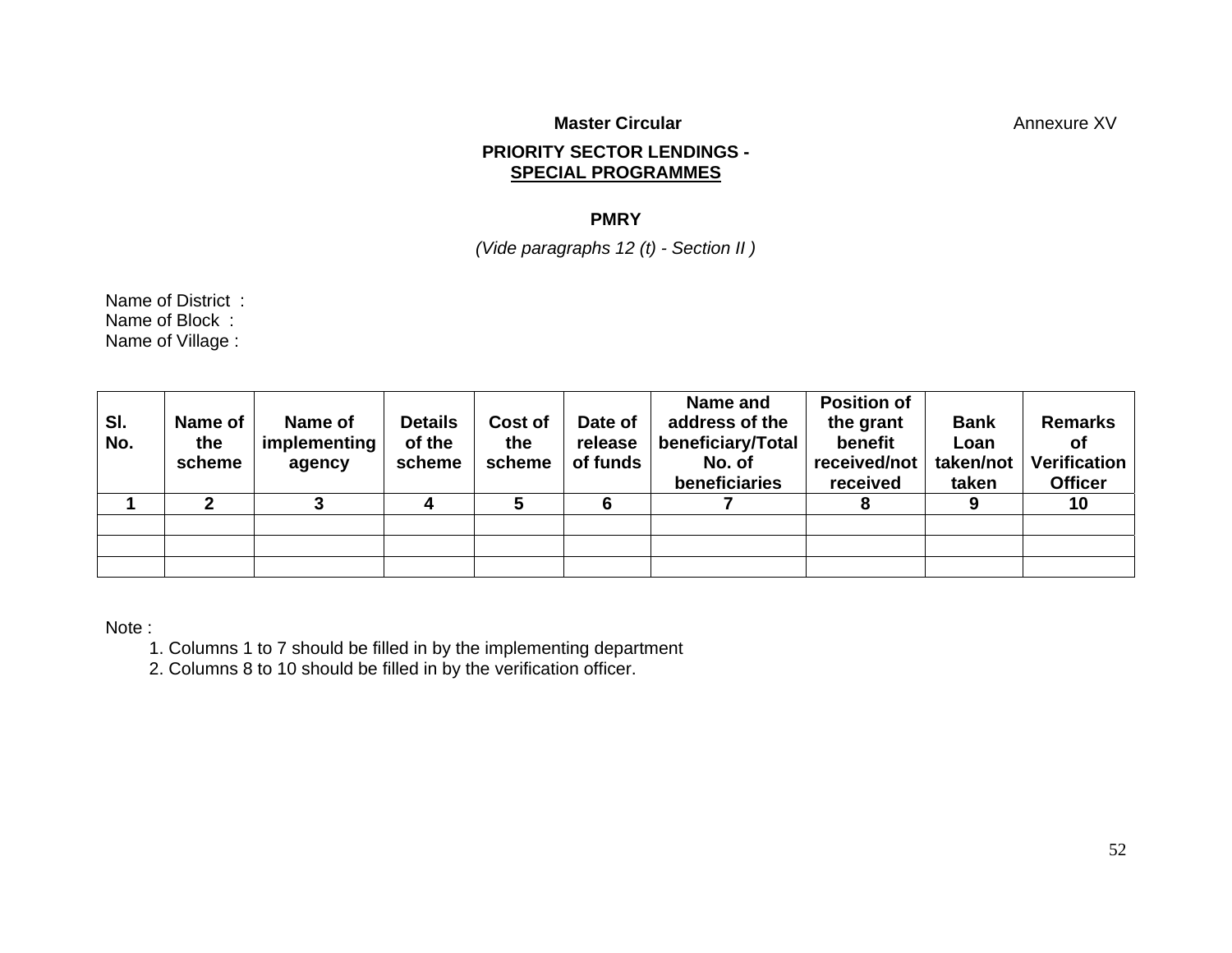**Master Circular** Annexure XV

**PRIORITY SECTOR LENDINGS -**
**<u>SPECIAL PROGRAMMES</u>**

**PMRY**

*(Vide paragraphs 12 (t) - Section II )*

Name of District :
Name of Block :
Name of Village :

| Sl. No. | Name of the scheme | Name of implementing agency | Details of the scheme | Cost of the scheme | Date of release of funds | Name and address of the beneficiary/Total No. of beneficiaries | Position of the grant benefit received/not received | Bank Loan taken/not taken | Remarks of Verification Officer |
|---|---|---|---|---|---|---|---|---|---|
| 1 | 2 | 3 | 4 | 5 | 6 | 7 | 8 | 9 | 10 |
| | | | | | | | | | |
| | | | | | | | | | |
| | | | | | | | | | |

Note :

1. Columns 1 to 7 should be filled in by the implementing department
2. Columns 8 to 10 should be filled in by the verification officer.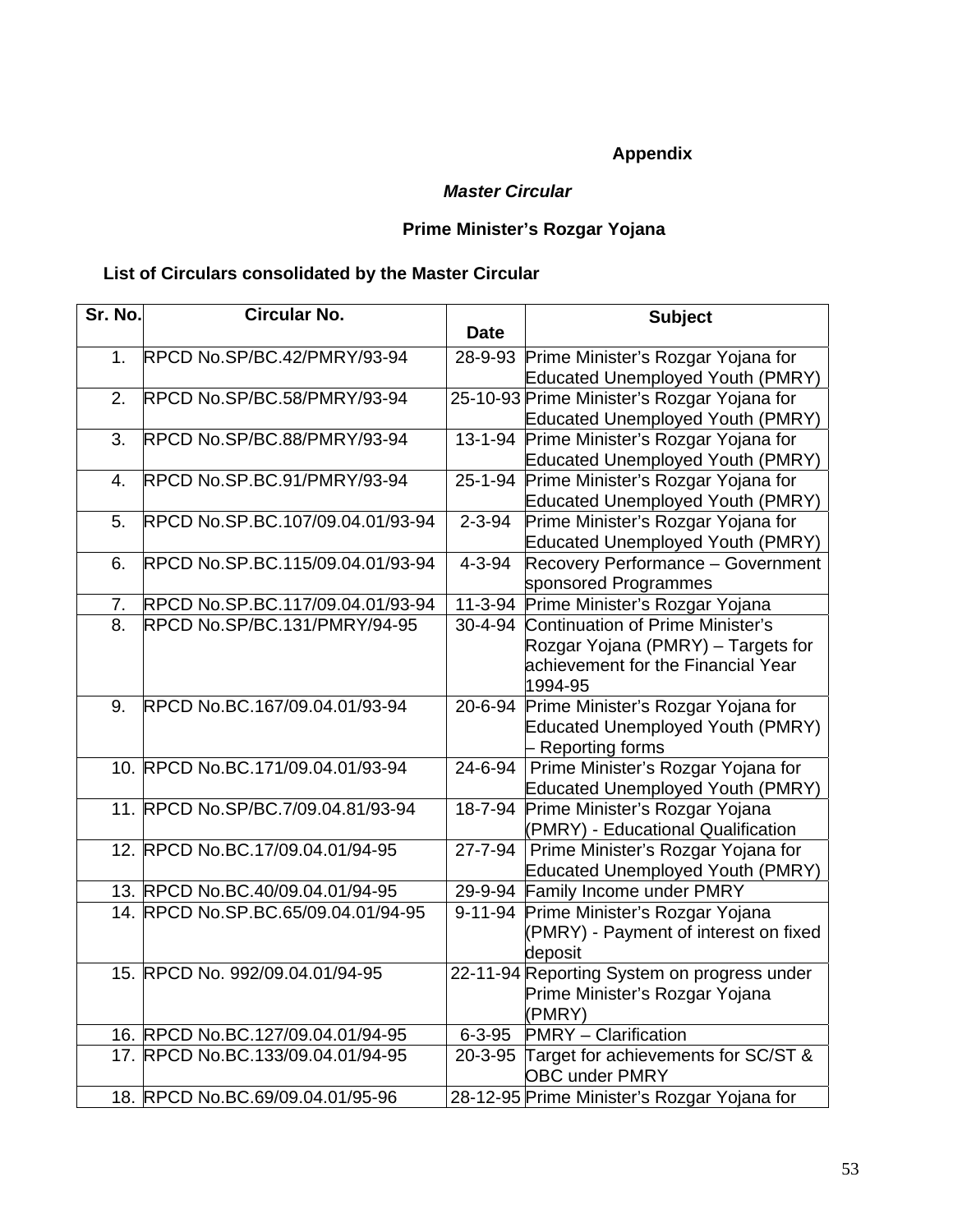**Appendix**

***Master Circular***

**Prime Minister’s Rozgar Yojana**

**List of Circulars consolidated by the Master Circular**

| Sr. No. | Circular No. | Date | Subject |
|---|---|---|---|
| 1. | RPCD No.SP/BC.42/PMRY/93-94 | 28-9-93 | Prime Minister’s Rozgar Yojana for Educated Unemployed Youth (PMRY) |
| 2. | RPCD No.SP/BC.58/PMRY/93-94 | 25-10-93 | Prime Minister’s Rozgar Yojana for Educated Unemployed Youth (PMRY) |
| 3. | RPCD No.SP/BC.88/PMRY/93-94 | 13-1-94 | Prime Minister’s Rozgar Yojana for Educated Unemployed Youth (PMRY) |
| 4. | RPCD No.SP.BC.91/PMRY/93-94 | 25-1-94 | Prime Minister’s Rozgar Yojana for Educated Unemployed Youth (PMRY) |
| 5. | RPCD No.SP.BC.107/09.04.01/93-94 | 2-3-94 | Prime Minister’s Rozgar Yojana for Educated Unemployed Youth (PMRY) |
| 6. | RPCD No.SP.BC.115/09.04.01/93-94 | 4-3-94 | Recovery Performance – Government sponsored Programmes |
| 7. | RPCD No.SP.BC.117/09.04.01/93-94 | 11-3-94 | Prime Minister’s Rozgar Yojana |
| 8. | RPCD No.SP/BC.131/PMRY/94-95 | 30-4-94 | Continuation of Prime Minister’s Rozgar Yojana (PMRY) – Targets for achievement for the Financial Year 1994-95 |
| 9. | RPCD No.BC.167/09.04.01/93-94 | 20-6-94 | Prime Minister’s Rozgar Yojana for Educated Unemployed Youth (PMRY) – Reporting forms |
| 10. | RPCD No.BC.171/09.04.01/93-94 | 24-6-94 | Prime Minister’s Rozgar Yojana for Educated Unemployed Youth (PMRY) |
| 11. | RPCD No.SP/BC.7/09.04.81/93-94 | 18-7-94 | Prime Minister’s Rozgar Yojana (PMRY) - Educational Qualification |
| 12. | RPCD No.BC.17/09.04.01/94-95 | 27-7-94 | Prime Minister’s Rozgar Yojana for Educated Unemployed Youth (PMRY) |
| 13. | RPCD No.BC.40/09.04.01/94-95 | 29-9-94 | Family Income under PMRY |
| 14. | RPCD No.SP.BC.65/09.04.01/94-95 | 9-11-94 | Prime Minister’s Rozgar Yojana (PMRY) - Payment of interest on fixed deposit |
| 15. | RPCD No. 992/09.04.01/94-95 | 22-11-94 | Reporting System on progress under Prime Minister’s Rozgar Yojana (PMRY) |
| 16. | RPCD No.BC.127/09.04.01/94-95 | 6-3-95 | PMRY – Clarification |
| 17. | RPCD No.BC.133/09.04.01/94-95 | 20-3-95 | Target for achievements for SC/ST & OBC under PMRY |
| 18. | RPCD No.BC.69/09.04.01/95-96 | 28-12-95 | Prime Minister’s Rozgar Yojana for |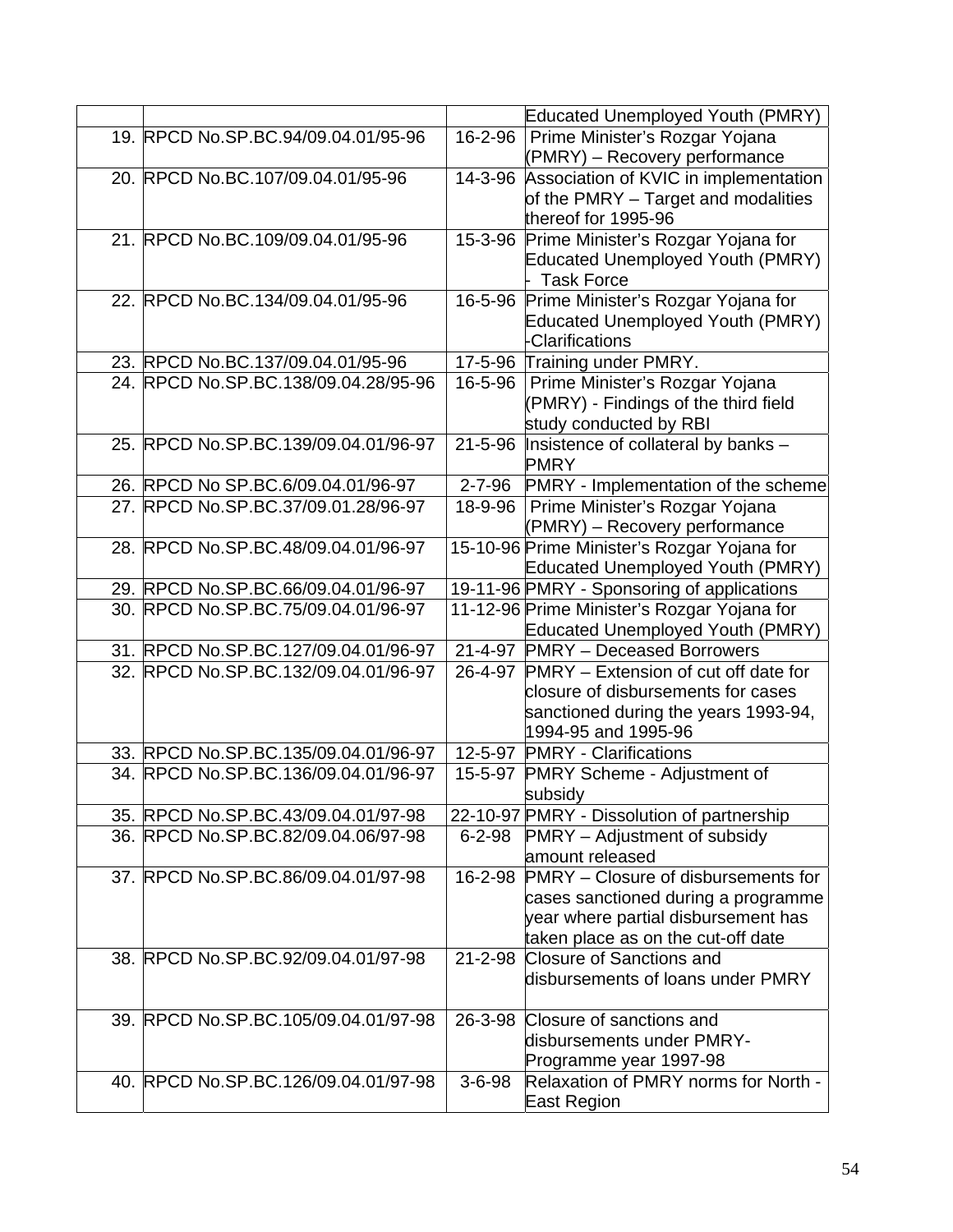| | | | |
|---|---|---|---|
| | | | Educated Unemployed Youth (PMRY) |
| 19. | RPCD No.SP.BC.94/09.04.01/95-96 | 16-2-96 | Prime Minister's Rozgar Yojana (PMRY) – Recovery performance |
| 20. | RPCD No.BC.107/09.04.01/95-96 | 14-3-96 | Association of KVIC in implementation of the PMRY – Target and modalities thereof for 1995-96 |
| 21. | RPCD No.BC.109/09.04.01/95-96 | 15-3-96 | Prime Minister's Rozgar Yojana for Educated Unemployed Youth (PMRY) - Task Force |
| 22. | RPCD No.BC.134/09.04.01/95-96 | 16-5-96 | Prime Minister's Rozgar Yojana for Educated Unemployed Youth (PMRY) -Clarifications |
| 23. | RPCD No.BC.137/09.04.01/95-96 | 17-5-96 | Training under PMRY. |
| 24. | RPCD No.SP.BC.138/09.04.28/95-96 | 16-5-96 | Prime Minister's Rozgar Yojana (PMRY) - Findings of the third field study conducted by RBI |
| 25. | RPCD No.SP.BC.139/09.04.01/96-97 | 21-5-96 | Insistence of collateral by banks – PMRY |
| 26. | RPCD No SP.BC.6/09.04.01/96-97 | 2-7-96 | PMRY - Implementation of the scheme |
| 27. | RPCD No.SP.BC.37/09.01.28/96-97 | 18-9-96 | Prime Minister's Rozgar Yojana (PMRY) – Recovery performance |
| 28. | RPCD No.SP.BC.48/09.04.01/96-97 | 15-10-96 | Prime Minister's Rozgar Yojana for Educated Unemployed Youth (PMRY) |
| 29. | RPCD No.SP.BC.66/09.04.01/96-97 | 19-11-96 | PMRY - Sponsoring of applications |
| 30. | RPCD No.SP.BC.75/09.04.01/96-97 | 11-12-96 | Prime Minister's Rozgar Yojana for Educated Unemployed Youth (PMRY) |
| 31. | RPCD No.SP.BC.127/09.04.01/96-97 | 21-4-97 | PMRY – Deceased Borrowers |
| 32. | RPCD No.SP.BC.132/09.04.01/96-97 | 26-4-97 | PMRY – Extension of cut off date for closure of disbursements for cases sanctioned during the years 1993-94, 1994-95 and 1995-96 |
| 33. | RPCD No.SP.BC.135/09.04.01/96-97 | 12-5-97 | PMRY - Clarifications |
| 34. | RPCD No.SP.BC.136/09.04.01/96-97 | 15-5-97 | PMRY Scheme - Adjustment of subsidy |
| 35. | RPCD No.SP.BC.43/09.04.01/97-98 | 22-10-97 | PMRY - Dissolution of partnership |
| 36. | RPCD No.SP.BC.82/09.04.06/97-98 | 6-2-98 | PMRY – Adjustment of subsidy amount released |
| 37. | RPCD No.SP.BC.86/09.04.01/97-98 | 16-2-98 | PMRY – Closure of disbursements for cases sanctioned during a programme year where partial disbursement has taken place as on the cut-off date |
| 38. | RPCD No.SP.BC.92/09.04.01/97-98 | 21-2-98 | Closure of Sanctions and disbursements of loans under PMRY |
| 39. | RPCD No.SP.BC.105/09.04.01/97-98 | 26-3-98 | Closure of sanctions and disbursements under PMRY-Programme year 1997-98 |
| 40. | RPCD No.SP.BC.126/09.04.01/97-98 | 3-6-98 | Relaxation of PMRY norms for North - East Region |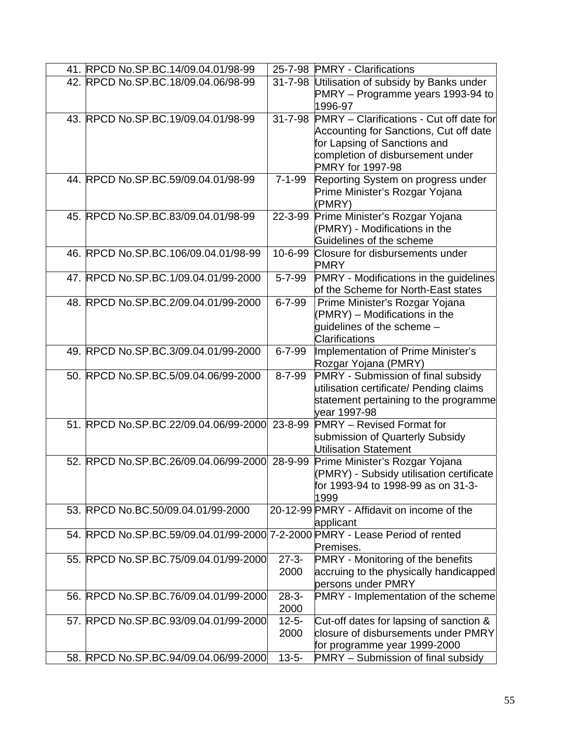| | | | |
|---|---|---|---|
| 41. | RPCD No.SP.BC.14/09.04.01/98-99 | 25-7-98 | PMRY - Clarifications |
| 42. | RPCD No.SP.BC.18/09.04.06/98-99 | 31-7-98 | Utilisation of subsidy by Banks under PMRY – Programme years 1993-94 to 1996-97 |
| 43. | RPCD No.SP.BC.19/09.04.01/98-99 | 31-7-98 | PMRY – Clarifications - Cut off date for Accounting for Sanctions, Cut off date for Lapsing of Sanctions and completion of disbursement under PMRY for 1997-98 |
| 44. | RPCD No.SP.BC.59/09.04.01/98-99 | 7-1-99 | Reporting System on progress under Prime Minister's Rozgar Yojana (PMRY) |
| 45. | RPCD No.SP.BC.83/09.04.01/98-99 | 22-3-99 | Prime Minister's Rozgar Yojana (PMRY) - Modifications in the Guidelines of the scheme |
| 46. | RPCD No.SP.BC.106/09.04.01/98-99 | 10-6-99 | Closure for disbursements under PMRY |
| 47. | RPCD No.SP.BC.1/09.04.01/99-2000 | 5-7-99 | PMRY - Modifications in the guidelines of the Scheme for North-East states |
| 48. | RPCD No.SP.BC.2/09.04.01/99-2000 | 6-7-99 | Prime Minister's Rozgar Yojana (PMRY) – Modifications in the guidelines of the scheme – Clarifications |
| 49. | RPCD No.SP.BC.3/09.04.01/99-2000 | 6-7-99 | Implementation of Prime Minister's Rozgar Yojana (PMRY) |
| 50. | RPCD No.SP.BC.5/09.04.06/99-2000 | 8-7-99 | PMRY - Submission of final subsidy utilisation certificate/ Pending claims statement pertaining to the programme year 1997-98 |
| 51. | RPCD No.SP.BC.22/09.04.06/99-2000 | 23-8-99 | PMRY – Revised Format for submission of Quarterly Subsidy Utilisation Statement |
| 52. | RPCD No.SP.BC.26/09.04.06/99-2000 | 28-9-99 | Prime Minister's Rozgar Yojana (PMRY) - Subsidy utilisation certificate for 1993-94 to 1998-99 as on 31-3-1999 |
| 53. | RPCD No.BC.50/09.04.01/99-2000 | 20-12-99 | PMRY - Affidavit on income of the applicant |
| 54. | RPCD No.SP.BC.59/09.04.01/99-2000 | 7-2-2000 | PMRY - Lease Period of rented Premises. |
| 55. | RPCD No.SP.BC.75/09.04.01/99-2000 | 27-3-2000 | PMRY - Monitoring of the benefits accruing to the physically handicapped persons under PMRY |
| 56. | RPCD No.SP.BC.76/09.04.01/99-2000 | 28-3-2000 | PMRY - Implementation of the scheme |
| 57. | RPCD No.SP.BC.93/09.04.01/99-2000 | 12-5-2000 | Cut-off dates for lapsing of sanction & closure of disbursements under PMRY for programme year 1999-2000 |
| 58. | RPCD No.SP.BC.94/09.04.06/99-2000 | 13-5- | PMRY – Submission of final subsidy |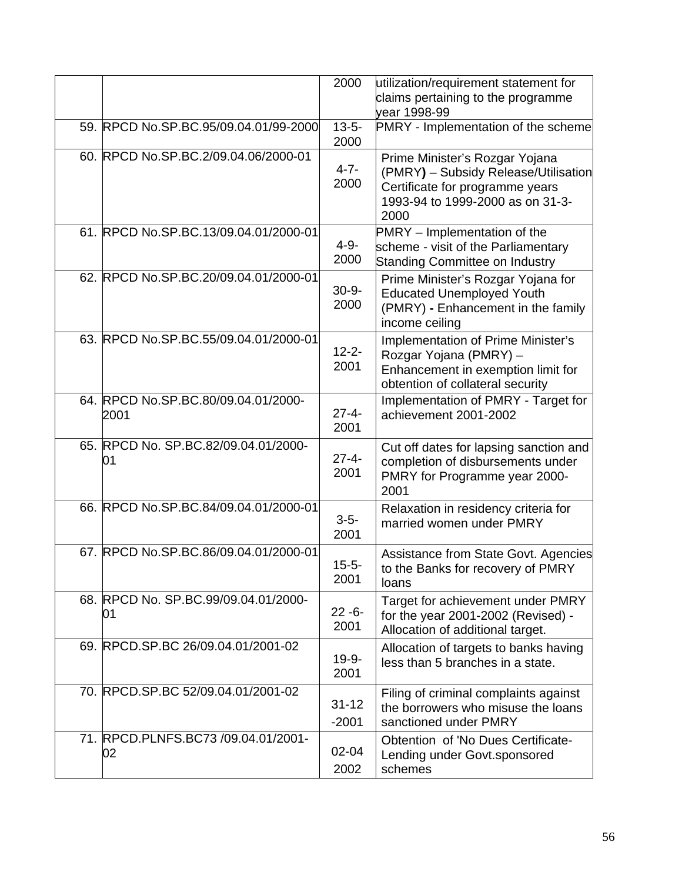| | | | |
|---|---|---|---|
| | | 2000 | utilization/requirement statement for claims pertaining to the programme year 1998-99 |
| 59. | RPCD No.SP.BC.95/09.04.01/99-2000 | 13-5-2000 | PMRY - Implementation of the scheme |
| 60. | RPCD No.SP.BC.2/09.04.06/2000-01 | 4-7-2000 | Prime Minister's Rozgar Yojana (PMRY**)** – Subsidy Release/Utilisation Certificate for programme years 1993-94 to 1999-2000 as on 31-3-2000 |
| 61. | RPCD No.SP.BC.13/09.04.01/2000-01 | 4-9-2000 | PMRY – Implementation of the scheme - visit of the Parliamentary Standing Committee on Industry |
| 62. | RPCD No.SP.BC.20/09.04.01/2000-01 | 30-9-2000 | Prime Minister's Rozgar Yojana for Educated Unemployed Youth (PMRY) **-** Enhancement in the family income ceiling |
| 63. | RPCD No.SP.BC.55/09.04.01/2000-01 | 12-2-2001 | Implementation of Prime Minister's Rozgar Yojana (PMRY) – Enhancement in exemption limit for obtention of collateral security |
| 64. | RPCD No.SP.BC.80/09.04.01/2000-2001 | 27-4-2001 | Implementation of PMRY - Target for achievement 2001-2002 |
| 65. | RPCD No. SP.BC.82/09.04.01/2000-01 | 27-4-2001 | Cut off dates for lapsing sanction and completion of disbursements under PMRY for Programme year 2000-2001 |
| 66. | RPCD No.SP.BC.84/09.04.01/2000-01 | 3-5-2001 | Relaxation in residency criteria for married women under PMRY |
| 67. | RPCD No.SP.BC.86/09.04.01/2000-01 | 15-5-2001 | Assistance from State Govt. Agencies to the Banks for recovery of PMRY loans |
| 68. | RPCD No. SP.BC.99/09.04.01/2000-01 | 22 -6-2001 | Target for achievement under PMRY for the year 2001-2002 (Revised) - Allocation of additional target. |
| 69. | RPCD.SP.BC 26/09.04.01/2001-02 | 19-9-2001 | Allocation of targets to banks having less than 5 branches in a state. |
| 70. | RPCD.SP.BC 52/09.04.01/2001-02 | 31-12-2001 | Filing of criminal complaints against the borrowers who misuse the loans sanctioned under PMRY |
| 71. | RPCD.PLNFS.BC73 /09.04.01/2001-02 | 02-04 2002 | Obtention of 'No Dues Certificate-Lending under Govt.sponsored schemes |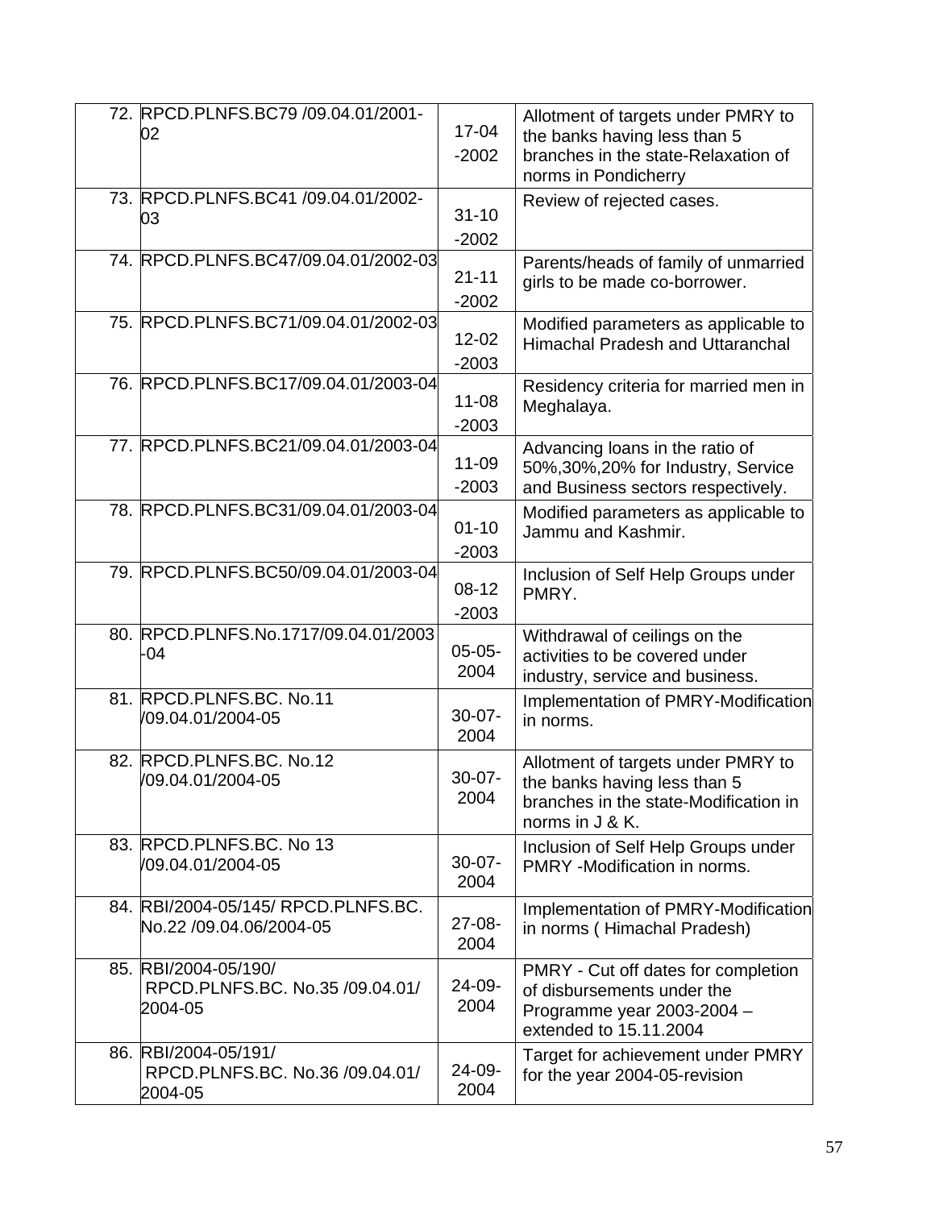| | | | |
|---|---|---|---|
| 72. | RPCD.PLNFS.BC79 /09.04.01/2001-02 | 17-04 -2002 | Allotment of targets under PMRY to the banks having less than 5 branches in the state-Relaxation of norms in Pondicherry |
| 73. | RPCD.PLNFS.BC41 /09.04.01/2002-03 | 31-10 -2002 | Review of rejected cases. |
| 74. | RPCD.PLNFS.BC47/09.04.01/2002-03 | 21-11 -2002 | Parents/heads of family of unmarried girls to be made co-borrower. |
| 75. | RPCD.PLNFS.BC71/09.04.01/2002-03 | 12-02 -2003 | Modified parameters as applicable to Himachal Pradesh and Uttaranchal |
| 76. | RPCD.PLNFS.BC17/09.04.01/2003-04 | 11-08 -2003 | Residency criteria for married men in Meghalaya. |
| 77. | RPCD.PLNFS.BC21/09.04.01/2003-04 | 11-09 -2003 | Advancing loans in the ratio of 50%,30%,20% for Industry, Service and Business sectors respectively. |
| 78. | RPCD.PLNFS.BC31/09.04.01/2003-04 | 01-10 -2003 | Modified parameters as applicable to Jammu and Kashmir. |
| 79. | RPCD.PLNFS.BC50/09.04.01/2003-04 | 08-12 -2003 | Inclusion of Self Help Groups under PMRY. |
| 80. | RPCD.PLNFS.No.1717/09.04.01/2003-04 | 05-05-2004 | Withdrawal of ceilings on the activities to be covered under industry, service and business. |
| 81. | RPCD.PLNFS.BC. No.11 /09.04.01/2004-05 | 30-07-2004 | Implementation of PMRY-Modification in norms. |
| 82. | RPCD.PLNFS.BC. No.12 /09.04.01/2004-05 | 30-07-2004 | Allotment of targets under PMRY to the banks having less than 5 branches in the state-Modification in norms in J & K. |
| 83. | RPCD.PLNFS.BC. No 13 /09.04.01/2004-05 | 30-07-2004 | Inclusion of Self Help Groups under PMRY -Modification in norms. |
| 84. | RBI/2004-05/145/ RPCD.PLNFS.BC. No.22 /09.04.06/2004-05 | 27-08-2004 | Implementation of PMRY-Modification in norms ( Himachal Pradesh) |
| 85. | RBI/2004-05/190/ RPCD.PLNFS.BC. No.35 /09.04.01/ 2004-05 | 24-09-2004 | PMRY - Cut off dates for completion of disbursements under the Programme year 2003-2004 – extended to 15.11.2004 |
| 86. | RBI/2004-05/191/ RPCD.PLNFS.BC. No.36 /09.04.01/ 2004-05 | 24-09-2004 | Target for achievement under PMRY for the year 2004-05-revision |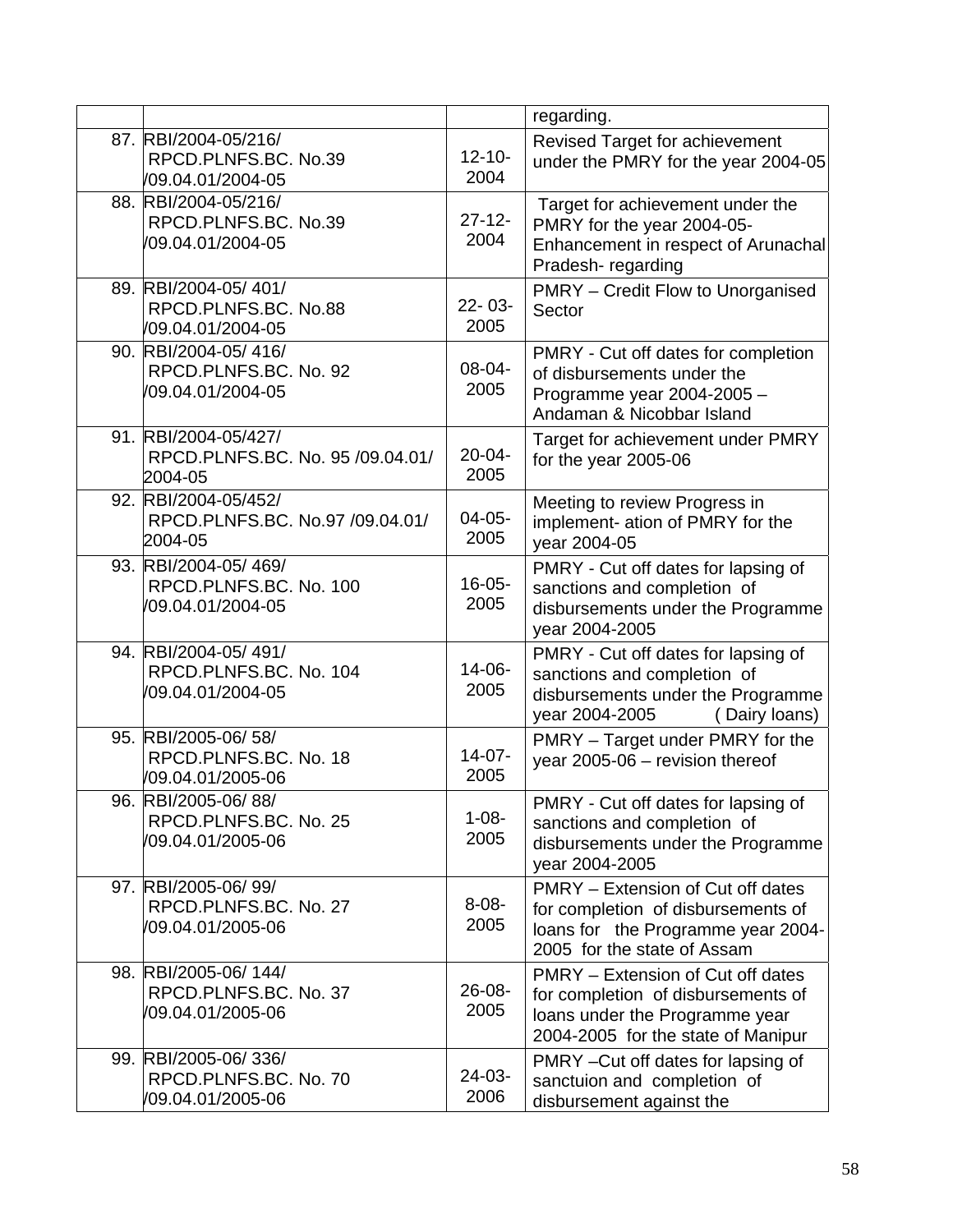|  |  |  | regarding. |
|---|---|---|---|
| 87. | RBI/2004-05/216/ RPCD.PLNFS.BC. No.39 /09.04.01/2004-05 | 12-10-2004 | Revised Target for achievement under the PMRY for the year 2004-05 |
| 88. | RBI/2004-05/216/ RPCD.PLNFS.BC. No.39 /09.04.01/2004-05 | 27-12-2004 | Target for achievement under the PMRY for the year 2004-05- Enhancement in respect of Arunachal Pradesh- regarding |
| 89. | RBI/2004-05/ 401/ RPCD.PLNFS.BC. No.88 /09.04.01/2004-05 | 22- 03-2005 | PMRY – Credit Flow to Unorganised Sector |
| 90. | RBI/2004-05/ 416/ RPCD.PLNFS.BC. No. 92 /09.04.01/2004-05 | 08-04-2005 | PMRY - Cut off dates for completion of disbursements under the Programme year 2004-2005 – Andaman & Nicobbar Island |
| 91. | RBI/2004-05/427/ RPCD.PLNFS.BC. No. 95 /09.04.01/ 2004-05 | 20-04-2005 | Target for achievement under PMRY for the year 2005-06 |
| 92. | RBI/2004-05/452/ RPCD.PLNFS.BC. No.97 /09.04.01/ 2004-05 | 04-05-2005 | Meeting to review Progress in implement- ation of PMRY for the year 2004-05 |
| 93. | RBI/2004-05/ 469/ RPCD.PLNFS.BC. No. 100 /09.04.01/2004-05 | 16-05-2005 | PMRY - Cut off dates for lapsing of sanctions and completion of disbursements under the Programme year 2004-2005 |
| 94. | RBI/2004-05/ 491/ RPCD.PLNFS.BC. No. 104 /09.04.01/2004-05 | 14-06-2005 | PMRY - Cut off dates for lapsing of sanctions and completion of disbursements under the Programme year 2004-2005 ( Dairy loans) |
| 95. | RBI/2005-06/ 58/ RPCD.PLNFS.BC. No. 18 /09.04.01/2005-06 | 14-07-2005 | PMRY – Target under PMRY for the year 2005-06 – revision thereof |
| 96. | RBI/2005-06/ 88/ RPCD.PLNFS.BC. No. 25 /09.04.01/2005-06 | 1-08-2005 | PMRY - Cut off dates for lapsing of sanctions and completion of disbursements under the Programme year 2004-2005 |
| 97. | RBI/2005-06/ 99/ RPCD.PLNFS.BC. No. 27 /09.04.01/2005-06 | 8-08-2005 | PMRY – Extension of Cut off dates for completion of disbursements of loans for the Programme year 2004-2005 for the state of Assam |
| 98. | RBI/2005-06/ 144/ RPCD.PLNFS.BC. No. 37 /09.04.01/2005-06 | 26-08-2005 | PMRY – Extension of Cut off dates for completion of disbursements of loans under the Programme year 2004-2005 for the state of Manipur |
| 99. | RBI/2005-06/ 336/ RPCD.PLNFS.BC. No. 70 /09.04.01/2005-06 | 24-03-2006 | PMRY –Cut off dates for lapsing of sanctuion and completion of disbursement against the |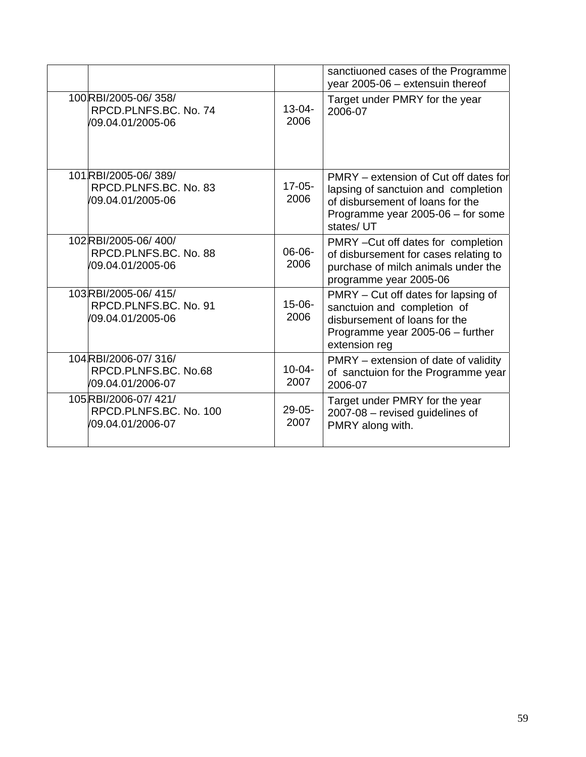| | | | |
|---|---|---|---|
| | | | sanctiuoned cases of the Programme year 2005-06 – extensuin thereof |
| 100 | RBI/2005-06/ 358/ RPCD.PLNFS.BC. No. 74 /09.04.01/2005-06 | 13-04-2006 | Target under PMRY for the year 2006-07 |
| 101 | RBI/2005-06/ 389/ RPCD.PLNFS.BC. No. 83 /09.04.01/2005-06 | 17-05-2006 | PMRY – extension of Cut off dates for lapsing of sanctuion and completion of disbursement of loans for the Programme year 2005-06 – for some states/ UT |
| 102 | RBI/2005-06/ 400/ RPCD.PLNFS.BC. No. 88 /09.04.01/2005-06 | 06-06-2006 | PMRY –Cut off dates for completion of disbursement for cases relating to purchase of milch animals under the programme year 2005-06 |
| 103 | RBI/2005-06/ 415/ RPCD.PLNFS.BC. No. 91 /09.04.01/2005-06 | 15-06-2006 | PMRY – Cut off dates for lapsing of sanctuion and completion of disbursement of loans for the Programme year 2005-06 – further extension reg |
| 104 | RBI/2006-07/ 316/ RPCD.PLNFS.BC. No.68 /09.04.01/2006-07 | 10-04-2007 | PMRY – extension of date of validity of sanctuion for the Programme year 2006-07 |
| 105 | RBI/2006-07/ 421/ RPCD.PLNFS.BC. No. 100 /09.04.01/2006-07 | 29-05-2007 | Target under PMRY for the year 2007-08 – revised guidelines of PMRY along with. |